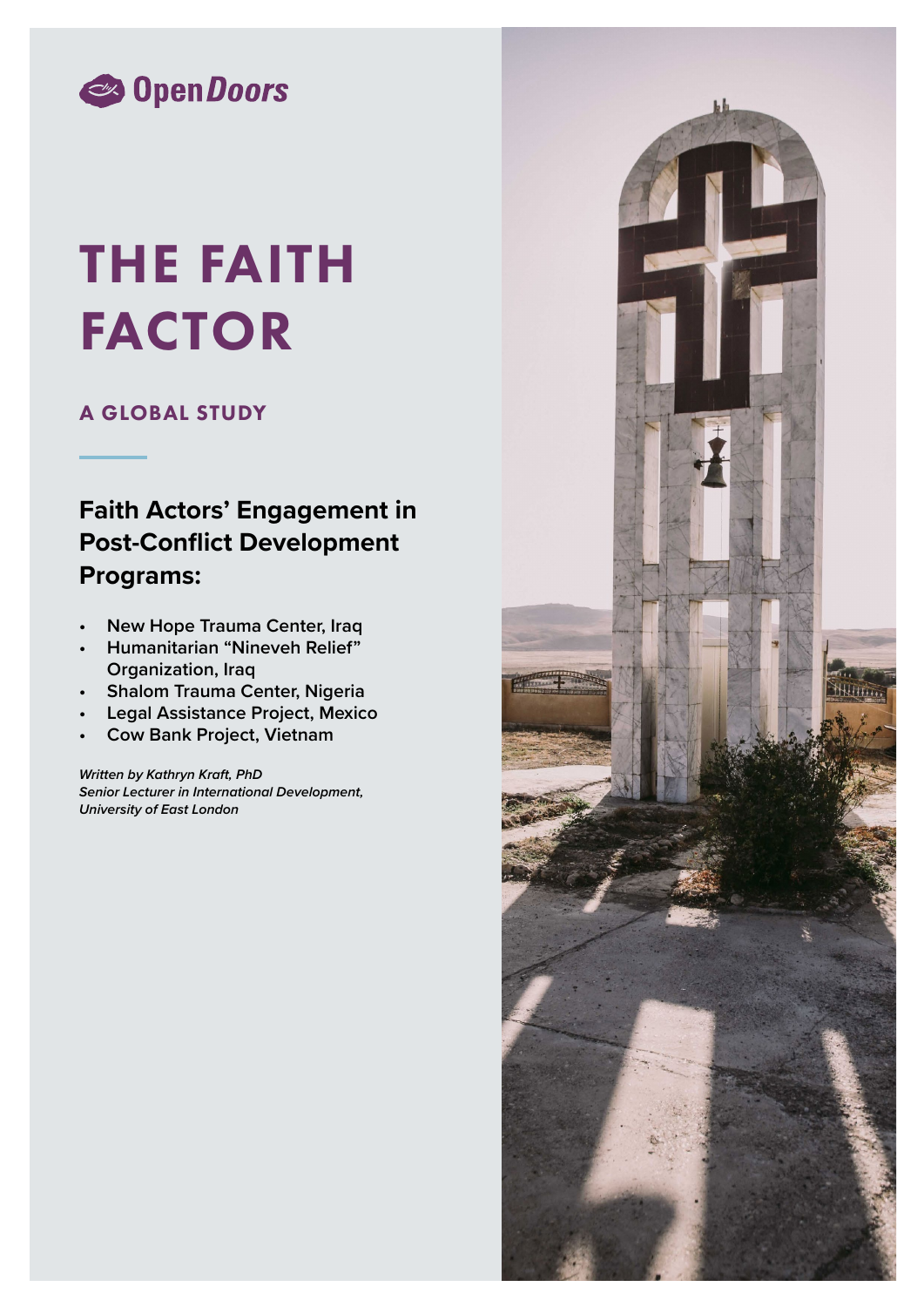Open Doors

# THE FAITH FACTOR

## A GLOBAL STUDY

### Faith Actors' Engagement in Post-Conflict Development Programs:

- New Hope Trauma Center, Iraq
- Humanitarian "Nineveh Relief" Organization, Iraq
- Shalom Trauma Center, Nigeria
- Legal Assistance Project, Mexico
- Cow Bank Project, Vietnam

***Written by Kathryn Kraft, PhD***
***Senior Lecturer in International Development, University of East London***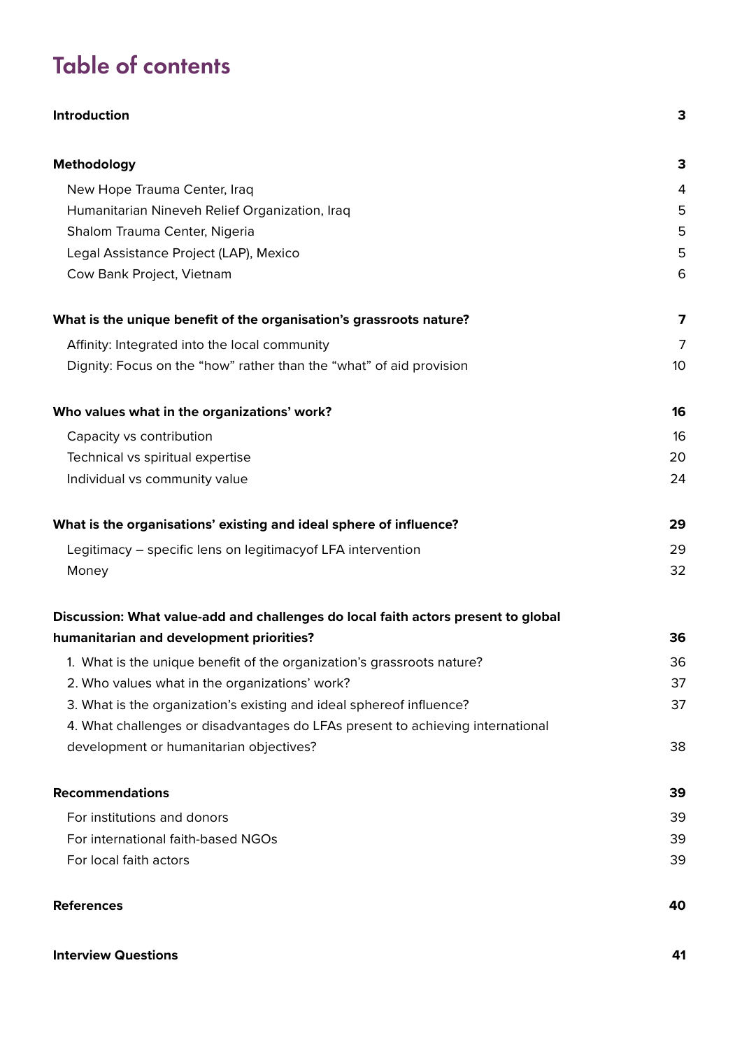# Table of contents

| | |
|---|---|
| **Introduction** | **3** |
| **Methodology** | **3** |
| New Hope Trauma Center, Iraq | 4 |
| Humanitarian Nineveh Relief Organization, Iraq | 5 |
| Shalom Trauma Center, Nigeria | 5 |
| Legal Assistance Project (LAP), Mexico | 5 |
| Cow Bank Project, Vietnam | 6 |
| **What is the unique benefit of the organisation's grassroots nature?** | **7** |
| Affinity: Integrated into the local community | 7 |
| Dignity: Focus on the "how" rather than the "what" of aid provision | 10 |
| **Who values what in the organizations' work?** | **16** |
| Capacity vs contribution | 16 |
| Technical vs spiritual expertise | 20 |
| Individual vs community value | 24 |
| **What is the organisations' existing and ideal sphere of influence?** | **29** |
| Legitimacy – specific lens on legitimacyof LFA intervention | 29 |
| Money | 32 |
| **Discussion: What value-add and challenges do local faith actors present to global humanitarian and development priorities?** | **36** |
| 1. What is the unique benefit of the organization's grassroots nature? | 36 |
| 2. Who values what in the organizations' work? | 37 |
| 3. What is the organization's existing and ideal sphereof influence? | 37 |
| 4. What challenges or disadvantages do LFAs present to achieving international development or humanitarian objectives? | 38 |
| **Recommendations** | **39** |
| For institutions and donors | 39 |
| For international faith-based NGOs | 39 |
| For local faith actors | 39 |
| **References** | **40** |
| **Interview Questions** | **41** |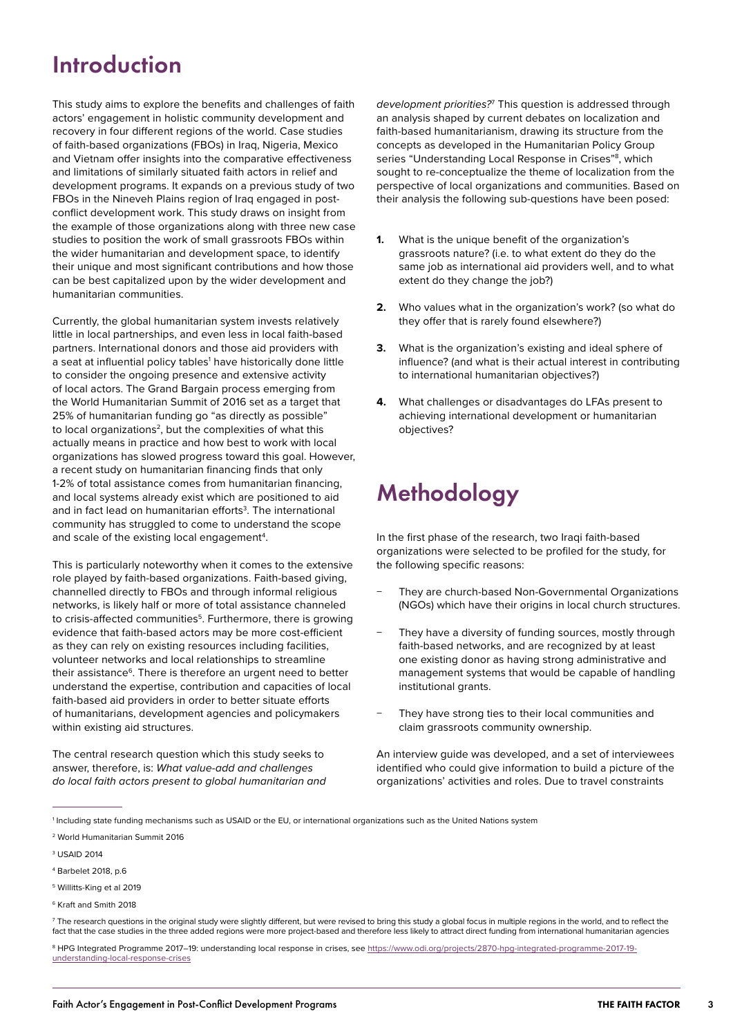# Introduction

This study aims to explore the benefits and challenges of faith actors' engagement in holistic community development and recovery in four different regions of the world. Case studies of faith-based organizations (FBOs) in Iraq, Nigeria, Mexico and Vietnam offer insights into the comparative effectiveness and limitations of similarly situated faith actors in relief and development programs. It expands on a previous study of two FBOs in the Nineveh Plains region of Iraq engaged in post-conflict development work. This study draws on insight from the example of those organizations along with three new case studies to position the work of small grassroots FBOs within the wider humanitarian and development space, to identify their unique and most significant contributions and how those can be best capitalized upon by the wider development and humanitarian communities.

Currently, the global humanitarian system invests relatively little in local partnerships, and even less in local faith-based partners. International donors and those aid providers with a seat at influential policy tables[1] have historically done little to consider the ongoing presence and extensive activity of local actors. The Grand Bargain process emerging from the World Humanitarian Summit of 2016 set as a target that 25% of humanitarian funding go "as directly as possible" to local organizations[2], but the complexities of what this actually means in practice and how best to work with local organizations has slowed progress toward this goal. However, a recent study on humanitarian financing finds that only 1-2% of total assistance comes from humanitarian financing, and local systems already exist which are positioned to aid and in fact lead on humanitarian efforts[3]. The international community has struggled to come to understand the scope and scale of the existing local engagement[4].

This is particularly noteworthy when it comes to the extensive role played by faith-based organizations. Faith-based giving, channelled directly to FBOs and through informal religious networks, is likely half or more of total assistance channeled to crisis-affected communities[5]. Furthermore, there is growing evidence that faith-based actors may be more cost-efficient as they can rely on existing resources including facilities, volunteer networks and local relationships to streamline their assistance[6]. There is therefore an urgent need to better understand the expertise, contribution and capacities of local faith-based aid providers in order to better situate efforts of humanitarians, development agencies and policymakers within existing aid structures.

The central research question which this study seeks to answer, therefore, is: *What value-add and challenges do local faith actors present to global humanitarian and development priorities?*[7] This question is addressed through an analysis shaped by current debates on localization and faith-based humanitarianism, drawing its structure from the concepts as developed in the Humanitarian Policy Group series "Understanding Local Response in Crises"[8], which sought to re-conceptualize the theme of localization from the perspective of local organizations and communities. Based on their analysis the following sub-questions have been posed:

1. What is the unique benefit of the organization's grassroots nature? (i.e. to what extent do they do the same job as international aid providers well, and to what extent do they change the job?)
2. Who values what in the organization's work? (so what do they offer that is rarely found elsewhere?)
3. What is the organization's existing and ideal sphere of influence? (and what is their actual interest in contributing to international humanitarian objectives?)
4. What challenges or disadvantages do LFAs present to achieving international development or humanitarian objectives?

# Methodology

In the first phase of the research, two Iraqi faith-based organizations were selected to be profiled for the study, for the following specific reasons:

- They are church-based Non-Governmental Organizations (NGOs) which have their origins in local church structures.
- They have a diversity of funding sources, mostly through faith-based networks, and are recognized by at least one existing donor as having strong administrative and management systems that would be capable of handling institutional grants.
- They have strong ties to their local communities and claim grassroots community ownership.

An interview guide was developed, and a set of interviewees identified who could give information to build a picture of the organizations' activities and roles. Due to travel constraints

---

[1] Including state funding mechanisms such as USAID or the EU, or international organizations such as the United Nations system

[2] World Humanitarian Summit 2016

[3] USAID 2014

[4] Barbelet 2018, p.6

[5] Willitts-King et al 2019

[6] Kraft and Smith 2018

[7] The research questions in the original study were slightly different, but were revised to bring this study a global focus in multiple regions in the world, and to reflect the fact that the case studies in the three added regions were more project-based and therefore less likely to attract direct funding from international humanitarian agencies

[8] HPG Integrated Programme 2017–19: understanding local response in crises, see https://www.odi.org/projects/2870-hpg-integrated-programme-2017-19-understanding-local-response-crises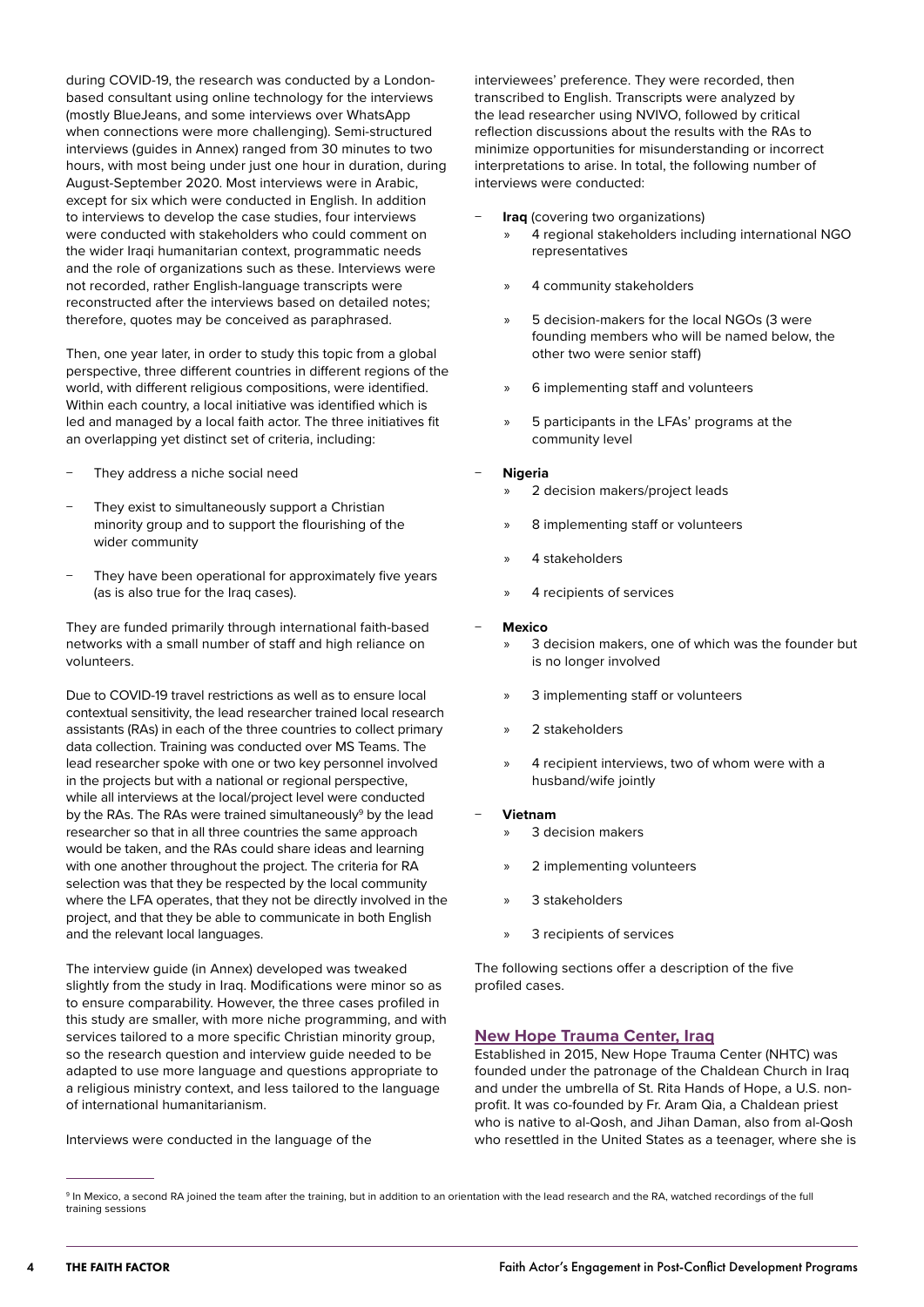during COVID-19, the research was conducted by a London-based consultant using online technology for the interviews (mostly BlueJeans, and some interviews over WhatsApp when connections were more challenging). Semi-structured interviews (guides in Annex) ranged from 30 minutes to two hours, with most being under just one hour in duration, during August-September 2020. Most interviews were in Arabic, except for six which were conducted in English. In addition to interviews to develop the case studies, four interviews were conducted with stakeholders who could comment on the wider Iraqi humanitarian context, programmatic needs and the role of organizations such as these. Interviews were not recorded, rather English-language transcripts were reconstructed after the interviews based on detailed notes; therefore, quotes may be conceived as paraphrased.

Then, one year later, in order to study this topic from a global perspective, three different countries in different regions of the world, with different religious compositions, were identified. Within each country, a local initiative was identified which is led and managed by a local faith actor. The three initiatives fit an overlapping yet distinct set of criteria, including:

- They address a niche social need
- They exist to simultaneously support a Christian minority group and to support the flourishing of the wider community
- They have been operational for approximately five years (as is also true for the Iraq cases).

They are funded primarily through international faith-based networks with a small number of staff and high reliance on volunteers.

Due to COVID-19 travel restrictions as well as to ensure local contextual sensitivity, the lead researcher trained local research assistants (RAs) in each of the three countries to collect primary data collection. Training was conducted over MS Teams. The lead researcher spoke with one or two key personnel involved in the projects but with a national or regional perspective, while all interviews at the local/project level were conducted by the RAs. The RAs were trained simultaneously[9] by the lead researcher so that in all three countries the same approach would be taken, and the RAs could share ideas and learning with one another throughout the project. The criteria for RA selection was that they be respected by the local community where the LFA operates, that they not be directly involved in the project, and that they be able to communicate in both English and the relevant local languages.

The interview guide (in Annex) developed was tweaked slightly from the study in Iraq. Modifications were minor so as to ensure comparability. However, the three cases profiled in this study are smaller, with more niche programming, and with services tailored to a more specific Christian minority group, so the research question and interview guide needed to be adapted to use more language and questions appropriate to a religious ministry context, and less tailored to the language of international humanitarianism.

Interviews were conducted in the language of the interviewees' preference. They were recorded, then transcribed to English. Transcripts were analyzed by the lead researcher using NVIVO, followed by critical reflection discussions about the results with the RAs to minimize opportunities for misunderstanding or incorrect interpretations to arise. In total, the following number of interviews were conducted:

- **Iraq** (covering two organizations)
  - 4 regional stakeholders including international NGO representatives
  - 4 community stakeholders
  - 5 decision-makers for the local NGOs (3 were founding members who will be named below, the other two were senior staff)
  - 6 implementing staff and volunteers
  - 5 participants in the LFAs' programs at the community level
- **Nigeria**
  - 2 decision makers/project leads
  - 8 implementing staff or volunteers
  - 4 stakeholders
  - 4 recipients of services
- **Mexico**
  - 3 decision makers, one of which was the founder but is no longer involved
  - 3 implementing staff or volunteers
  - 2 stakeholders
  - 4 recipient interviews, two of whom were with a husband/wife jointly
- **Vietnam**
  - 3 decision makers
  - 2 implementing volunteers
  - 3 stakeholders
  - 3 recipients of services

The following sections offer a description of the five profiled cases.

## New Hope Trauma Center, Iraq

Established in 2015, New Hope Trauma Center (NHTC) was founded under the patronage of the Chaldean Church in Iraq and under the umbrella of St. Rita Hands of Hope, a U.S. non-profit. It was co-founded by Fr. Aram Qia, a Chaldean priest who is native to al-Qosh, and Jihan Daman, also from al-Qosh who resettled in the United States as a teenager, where she is

[9] In Mexico, a second RA joined the team after the training, but in addition to an orientation with the lead research and the RA, watched recordings of the full training sessions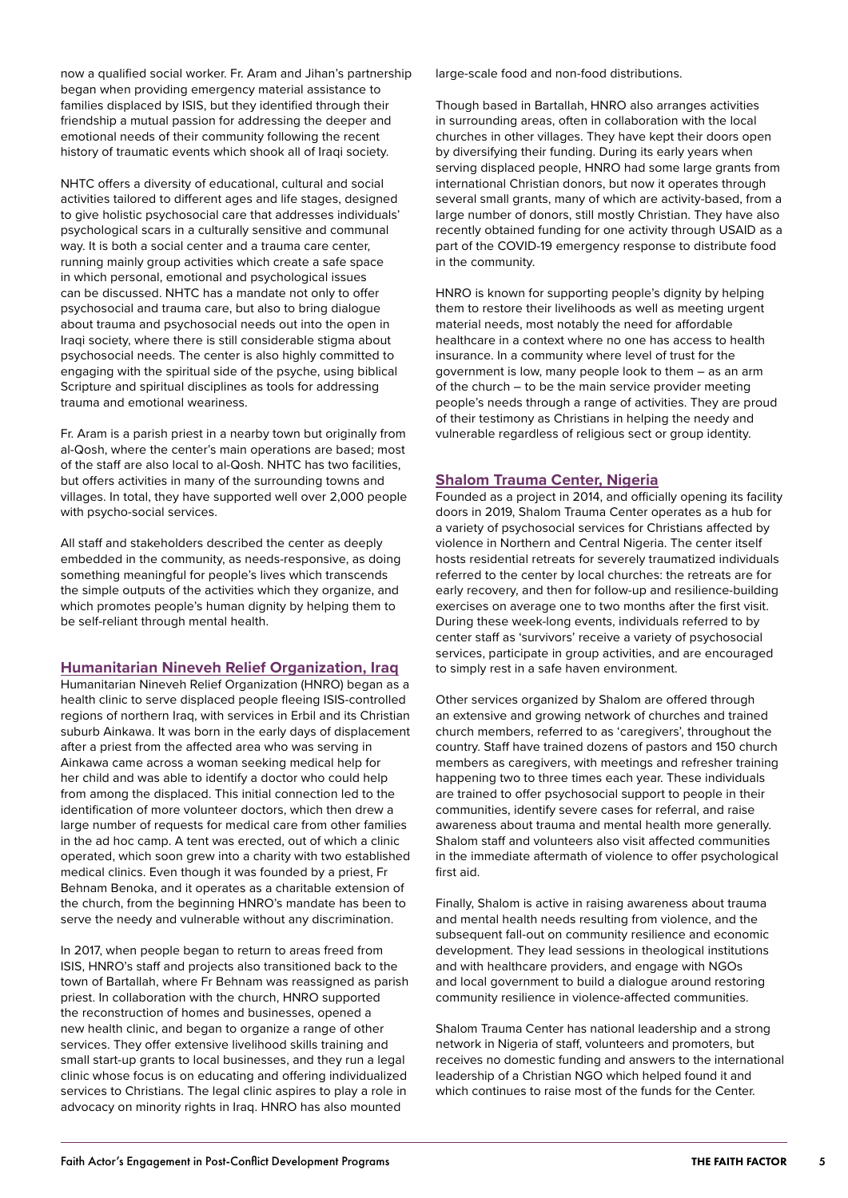now a qualified social worker. Fr. Aram and Jihan's partnership began when providing emergency material assistance to families displaced by ISIS, but they identified through their friendship a mutual passion for addressing the deeper and emotional needs of their community following the recent history of traumatic events which shook all of Iraqi society.

NHTC offers a diversity of educational, cultural and social activities tailored to different ages and life stages, designed to give holistic psychosocial care that addresses individuals' psychological scars in a culturally sensitive and communal way. It is both a social center and a trauma care center, running mainly group activities which create a safe space in which personal, emotional and psychological issues can be discussed. NHTC has a mandate not only to offer psychosocial and trauma care, but also to bring dialogue about trauma and psychosocial needs out into the open in Iraqi society, where there is still considerable stigma about psychosocial needs. The center is also highly committed to engaging with the spiritual side of the psyche, using biblical Scripture and spiritual disciplines as tools for addressing trauma and emotional weariness.

Fr. Aram is a parish priest in a nearby town but originally from al-Qosh, where the center's main operations are based; most of the staff are also local to al-Qosh. NHTC has two facilities, but offers activities in many of the surrounding towns and villages. In total, they have supported well over 2,000 people with psycho-social services.

All staff and stakeholders described the center as deeply embedded in the community, as needs-responsive, as doing something meaningful for people's lives which transcends the simple outputs of the activities which they organize, and which promotes people's human dignity by helping them to be self-reliant through mental health.

## Humanitarian Nineveh Relief Organization, Iraq

Humanitarian Nineveh Relief Organization (HNRO) began as a health clinic to serve displaced people fleeing ISIS-controlled regions of northern Iraq, with services in Erbil and its Christian suburb Ainkawa. It was born in the early days of displacement after a priest from the affected area who was serving in Ainkawa came across a woman seeking medical help for her child and was able to identify a doctor who could help from among the displaced. This initial connection led to the identification of more volunteer doctors, which then drew a large number of requests for medical care from other families in the ad hoc camp. A tent was erected, out of which a clinic operated, which soon grew into a charity with two established medical clinics. Even though it was founded by a priest, Fr Behnam Benoka, and it operates as a charitable extension of the church, from the beginning HNRO's mandate has been to serve the needy and vulnerable without any discrimination.

In 2017, when people began to return to areas freed from ISIS, HNRO's staff and projects also transitioned back to the town of Bartallah, where Fr Behnam was reassigned as parish priest. In collaboration with the church, HNRO supported the reconstruction of homes and businesses, opened a new health clinic, and began to organize a range of other services. They offer extensive livelihood skills training and small start-up grants to local businesses, and they run a legal clinic whose focus is on educating and offering individualized services to Christians. The legal clinic aspires to play a role in advocacy on minority rights in Iraq. HNRO has also mounted large-scale food and non-food distributions.

Though based in Bartallah, HNRO also arranges activities in surrounding areas, often in collaboration with the local churches in other villages. They have kept their doors open by diversifying their funding. During its early years when serving displaced people, HNRO had some large grants from international Christian donors, but now it operates through several small grants, many of which are activity-based, from a large number of donors, still mostly Christian. They have also recently obtained funding for one activity through USAID as a part of the COVID-19 emergency response to distribute food in the community.

HNRO is known for supporting people's dignity by helping them to restore their livelihoods as well as meeting urgent material needs, most notably the need for affordable healthcare in a context where no one has access to health insurance. In a community where level of trust for the government is low, many people look to them – as an arm of the church – to be the main service provider meeting people's needs through a range of activities. They are proud of their testimony as Christians in helping the needy and vulnerable regardless of religious sect or group identity.

## Shalom Trauma Center, Nigeria

Founded as a project in 2014, and officially opening its facility doors in 2019, Shalom Trauma Center operates as a hub for a variety of psychosocial services for Christians affected by violence in Northern and Central Nigeria. The center itself hosts residential retreats for severely traumatized individuals referred to the center by local churches: the retreats are for early recovery, and then for follow-up and resilience-building exercises on average one to two months after the first visit. During these week-long events, individuals referred to by center staff as 'survivors' receive a variety of psychosocial services, participate in group activities, and are encouraged to simply rest in a safe haven environment.

Other services organized by Shalom are offered through an extensive and growing network of churches and trained church members, referred to as 'caregivers', throughout the country. Staff have trained dozens of pastors and 150 church members as caregivers, with meetings and refresher training happening two to three times each year. These individuals are trained to offer psychosocial support to people in their communities, identify severe cases for referral, and raise awareness about trauma and mental health more generally. Shalom staff and volunteers also visit affected communities in the immediate aftermath of violence to offer psychological first aid.

Finally, Shalom is active in raising awareness about trauma and mental health needs resulting from violence, and the subsequent fall-out on community resilience and economic development. They lead sessions in theological institutions and with healthcare providers, and engage with NGOs and local government to build a dialogue around restoring community resilience in violence-affected communities.

Shalom Trauma Center has national leadership and a strong network in Nigeria of staff, volunteers and promoters, but receives no domestic funding and answers to the international leadership of a Christian NGO which helped found it and which continues to raise most of the funds for the Center.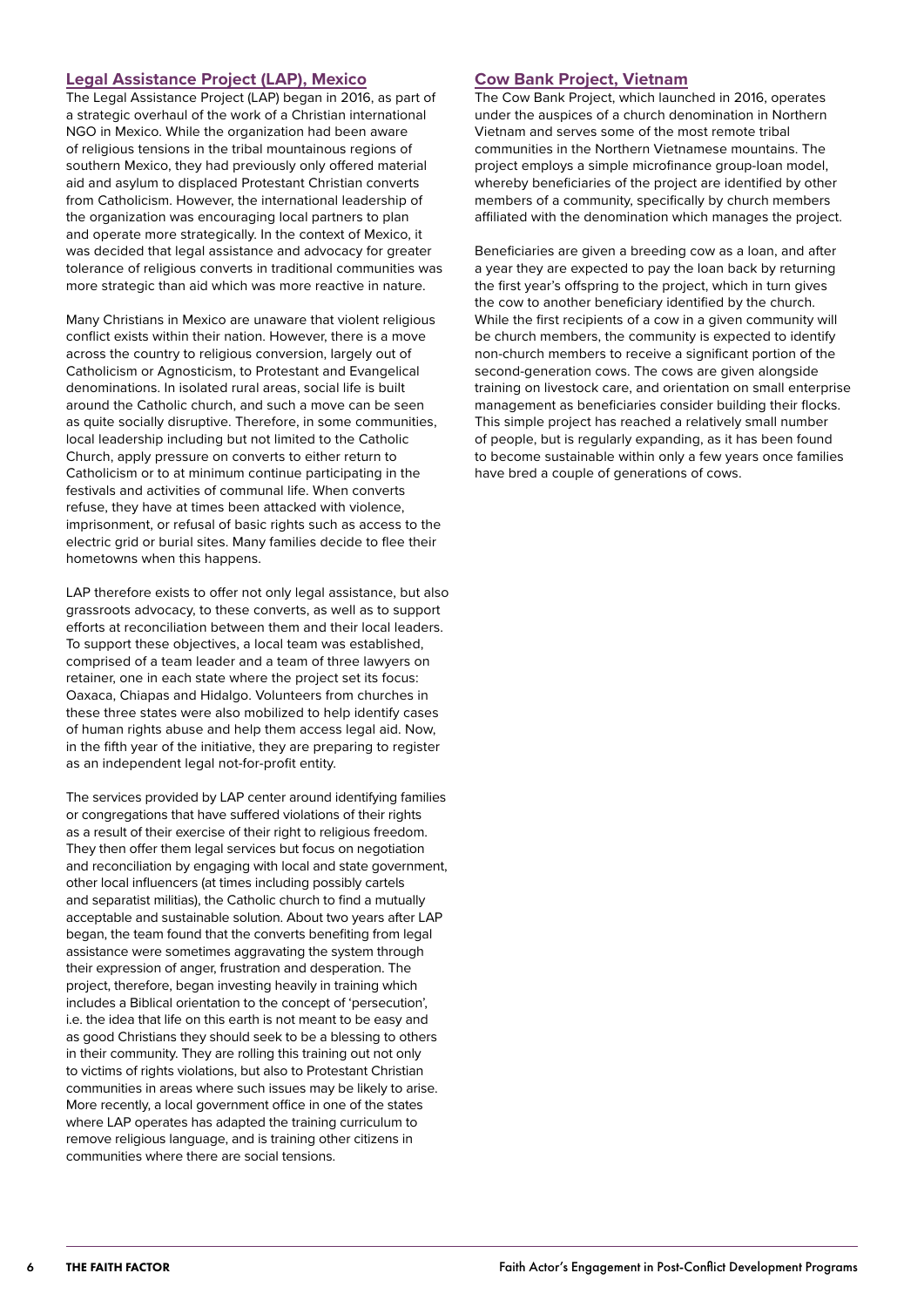## Legal Assistance Project (LAP), Mexico

The Legal Assistance Project (LAP) began in 2016, as part of a strategic overhaul of the work of a Christian international NGO in Mexico. While the organization had been aware of religious tensions in the tribal mountainous regions of southern Mexico, they had previously only offered material aid and asylum to displaced Protestant Christian converts from Catholicism. However, the international leadership of the organization was encouraging local partners to plan and operate more strategically. In the context of Mexico, it was decided that legal assistance and advocacy for greater tolerance of religious converts in traditional communities was more strategic than aid which was more reactive in nature.

Many Christians in Mexico are unaware that violent religious conflict exists within their nation. However, there is a move across the country to religious conversion, largely out of Catholicism or Agnosticism, to Protestant and Evangelical denominations. In isolated rural areas, social life is built around the Catholic church, and such a move can be seen as quite socially disruptive. Therefore, in some communities, local leadership including but not limited to the Catholic Church, apply pressure on converts to either return to Catholicism or to at minimum continue participating in the festivals and activities of communal life. When converts refuse, they have at times been attacked with violence, imprisonment, or refusal of basic rights such as access to the electric grid or burial sites. Many families decide to flee their hometowns when this happens.

LAP therefore exists to offer not only legal assistance, but also grassroots advocacy, to these converts, as well as to support efforts at reconciliation between them and their local leaders. To support these objectives, a local team was established, comprised of a team leader and a team of three lawyers on retainer, one in each state where the project set its focus: Oaxaca, Chiapas and Hidalgo. Volunteers from churches in these three states were also mobilized to help identify cases of human rights abuse and help them access legal aid. Now, in the fifth year of the initiative, they are preparing to register as an independent legal not-for-profit entity.

The services provided by LAP center around identifying families or congregations that have suffered violations of their rights as a result of their exercise of their right to religious freedom. They then offer them legal services but focus on negotiation and reconciliation by engaging with local and state government, other local influencers (at times including possibly cartels and separatist militias), the Catholic church to find a mutually acceptable and sustainable solution. About two years after LAP began, the team found that the converts benefiting from legal assistance were sometimes aggravating the system through their expression of anger, frustration and desperation. The project, therefore, began investing heavily in training which includes a Biblical orientation to the concept of 'persecution', i.e. the idea that life on this earth is not meant to be easy and as good Christians they should seek to be a blessing to others in their community. They are rolling this training out not only to victims of rights violations, but also to Protestant Christian communities in areas where such issues may be likely to arise. More recently, a local government office in one of the states where LAP operates has adapted the training curriculum to remove religious language, and is training other citizens in communities where there are social tensions.

## Cow Bank Project, Vietnam

The Cow Bank Project, which launched in 2016, operates under the auspices of a church denomination in Northern Vietnam and serves some of the most remote tribal communities in the Northern Vietnamese mountains. The project employs a simple microfinance group-loan model, whereby beneficiaries of the project are identified by other members of a community, specifically by church members affiliated with the denomination which manages the project.

Beneficiaries are given a breeding cow as a loan, and after a year they are expected to pay the loan back by returning the first year's offspring to the project, which in turn gives the cow to another beneficiary identified by the church. While the first recipients of a cow in a given community will be church members, the community is expected to identify non-church members to receive a significant portion of the second-generation cows. The cows are given alongside training on livestock care, and orientation on small enterprise management as beneficiaries consider building their flocks. This simple project has reached a relatively small number of people, but is regularly expanding, as it has been found to become sustainable within only a few years once families have bred a couple of generations of cows.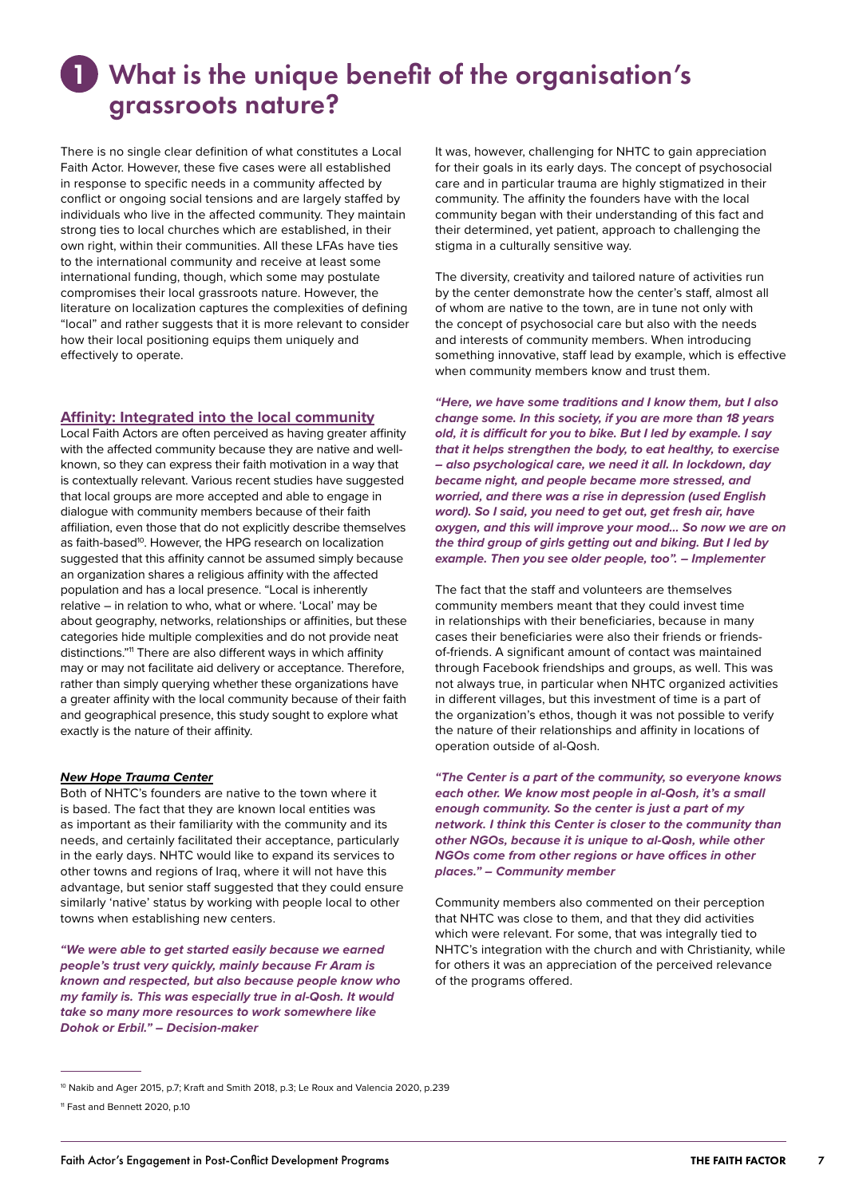# 1 What is the unique benefit of the organisation's grassroots nature?

There is no single clear definition of what constitutes a Local Faith Actor. However, these five cases were all established in response to specific needs in a community affected by conflict or ongoing social tensions and are largely staffed by individuals who live in the affected community. They maintain strong ties to local churches which are established, in their own right, within their communities. All these LFAs have ties to the international community and receive at least some international funding, though, which some may postulate compromises their local grassroots nature. However, the literature on localization captures the complexities of defining "local" and rather suggests that it is more relevant to consider how their local positioning equips them uniquely and effectively to operate.

## Affinity: Integrated into the local community

Local Faith Actors are often perceived as having greater affinity with the affected community because they are native and well-known, so they can express their faith motivation in a way that is contextually relevant. Various recent studies have suggested that local groups are more accepted and able to engage in dialogue with community members because of their faith affiliation, even those that do not explicitly describe themselves as faith-based[10]. However, the HPG research on localization suggested that this affinity cannot be assumed simply because an organization shares a religious affinity with the affected population and has a local presence. "Local is inherently relative – in relation to who, what or where. 'Local' may be about geography, networks, relationships or affinities, but these categories hide multiple complexities and do not provide neat distinctions."[11] There are also different ways in which affinity may or may not facilitate aid delivery or acceptance. Therefore, rather than simply querying whether these organizations have a greater affinity with the local community because of their faith and geographical presence, this study sought to explore what exactly is the nature of their affinity.

### *New Hope Trauma Center*

Both of NHTC's founders are native to the town where it is based. The fact that they are known local entities was as important as their familiarity with the community and its needs, and certainly facilitated their acceptance, particularly in the early days. NHTC would like to expand its services to other towns and regions of Iraq, where it will not have this advantage, but senior staff suggested that they could ensure similarly 'native' status by working with people local to other towns when establishing new centers.

***"We were able to get started easily because we earned people's trust very quickly, mainly because Fr Aram is known and respected, but also because people know who my family is. This was especially true in al-Qosh. It would take so many more resources to work somewhere like Dohok or Erbil." – Decision-maker***

It was, however, challenging for NHTC to gain appreciation for their goals in its early days. The concept of psychosocial care and in particular trauma are highly stigmatized in their community. The affinity the founders have with the local community began with their understanding of this fact and their determined, yet patient, approach to challenging the stigma in a culturally sensitive way.

The diversity, creativity and tailored nature of activities run by the center demonstrate how the center's staff, almost all of whom are native to the town, are in tune not only with the concept of psychosocial care but also with the needs and interests of community members. When introducing something innovative, staff lead by example, which is effective when community members know and trust them.

***"Here, we have some traditions and I know them, but I also change some. In this society, if you are more than 18 years old, it is difficult for you to bike. But I led by example. I say that it helps strengthen the body, to eat healthy, to exercise – also psychological care, we need it all. In lockdown, day became night, and people became more stressed, and worried, and there was a rise in depression (used English word). So I said, you need to get out, get fresh air, have oxygen, and this will improve your mood... So now we are on the third group of girls getting out and biking. But I led by example. Then you see older people, too". – Implementer***

The fact that the staff and volunteers are themselves community members meant that they could invest time in relationships with their beneficiaries, because in many cases their beneficiaries were also their friends or friends-of-friends. A significant amount of contact was maintained through Facebook friendships and groups, as well. This was not always true, in particular when NHTC organized activities in different villages, but this investment of time is a part of the organization's ethos, though it was not possible to verify the nature of their relationships and affinity in locations of operation outside of al-Qosh.

***"The Center is a part of the community, so everyone knows each other. We know most people in al-Qosh, it's a small enough community. So the center is just a part of my network. I think this Center is closer to the community than other NGOs, because it is unique to al-Qosh, while other NGOs come from other regions or have offices in other places." – Community member***

Community members also commented on their perception that NHTC was close to them, and that they did activities which were relevant. For some, that was integrally tied to NHTC's integration with the church and with Christianity, while for others it was an appreciation of the perceived relevance of the programs offered.

---

[10] Nakib and Ager 2015, p.7; Kraft and Smith 2018, p.3; Le Roux and Valencia 2020, p.239

[11] Fast and Bennett 2020, p.10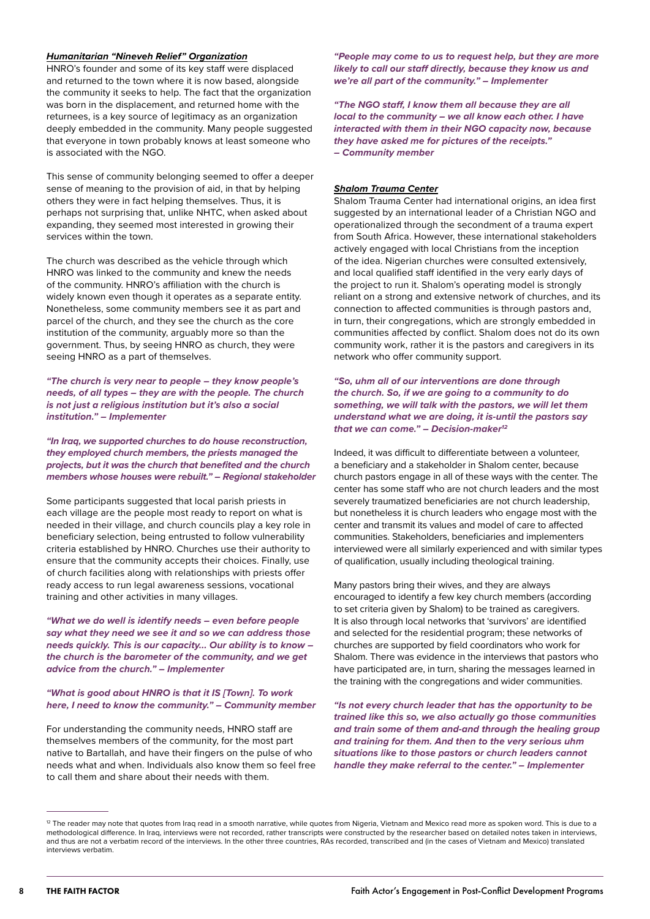#### ***Humanitarian "Nineveh Relief" Organization***

HNRO's founder and some of its key staff were displaced and returned to the town where it is now based, alongside the community it seeks to help. The fact that the organization was born in the displacement, and returned home with the returnees, is a key source of legitimacy as an organization deeply embedded in the community. Many people suggested that everyone in town probably knows at least someone who is associated with the NGO.

This sense of community belonging seemed to offer a deeper sense of meaning to the provision of aid, in that by helping others they were in fact helping themselves. Thus, it is perhaps not surprising that, unlike NHTC, when asked about expanding, they seemed most interested in growing their services within the town.

The church was described as the vehicle through which HNRO was linked to the community and knew the needs of the community. HNRO's affiliation with the church is widely known even though it operates as a separate entity. Nonetheless, some community members see it as part and parcel of the church, and they see the church as the core institution of the community, arguably more so than the government. Thus, by seeing HNRO as church, they were seeing HNRO as a part of themselves.

***"The church is very near to people – they know people's needs, of all types – they are with the people. The church is not just a religious institution but it's also a social institution." – Implementer***

***"In Iraq, we supported churches to do house reconstruction, they employed church members, the priests managed the projects, but it was the church that benefited and the church members whose houses were rebuilt." – Regional stakeholder***

Some participants suggested that local parish priests in each village are the people most ready to report on what is needed in their village, and church councils play a key role in beneficiary selection, being entrusted to follow vulnerability criteria established by HNRO. Churches use their authority to ensure that the community accepts their choices. Finally, use of church facilities along with relationships with priests offer ready access to run legal awareness sessions, vocational training and other activities in many villages.

***"What we do well is identify needs – even before people say what they need we see it and so we can address those needs quickly. This is our capacity… Our ability is to know – the church is the barometer of the community, and we get advice from the church." – Implementer***

***"What is good about HNRO is that it IS [Town]. To work here, I need to know the community." – Community member***

For understanding the community needs, HNRO staff are themselves members of the community, for the most part native to Bartallah, and have their fingers on the pulse of who needs what and when. Individuals also know them so feel free to call them and share about their needs with them.

***"People may come to us to request help, but they are more likely to call our staff directly, because they know us and we're all part of the community." – Implementer***

***"The NGO staff, I know them all because they are all local to the community – we all know each other. I have interacted with them in their NGO capacity now, because they have asked me for pictures of the receipts." – Community member***

#### ***Shalom Trauma Center***

Shalom Trauma Center had international origins, an idea first suggested by an international leader of a Christian NGO and operationalized through the secondment of a trauma expert from South Africa. However, these international stakeholders actively engaged with local Christians from the inception of the idea. Nigerian churches were consulted extensively, and local qualified staff identified in the very early days of the project to run it. Shalom's operating model is strongly reliant on a strong and extensive network of churches, and its connection to affected communities is through pastors and, in turn, their congregations, which are strongly embedded in communities affected by conflict. Shalom does not do its own community work, rather it is the pastors and caregivers in its network who offer community support.

***"So, uhm all of our interventions are done through the church. So, if we are going to a community to do something, we will talk with the pastors, we will let them understand what we are doing, it is-until the pastors say that we can come." – Decision-maker[12]***

Indeed, it was difficult to differentiate between a volunteer, a beneficiary and a stakeholder in Shalom center, because church pastors engage in all of these ways with the center. The center has some staff who are not church leaders and the most severely traumatized beneficiaries are not church leadership, but nonetheless it is church leaders who engage most with the center and transmit its values and model of care to affected communities. Stakeholders, beneficiaries and implementers interviewed were all similarly experienced and with similar types of qualification, usually including theological training.

Many pastors bring their wives, and they are always encouraged to identify a few key church members (according to set criteria given by Shalom) to be trained as caregivers. It is also through local networks that 'survivors' are identified and selected for the residential program; these networks of churches are supported by field coordinators who work for Shalom. There was evidence in the interviews that pastors who have participated are, in turn, sharing the messages learned in the training with the congregations and wider communities.

***"Is not every church leader that has the opportunity to be trained like this so, we also actually go those communities and train some of them and-and through the healing group and training for them. And then to the very serious uhm situations like to those pastors or church leaders cannot handle they make referral to the center." – Implementer***

---

[12] The reader may note that quotes from Iraq read in a smooth narrative, while quotes from Nigeria, Vietnam and Mexico read more as spoken word. This is due to a methodological difference. In Iraq, interviews were not recorded, rather transcripts were constructed by the researcher based on detailed notes taken in interviews, and thus are not a verbatim record of the interviews. In the other three countries, RAs recorded, transcribed and (in the cases of Vietnam and Mexico) translated interviews verbatim.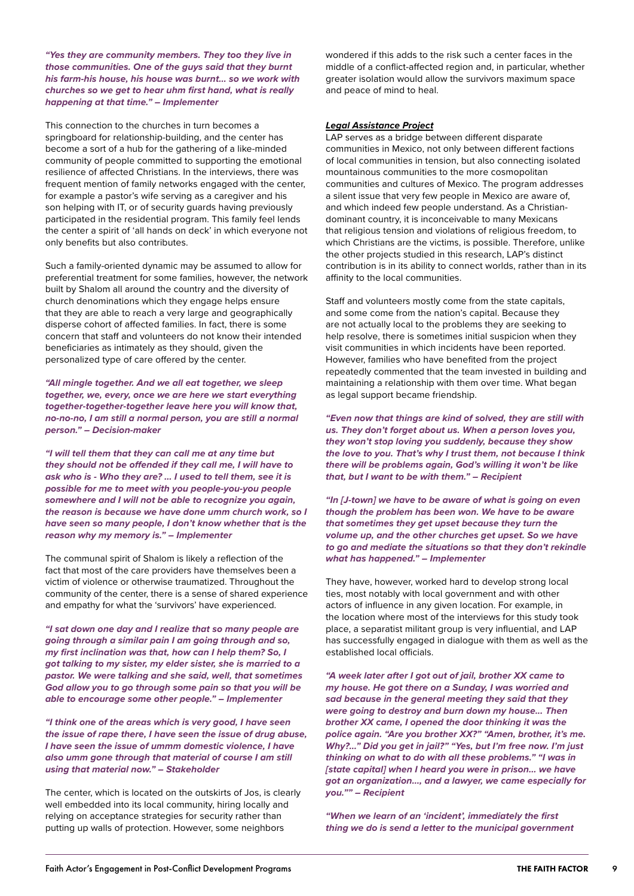***"Yes they are community members. They too they live in those communities. One of the guys said that they burnt his farm-his house, his house was burnt… so we work with churches so we get to hear uhm first hand, what is really happening at that time." – Implementer***

This connection to the churches in turn becomes a springboard for relationship-building, and the center has become a sort of a hub for the gathering of a like-minded community of people committed to supporting the emotional resilience of affected Christians. In the interviews, there was frequent mention of family networks engaged with the center, for example a pastor's wife serving as a caregiver and his son helping with IT, or of security guards having previously participated in the residential program. This family feel lends the center a spirit of 'all hands on deck' in which everyone not only benefits but also contributes.

Such a family-oriented dynamic may be assumed to allow for preferential treatment for some families, however, the network built by Shalom all around the country and the diversity of church denominations which they engage helps ensure that they are able to reach a very large and geographically disperse cohort of affected families. In fact, there is some concern that staff and volunteers do not know their intended beneficiaries as intimately as they should, given the personalized type of care offered by the center.

***"All mingle together. And we all eat together, we sleep together, we, every, once we are here we start everything together-together-together leave here you will know that, no-no-no, I am still a normal person, you are still a normal person." – Decision-maker***

***"I will tell them that they can call me at any time but they should not be offended if they call me, I will have to ask who is - Who they are? … I used to tell them, see it is possible for me to meet with you people-you-you people somewhere and I will not be able to recognize you again, the reason is because we have done umm church work, so I have seen so many people, I don't know whether that is the reason why my memory is." – Implementer***

The communal spirit of Shalom is likely a reflection of the fact that most of the care providers have themselves been a victim of violence or otherwise traumatized. Throughout the community of the center, there is a sense of shared experience and empathy for what the 'survivors' have experienced.

***"I sat down one day and I realize that so many people are going through a similar pain I am going through and so, my first inclination was that, how can I help them? So, I got talking to my sister, my elder sister, she is married to a pastor. We were talking and she said, well, that sometimes God allow you to go through some pain so that you will be able to encourage some other people." – Implementer***

***"I think one of the areas which is very good, I have seen the issue of rape there, I have seen the issue of drug abuse, I have seen the issue of ummm domestic violence, I have also umm gone through that material of course I am still using that material now." – Stakeholder***

The center, which is located on the outskirts of Jos, is clearly well embedded into its local community, hiring locally and relying on acceptance strategies for security rather than putting up walls of protection. However, some neighbors wondered if this adds to the risk such a center faces in the middle of a conflict-affected region and, in particular, whether greater isolation would allow the survivors maximum space and peace of mind to heal.

***Legal Assistance Project***

LAP serves as a bridge between different disparate communities in Mexico, not only between different factions of local communities in tension, but also connecting isolated mountainous communities and cultures of Mexico. The program addresses a silent issue that very few people in Mexico are aware of, and which indeed few people understand. As a Christian-dominant country, it is inconceivable to many Mexicans that religious tension and violations of religious freedom, to which Christians are the victims, is possible. Therefore, unlike the other projects studied in this research, LAP's distinct contribution is in its ability to connect worlds, rather than in its affinity to the local communities.

Staff and volunteers mostly come from the state capitals, and some come from the nation's capital. Because they are not actually local to the problems they are seeking to help resolve, there is sometimes initial suspicion when they visit communities in which incidents have been reported. However, families who have benefited from the project repeatedly commented that the team invested in building and maintaining a relationship with them over time. What began as legal support became friendship.

***"Even now that things are kind of solved, they are still with us. They don't forget about us. When a person loves you, they won't stop loving you suddenly, because they show the love to you. That's why I trust them, not because I think there will be problems again, God's willing it won't be like that, but I want to be with them." – Recipient***

***"In [J-town] we have to be aware of what is going on even though the problem has been won. We have to be aware that sometimes they get upset because they turn the volume up, and the other churches get upset. So we have to go and mediate the situations so that they don't rekindle what has happened." – Implementer***

They have, however, worked hard to develop strong local ties, most notably with local government and with other actors of influence in any given location. For example, in the location where most of the interviews for this study took place, a separatist militant group is very influential, and LAP has successfully engaged in dialogue with them as well as the established local officials.

***"A week later after I got out of jail, brother XX came to my house. He got there on a Sunday, I was worried and sad because in the general meeting they said that they were going to destroy and burn down my house… Then brother XX came, I opened the door thinking it was the police again. "Are you brother XX?" "Amen, brother, it's me. Why?..." Did you get in jail?" "Yes, but I'm free now. I'm just thinking on what to do with all these problems." "I was in [state capital] when I heard you were in prison… we have got an organization…, and a lawyer, we came especially for you."" – Recipient***

***"When we learn of an 'incident', immediately the first thing we do is send a letter to the municipal government***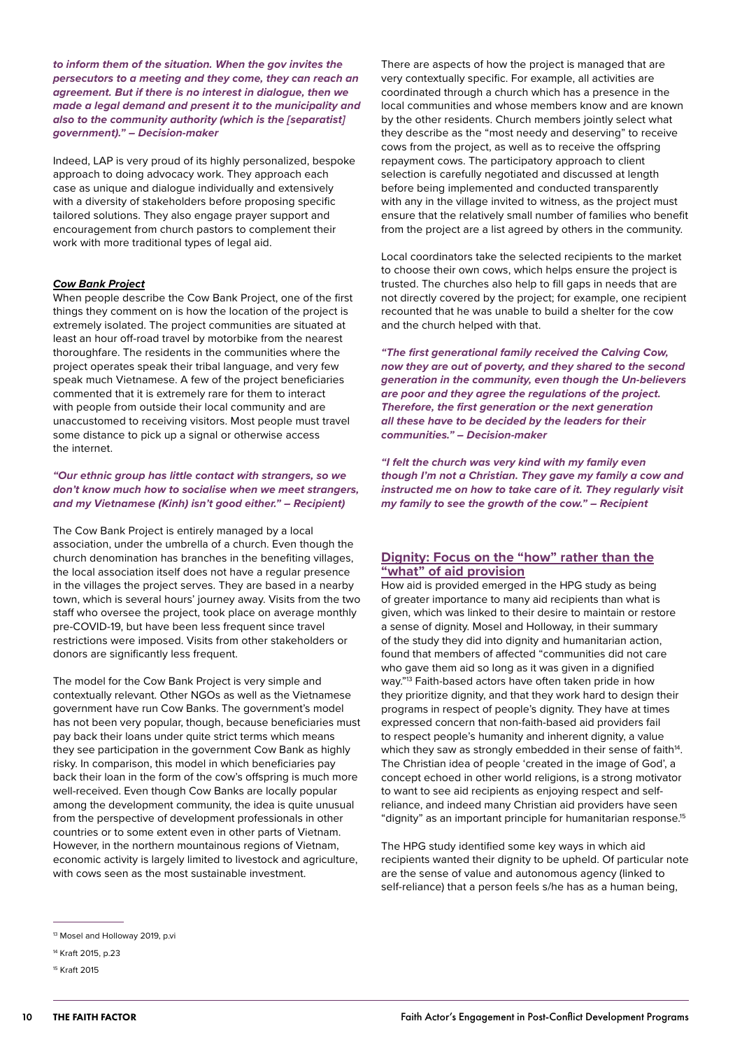***to inform them of the situation. When the gov invites the persecutors to a meeting and they come, they can reach an agreement. But if there is no interest in dialogue, then we made a legal demand and present it to the municipality and also to the community authority (which is the [separatist] government)." – Decision-maker***

Indeed, LAP is very proud of its highly personalized, bespoke approach to doing advocacy work. They approach each case as unique and dialogue individually and extensively with a diversity of stakeholders before proposing specific tailored solutions. They also engage prayer support and encouragement from church pastors to complement their work with more traditional types of legal aid.

### ***Cow Bank Project***

When people describe the Cow Bank Project, one of the first things they comment on is how the location of the project is extremely isolated. The project communities are situated at least an hour off-road travel by motorbike from the nearest thoroughfare. The residents in the communities where the project operates speak their tribal language, and very few speak much Vietnamese. A few of the project beneficiaries commented that it is extremely rare for them to interact with people from outside their local community and are unaccustomed to receiving visitors. Most people must travel some distance to pick up a signal or otherwise access the internet.

***"Our ethnic group has little contact with strangers, so we don't know much how to socialise when we meet strangers, and my Vietnamese (Kinh) isn't good either." – Recipient)***

The Cow Bank Project is entirely managed by a local association, under the umbrella of a church. Even though the church denomination has branches in the benefiting villages, the local association itself does not have a regular presence in the villages the project serves. They are based in a nearby town, which is several hours' journey away. Visits from the two staff who oversee the project, took place on average monthly pre-COVID-19, but have been less frequent since travel restrictions were imposed. Visits from other stakeholders or donors are significantly less frequent.

The model for the Cow Bank Project is very simple and contextually relevant. Other NGOs as well as the Vietnamese government have run Cow Banks. The government's model has not been very popular, though, because beneficiaries must pay back their loans under quite strict terms which means they see participation in the government Cow Bank as highly risky. In comparison, this model in which beneficiaries pay back their loan in the form of the cow's offspring is much more well-received. Even though Cow Banks are locally popular among the development community, the idea is quite unusual from the perspective of development professionals in other countries or to some extent even in other parts of Vietnam. However, in the northern mountainous regions of Vietnam, economic activity is largely limited to livestock and agriculture, with cows seen as the most sustainable investment.

There are aspects of how the project is managed that are very contextually specific. For example, all activities are coordinated through a church which has a presence in the local communities and whose members know and are known by the other residents. Church members jointly select what they describe as the "most needy and deserving" to receive cows from the project, as well as to receive the offspring repayment cows. The participatory approach to client selection is carefully negotiated and discussed at length before being implemented and conducted transparently with any in the village invited to witness, as the project must ensure that the relatively small number of families who benefit from the project are a list agreed by others in the community.

Local coordinators take the selected recipients to the market to choose their own cows, which helps ensure the project is trusted. The churches also help to fill gaps in needs that are not directly covered by the project; for example, one recipient recounted that he was unable to build a shelter for the cow and the church helped with that.

***"The first generational family received the Calving Cow, now they are out of poverty, and they shared to the second generation in the community, even though the Un-believers are poor and they agree the regulations of the project. Therefore, the first generation or the next generation all these have to be decided by the leaders for their communities." – Decision-maker***

***"I felt the church was very kind with my family even though I'm not a Christian. They gave my family a cow and instructed me on how to take care of it. They regularly visit my family to see the growth of the cow." – Recipient***

## Dignity: Focus on the "how" rather than the "what" of aid provision

How aid is provided emerged in the HPG study as being of greater importance to many aid recipients than what is given, which was linked to their desire to maintain or restore a sense of dignity. Mosel and Holloway, in their summary of the study they did into dignity and humanitarian action, found that members of affected "communities did not care who gave them aid so long as it was given in a dignified way."[13] Faith-based actors have often taken pride in how they prioritize dignity, and that they work hard to design their programs in respect of people's dignity. They have at times expressed concern that non-faith-based aid providers fail to respect people's humanity and inherent dignity, a value which they saw as strongly embedded in their sense of faith[14]. The Christian idea of people 'created in the image of God', a concept echoed in other world religions, is a strong motivator to want to see aid recipients as enjoying respect and self-reliance, and indeed many Christian aid providers have seen "dignity" as an important principle for humanitarian response.[15]

The HPG study identified some key ways in which aid recipients wanted their dignity to be upheld. Of particular note are the sense of value and autonomous agency (linked to self-reliance) that a person feels s/he has as a human being,

---

[13] Mosel and Holloway 2019, p.vi

[14] Kraft 2015, p.23

[15] Kraft 2015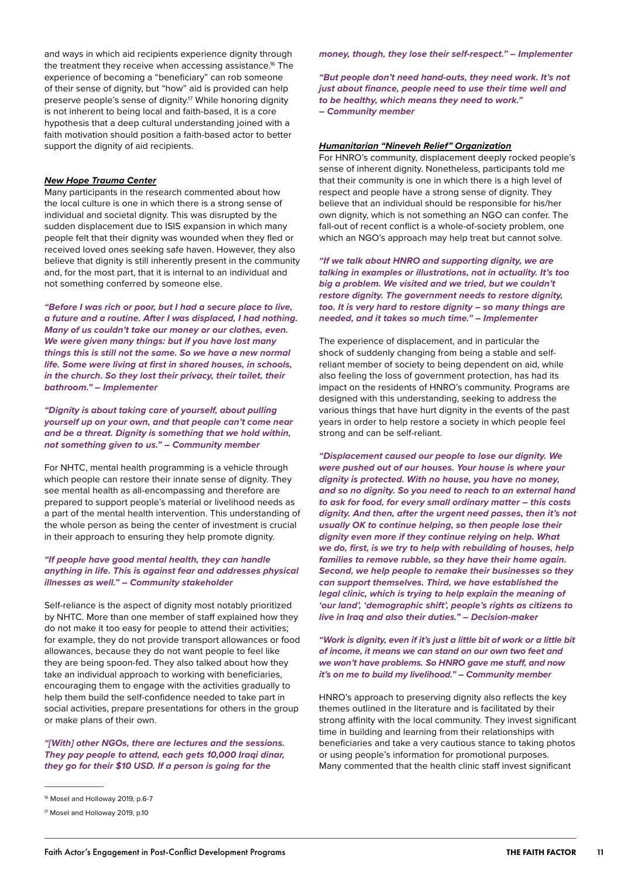and ways in which aid recipients experience dignity through the treatment they receive when accessing assistance.[16] The experience of becoming a "beneficiary" can rob someone of their sense of dignity, but "how" aid is provided can help preserve people's sense of dignity.[17] While honoring dignity is not inherent to being local and faith-based, it is a core hypothesis that a deep cultural understanding joined with a faith motivation should position a faith-based actor to better support the dignity of aid recipients.

### ***New Hope Trauma Center***

Many participants in the research commented about how the local culture is one in which there is a strong sense of individual and societal dignity. This was disrupted by the sudden displacement due to ISIS expansion in which many people felt that their dignity was wounded when they fled or received loved ones seeking safe haven. However, they also believe that dignity is still inherently present in the community and, for the most part, that it is internal to an individual and not something conferred by someone else.

***"Before I was rich or poor, but I had a secure place to live, a future and a routine. After I was displaced, I had nothing. Many of us couldn't take our money or our clothes, even. We were given many things: but if you have lost many things this is still not the same. So we have a new normal life. Some were living at first in shared houses, in schools, in the church. So they lost their privacy, their toilet, their bathroom." – Implementer***

***"Dignity is about taking care of yourself, about pulling yourself up on your own, and that people can't come near and be a threat. Dignity is something that we hold within, not something given to us." – Community member***

For NHTC, mental health programming is a vehicle through which people can restore their innate sense of dignity. They see mental health as all-encompassing and therefore are prepared to support people's material or livelihood needs as a part of the mental health intervention. This understanding of the whole person as being the center of investment is crucial in their approach to ensuring they help promote dignity.

***"If people have good mental health, they can handle anything in life. This is against fear and addresses physical illnesses as well." – Community stakeholder***

Self-reliance is the aspect of dignity most notably prioritized by NHTC. More than one member of staff explained how they do not make it too easy for people to attend their activities; for example, they do not provide transport allowances or food allowances, because they do not want people to feel like they are being spoon-fed. They also talked about how they take an individual approach to working with beneficiaries, encouraging them to engage with the activities gradually to help them build the self-confidence needed to take part in social activities, prepare presentations for others in the group or make plans of their own.

***"[With] other NGOs, there are lectures and the sessions. They pay people to attend, each gets 10,000 Iraqi dinar, they go for their $10 USD. If a person is going for the money, though, they lose their self-respect." – Implementer***

***"But people don't need hand-outs, they need work. It's not just about finance, people need to use their time well and to be healthy, which means they need to work." – Community member***

### ***Humanitarian "Nineveh Relief" Organization***

For HNRO's community, displacement deeply rocked people's sense of inherent dignity. Nonetheless, participants told me that their community is one in which there is a high level of respect and people have a strong sense of dignity. They believe that an individual should be responsible for his/her own dignity, which is not something an NGO can confer. The fall-out of recent conflict is a whole-of-society problem, one which an NGO's approach may help treat but cannot solve.

***"If we talk about HNRO and supporting dignity, we are talking in examples or illustrations, not in actuality. It's too big a problem. We visited and we tried, but we couldn't restore dignity. The government needs to restore dignity, too. It is very hard to restore dignity – so many things are needed, and it takes so much time." – Implementer***

The experience of displacement, and in particular the shock of suddenly changing from being a stable and self-reliant member of society to being dependent on aid, while also feeling the loss of government protection, has had its impact on the residents of HNRO's community. Programs are designed with this understanding, seeking to address the various things that have hurt dignity in the events of the past years in order to help restore a society in which people feel strong and can be self-reliant.

***"Displacement caused our people to lose our dignity. We were pushed out of our houses. Your house is where your dignity is protected. With no house, you have no money, and so no dignity. So you need to reach to an external hand to ask for food, for every small ordinary matter – this costs dignity. And then, after the urgent need passes, then it's not usually OK to continue helping, so then people lose their dignity even more if they continue relying on help. What we do, first, is we try to help with rebuilding of houses, help families to remove rubble, so they have their home again. Second, we help people to remake their businesses so they can support themselves. Third, we have established the legal clinic, which is trying to help explain the meaning of 'our land', 'demographic shift', people's rights as citizens to live in Iraq and also their duties." – Decision-maker***

***"Work is dignity, even if it's just a little bit of work or a little bit of income, it means we can stand on our own two feet and we won't have problems. So HNRO gave me stuff, and now it's on me to build my livelihood." – Community member***

HNRO's approach to preserving dignity also reflects the key themes outlined in the literature and is facilitated by their strong affinity with the local community. They invest significant time in building and learning from their relationships with beneficiaries and take a very cautious stance to taking photos or using people's information for promotional purposes. Many commented that the health clinic staff invest significant

---

[16] Mosel and Holloway 2019, p.6-7

[17] Mosel and Holloway 2019, p.10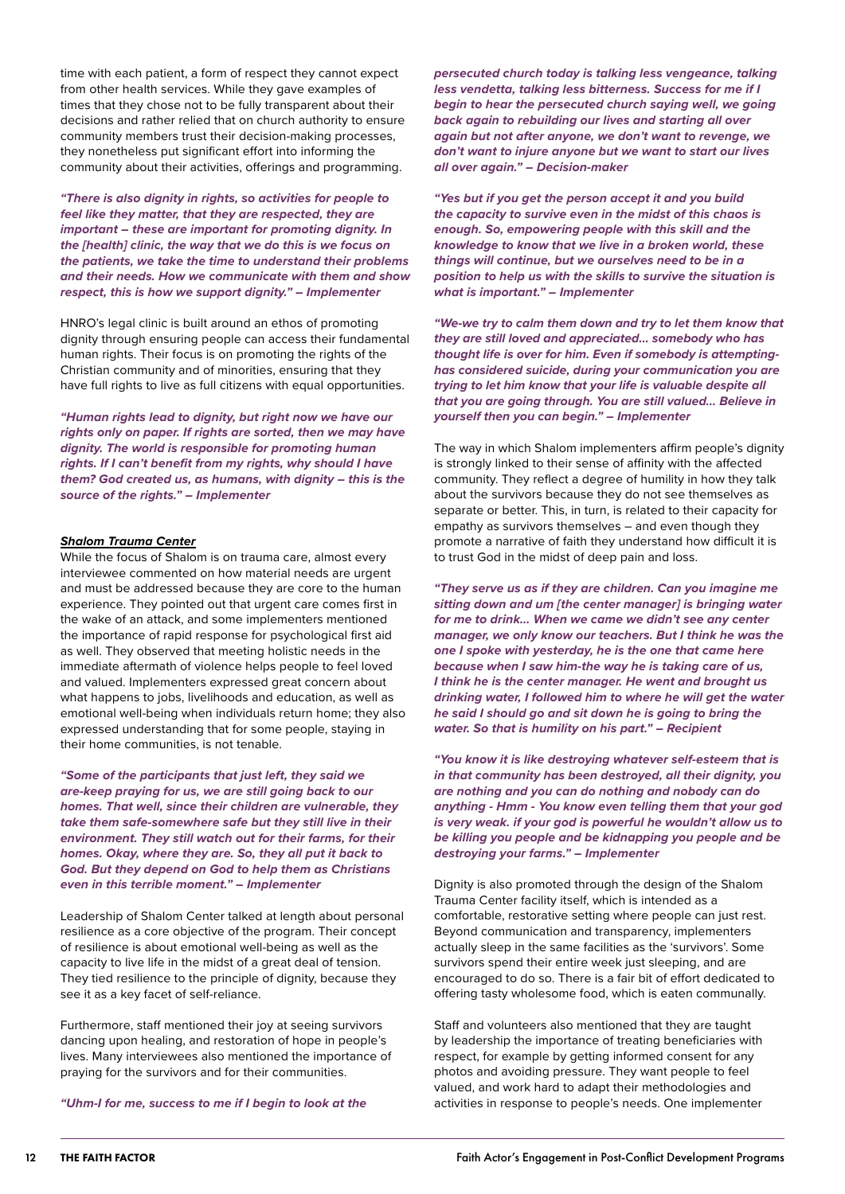time with each patient, a form of respect they cannot expect from other health services. While they gave examples of times that they chose not to be fully transparent about their decisions and rather relied that on church authority to ensure community members trust their decision-making processes, they nonetheless put significant effort into informing the community about their activities, offerings and programming.

***"There is also dignity in rights, so activities for people to feel like they matter, that they are respected, they are important – these are important for promoting dignity. In the [health] clinic, the way that we do this is we focus on the patients, we take the time to understand their problems and their needs. How we communicate with them and show respect, this is how we support dignity." – Implementer***

HNRO's legal clinic is built around an ethos of promoting dignity through ensuring people can access their fundamental human rights. Their focus is on promoting the rights of the Christian community and of minorities, ensuring that they have full rights to live as full citizens with equal opportunities.

***"Human rights lead to dignity, but right now we have our rights only on paper. If rights are sorted, then we may have dignity. The world is responsible for promoting human rights. If I can't benefit from my rights, why should I have them? God created us, as humans, with dignity – this is the source of the rights." – Implementer***

***Shalom Trauma Center***

While the focus of Shalom is on trauma care, almost every interviewee commented on how material needs are urgent and must be addressed because they are core to the human experience. They pointed out that urgent care comes first in the wake of an attack, and some implementers mentioned the importance of rapid response for psychological first aid as well. They observed that meeting holistic needs in the immediate aftermath of violence helps people to feel loved and valued. Implementers expressed great concern about what happens to jobs, livelihoods and education, as well as emotional well-being when individuals return home; they also expressed understanding that for some people, staying in their home communities, is not tenable.

***"Some of the participants that just left, they said we are-keep praying for us, we are still going back to our homes. That well, since their children are vulnerable, they take them safe-somewhere safe but they still live in their environment. They still watch out for their farms, for their homes. Okay, where they are. So, they all put it back to God. But they depend on God to help them as Christians even in this terrible moment." – Implementer***

Leadership of Shalom Center talked at length about personal resilience as a core objective of the program. Their concept of resilience is about emotional well-being as well as the capacity to live life in the midst of a great deal of tension. They tied resilience to the principle of dignity, because they see it as a key facet of self-reliance.

Furthermore, staff mentioned their joy at seeing survivors dancing upon healing, and restoration of hope in people's lives. Many interviewees also mentioned the importance of praying for the survivors and for their communities.

***"Uhm-I for me, success to me if I begin to look at the persecuted church today is talking less vengeance, talking less vendetta, talking less bitterness. Success for me if I begin to hear the persecuted church saying well, we going back again to rebuilding our lives and starting all over again but not after anyone, we don't want to revenge, we don't want to injure anyone but we want to start our lives all over again." – Decision-maker***

***"Yes but if you get the person accept it and you build the capacity to survive even in the midst of this chaos is enough. So, empowering people with this skill and the knowledge to know that we live in a broken world, these things will continue, but we ourselves need to be in a position to help us with the skills to survive the situation is what is important." – Implementer***

***"We-we try to calm them down and try to let them know that they are still loved and appreciated… somebody who has thought life is over for him. Even if somebody is attempting- has considered suicide, during your communication you are trying to let him know that your life is valuable despite all that you are going through. You are still valued… Believe in yourself then you can begin." – Implementer***

The way in which Shalom implementers affirm people's dignity is strongly linked to their sense of affinity with the affected community. They reflect a degree of humility in how they talk about the survivors because they do not see themselves as separate or better. This, in turn, is related to their capacity for empathy as survivors themselves – and even though they promote a narrative of faith they understand how difficult it is to trust God in the midst of deep pain and loss.

***"They serve us as if they are children. Can you imagine me sitting down and um [the center manager] is bringing water for me to drink… When we came we didn't see any center manager, we only know our teachers. But I think he was the one I spoke with yesterday, he is the one that came here because when I saw him-the way he is taking care of us, I think he is the center manager. He went and brought us drinking water, I followed him to where he will get the water he said I should go and sit down he is going to bring the water. So that is humility on his part." – Recipient***

***"You know it is like destroying whatever self-esteem that is in that community has been destroyed, all their dignity, you are nothing and you can do nothing and nobody can do anything - Hmm - You know even telling them that your god is very weak. if your god is powerful he wouldn't allow us to be killing you people and be kidnapping you people and be destroying your farms." – Implementer***

Dignity is also promoted through the design of the Shalom Trauma Center facility itself, which is intended as a comfortable, restorative setting where people can just rest. Beyond communication and transparency, implementers actually sleep in the same facilities as the 'survivors'. Some survivors spend their entire week just sleeping, and are encouraged to do so. There is a fair bit of effort dedicated to offering tasty wholesome food, which is eaten communally.

Staff and volunteers also mentioned that they are taught by leadership the importance of treating beneficiaries with respect, for example by getting informed consent for any photos and avoiding pressure. They want people to feel valued, and work hard to adapt their methodologies and activities in response to people's needs. One implementer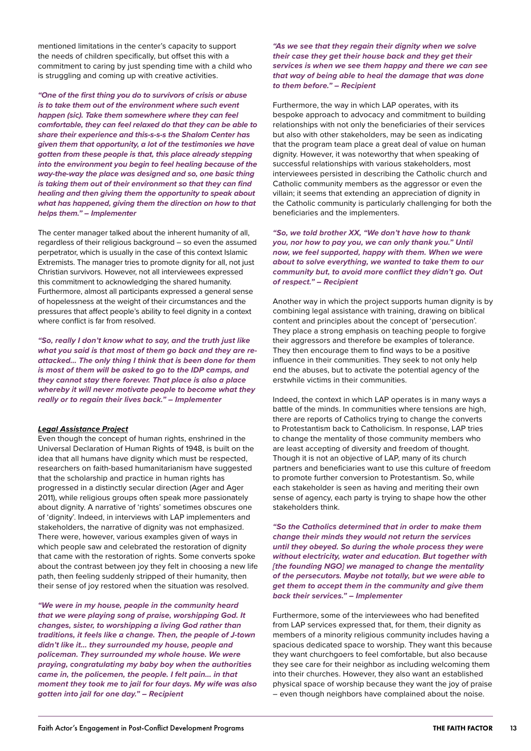mentioned limitations in the center's capacity to support the needs of children specifically, but offset this with a commitment to caring by just spending time with a child who is struggling and coming up with creative activities.

***"One of the first thing you do to survivors of crisis or abuse is to take them out of the environment where such event happen (sic). Take them somewhere where they can feel comfortable, they can feel relaxed do that they can be able to share their experience and this-s-s-s the Shalom Center has given them that opportunity, a lot of the testimonies we have gotten from these people is that, this place already stepping into the environment you begin to feel healing because of the way-the-way the place was designed and so, one basic thing is taking them out of their environment so that they can find healing and then giving them the opportunity to speak about what has happened, giving them the direction on how to that helps them." – Implementer***

The center manager talked about the inherent humanity of all, regardless of their religious background – so even the assumed perpetrator, which is usually in the case of this context Islamic Extremists. The manager tries to promote dignity for all, not just Christian survivors. However, not all interviewees expressed this commitment to acknowledging the shared humanity. Furthermore, almost all participants expressed a general sense of hopelessness at the weight of their circumstances and the pressures that affect people's ability to feel dignity in a context where conflict is far from resolved.

***"So, really I don't know what to say, and the truth just like what you said is that most of them go back and they are re-attacked... The only thing I think that is been done for them is most of them will be asked to go to the IDP camps, and they cannot stay there forever. That place is also a place whereby it will never motivate people to become what they really or to regain their lives back." – Implementer***

***Legal Assistance Project***

Even though the concept of human rights, enshrined in the Universal Declaration of Human Rights of 1948, is built on the idea that all humans have dignity which must be respected, researchers on faith-based humanitarianism have suggested that the scholarship and practice in human rights has progressed in a distinctly secular direction (Ager and Ager 2011), while religious groups often speak more passionately about dignity. A narrative of 'rights' sometimes obscures one of 'dignity'. Indeed, in interviews with LAP implementers and stakeholders, the narrative of dignity was not emphasized. There were, however, various examples given of ways in which people saw and celebrated the restoration of dignity that came with the restoration of rights. Some converts spoke about the contrast between joy they felt in choosing a new life path, then feeling suddenly stripped of their humanity, then their sense of joy restored when the situation was resolved.

***"We were in my house, people in the community heard that we were playing song of praise, worshipping God. It changes, sister, to worshipping a living God rather than traditions, it feels like a change. Then, the people of J-town didn't like it... they surrounded my house, people and policeman. They surrounded my whole house. We were praying, congratulating my baby boy when the authorities came in, the policemen, the people. I felt pain... in that moment they took me to jail for four days. My wife was also gotten into jail for one day." – Recipient***

***"As we see that they regain their dignity when we solve their case they get their house back and they get their services is when we see them happy and there we can see that way of being able to heal the damage that was done to them before." – Recipient***

Furthermore, the way in which LAP operates, with its bespoke approach to advocacy and commitment to building relationships with not only the beneficiaries of their services but also with other stakeholders, may be seen as indicating that the program team place a great deal of value on human dignity. However, it was noteworthy that when speaking of successful relationships with various stakeholders, most interviewees persisted in describing the Catholic church and Catholic community members as the aggressor or even the villain; it seems that extending an appreciation of dignity in the Catholic community is particularly challenging for both the beneficiaries and the implementers.

***"So, we told brother XX, "We don't have how to thank you, nor how to pay you, we can only thank you." Until now, we feel supported, happy with them. When we were about to solve everything, we wanted to take them to our community but, to avoid more conflict they didn't go. Out of respect." – Recipient***

Another way in which the project supports human dignity is by combining legal assistance with training, drawing on biblical content and principles about the concept of 'persecution'. They place a strong emphasis on teaching people to forgive their aggressors and therefore be examples of tolerance. They then encourage them to find ways to be a positive influence in their communities. They seek to not only help end the abuses, but to activate the potential agency of the erstwhile victims in their communities.

Indeed, the context in which LAP operates is in many ways a battle of the minds. In communities where tensions are high, there are reports of Catholics trying to change the converts to Protestantism back to Catholicism. In response, LAP tries to change the mentality of those community members who are least accepting of diversity and freedom of thought. Though it is not an objective of LAP, many of its church partners and beneficiaries want to use this culture of freedom to promote further conversion to Protestantism. So, while each stakeholder is seen as having and meriting their own sense of agency, each party is trying to shape how the other stakeholders think.

***"So the Catholics determined that in order to make them change their minds they would not return the services until they obeyed. So during the whole process they were without electricity, water and education. But together with [the founding NGO] we managed to change the mentality of the persecutors. Maybe not totally, but we were able to get them to accept them in the community and give them back their services." – Implementer***

Furthermore, some of the interviewees who had benefited from LAP services expressed that, for them, their dignity as members of a minority religious community includes having a spacious dedicated space to worship. They want this because they want churchgoers to feel comfortable, but also because they see care for their neighbor as including welcoming them into their churches. However, they also want an established physical space of worship because they want the joy of praise – even though neighbors have complained about the noise.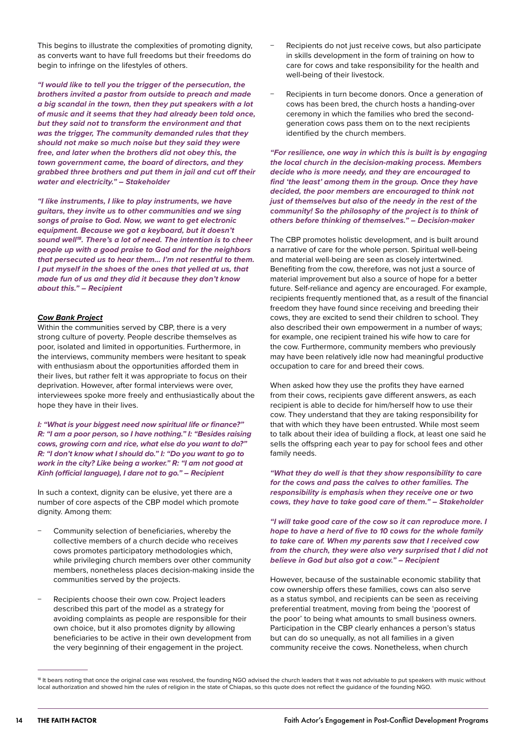This begins to illustrate the complexities of promoting dignity, as converts want to have full freedoms but their freedoms do begin to infringe on the lifestyles of others.

***"I would like to tell you the trigger of the persecution, the brothers invited a pastor from outside to preach and made a big scandal in the town, then they put speakers with a lot of music and it seems that they had already been told once, but they said not to transform the environment and that was the trigger, The community demanded rules that they should not make so much noise but they said they were free, and later when the brothers did not obey this, the town government came, the board of directors, and they grabbed three brothers and put them in jail and cut off their water and electricity." – Stakeholder***

***"I like instruments, I like to play instruments, we have guitars, they invite us to other communities and we sing songs of praise to God. Now, we want to get electronic equipment. Because we got a keyboard, but it doesn't sound well[18]. There's a lot of need. The intention is to cheer people up with a good praise to God and for the neighbors that persecuted us to hear them... I'm not resentful to them. I put myself in the shoes of the ones that yelled at us, that made fun of us and they did it because they don't know about this." – Recipient***

***Cow Bank Project***

Within the communities served by CBP, there is a very strong culture of poverty. People describe themselves as poor, isolated and limited in opportunities. Furthermore, in the interviews, community members were hesitant to speak with enthusiasm about the opportunities afforded them in their lives, but rather felt it was appropriate to focus on their deprivation. However, after formal interviews were over, interviewees spoke more freely and enthusiastically about the hope they have in their lives.

***I: "What is your biggest need now spiritual life or finance?" R: "I am a poor person, so I have nothing." I: "Besides raising cows, growing corn and rice, what else do you want to do?" R: "I don't know what I should do." I: "Do you want to go to work in the city? Like being a worker." R: "I am not good at Kinh (official language), I dare not to go." – Recipient***

In such a context, dignity can be elusive, yet there are a number of core aspects of the CBP model which promote dignity. Among them:

- Community selection of beneficiaries, whereby the collective members of a church decide who receives cows promotes participatory methodologies which, while privileging church members over other community members, nonetheless places decision-making inside the communities served by the projects.
- Recipients choose their own cow. Project leaders described this part of the model as a strategy for avoiding complaints as people are responsible for their own choice, but it also promotes dignity by allowing beneficiaries to be active in their own development from the very beginning of their engagement in the project.
- Recipients do not just receive cows, but also participate in skills development in the form of training on how to care for cows and take responsibility for the health and well-being of their livestock.
- Recipients in turn become donors. Once a generation of cows has been bred, the church hosts a handing-over ceremony in which the families who bred the second-generation cows pass them on to the next recipients identified by the church members.

***"For resilience, one way in which this is built is by engaging the local church in the decision-making process. Members decide who is more needy, and they are encouraged to find 'the least' among them in the group. Once they have decided, the poor members are encouraged to think not just of themselves but also of the needy in the rest of the community! So the philosophy of the project is to think of others before thinking of themselves." – Decision-maker***

The CBP promotes holistic development, and is built around a narrative of care for the whole person. Spiritual well-being and material well-being are seen as closely intertwined. Benefiting from the cow, therefore, was not just a source of material improvement but also a source of hope for a better future. Self-reliance and agency are encouraged. For example, recipients frequently mentioned that, as a result of the financial freedom they have found since receiving and breeding their cows, they are excited to send their children to school. They also described their own empowerment in a number of ways; for example, one recipient trained his wife how to care for the cow. Furthermore, community members who previously may have been relatively idle now had meaningful productive occupation to care for and breed their cows.

When asked how they use the profits they have earned from their cows, recipients gave different answers, as each recipient is able to decide for him/herself how to use their cow. They understand that they are taking responsibility for that with which they have been entrusted. While most seem to talk about their idea of building a flock, at least one said he sells the offspring each year to pay for school fees and other family needs.

***"What they do well is that they show responsibility to care for the cows and pass the calves to other families. The responsibility is emphasis when they receive one or two cows, they have to take good care of them." – Stakeholder***

***"I will take good care of the cow so it can reproduce more. I hope to have a herd of five to 10 cows for the whole family to take care of. When my parents saw that I received cow from the church, they were also very surprised that I did not believe in God but also got a cow." – Recipient***

However, because of the sustainable economic stability that cow ownership offers these families, cows can also serve as a status symbol, and recipients can be seen as receiving preferential treatment, moving from being the 'poorest of the poor' to being what amounts to small business owners. Participation in the CBP clearly enhances a person's status but can do so unequally, as not all families in a given community receive the cows. Nonetheless, when church

[18] It bears noting that once the original case was resolved, the founding NGO advised the church leaders that it was not advisable to put speakers with music without local authorization and showed him the rules of religion in the state of Chiapas, so this quote does not reflect the guidance of the founding NGO.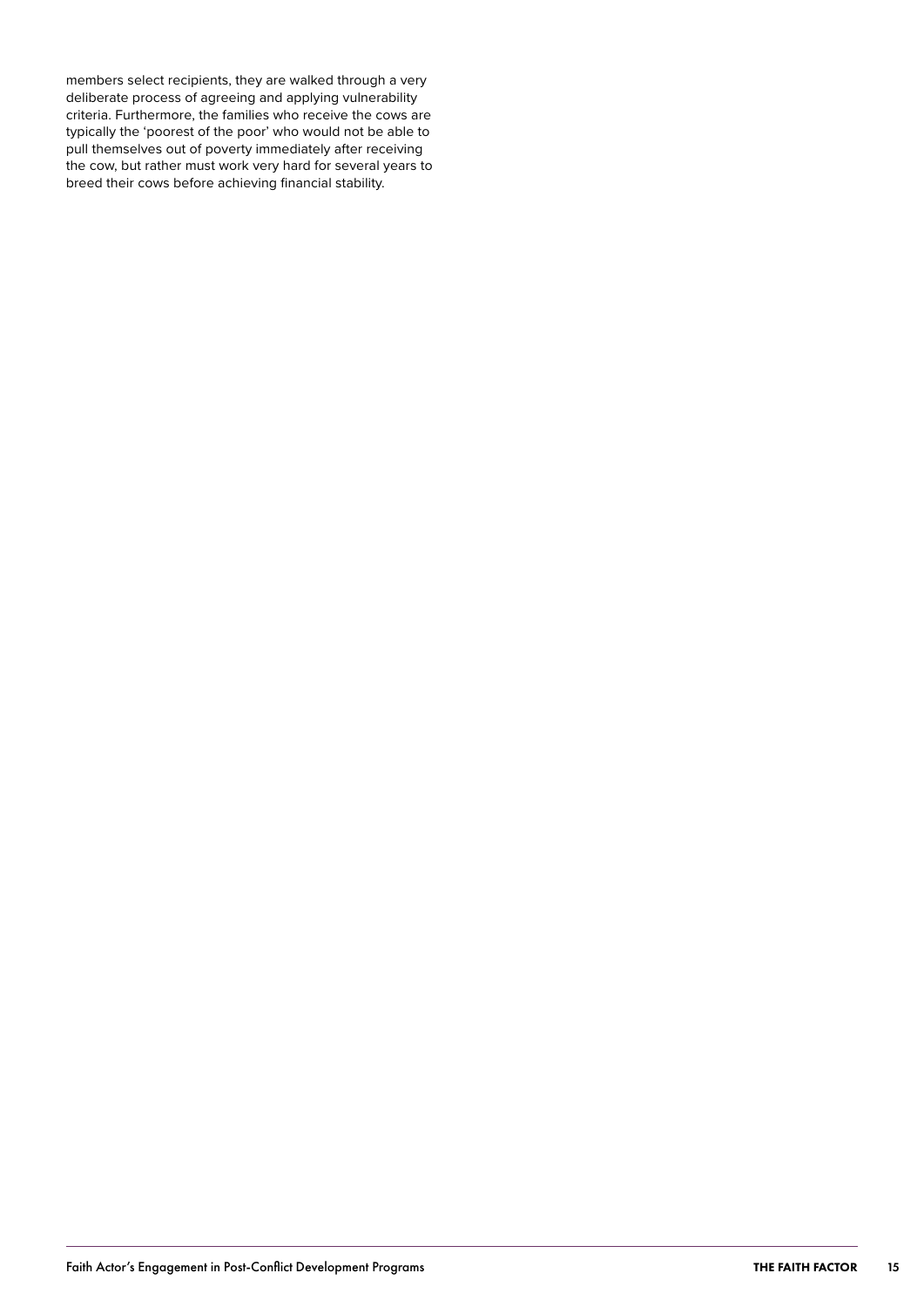members select recipients, they are walked through a very deliberate process of agreeing and applying vulnerability criteria. Furthermore, the families who receive the cows are typically the 'poorest of the poor' who would not be able to pull themselves out of poverty immediately after receiving the cow, but rather must work very hard for several years to breed their cows before achieving financial stability.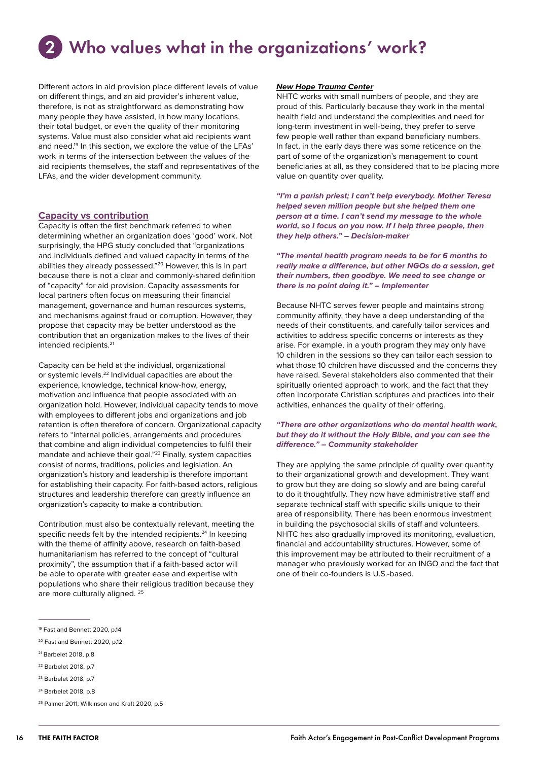# 2 Who values what in the organizations' work?

Different actors in aid provision place different levels of value on different things, and an aid provider's inherent value, therefore, is not as straightforward as demonstrating how many people they have assisted, in how many locations, their total budget, or even the quality of their monitoring systems. Value must also consider what aid recipients want and need.[19] In this section, we explore the value of the LFAs' work in terms of the intersection between the values of the aid recipients themselves, the staff and representatives of the LFAs, and the wider development community.

## Capacity vs contribution

Capacity is often the first benchmark referred to when determining whether an organization does 'good' work. Not surprisingly, the HPG study concluded that "organizations and individuals defined and valued capacity in terms of the abilities they already possessed."[20] However, this is in part because there is not a clear and commonly-shared definition of "capacity" for aid provision. Capacity assessments for local partners often focus on measuring their financial management, governance and human resources systems, and mechanisms against fraud or corruption. However, they propose that capacity may be better understood as the contribution that an organization makes to the lives of their intended recipients.[21]

Capacity can be held at the individual, organizational or systemic levels.[22] Individual capacities are about the experience, knowledge, technical know-how, energy, motivation and influence that people associated with an organization hold. However, individual capacity tends to move with employees to different jobs and organizations and job retention is often therefore of concern. Organizational capacity refers to "internal policies, arrangements and procedures that combine and align individual competencies to fulfil their mandate and achieve their goal."[23] Finally, system capacities consist of norms, traditions, policies and legislation. An organization's history and leadership is therefore important for establishing their capacity. For faith-based actors, religious structures and leadership therefore can greatly influence an organization's capacity to make a contribution.

Contribution must also be contextually relevant, meeting the specific needs felt by the intended recipients.[24] In keeping with the theme of affinity above, research on faith-based humanitarianism has referred to the concept of "cultural proximity", the assumption that if a faith-based actor will be able to operate with greater ease and expertise with populations who share their religious tradition because they are more culturally aligned.[25]

### *New Hope Trauma Center*

NHTC works with small numbers of people, and they are proud of this. Particularly because they work in the mental health field and understand the complexities and need for long-term investment in well-being, they prefer to serve few people well rather than expand beneficiary numbers. In fact, in the early days there was some reticence on the part of some of the organization's management to count beneficiaries at all, as they considered that to be placing more value on quantity over quality.

***"I'm a parish priest; I can't help everybody. Mother Teresa helped seven million people but she helped them one person at a time. I can't send my message to the whole world, so I focus on you now. If I help three people, then they help others." – Decision-maker***

***"The mental health program needs to be for 6 months to really make a difference, but other NGOs do a session, get their numbers, then goodbye. We need to see change or there is no point doing it." – Implementer***

Because NHTC serves fewer people and maintains strong community affinity, they have a deep understanding of the needs of their constituents, and carefully tailor services and activities to address specific concerns or interests as they arise. For example, in a youth program they may only have 10 children in the sessions so they can tailor each session to what those 10 children have discussed and the concerns they have raised. Several stakeholders also commented that their spiritually oriented approach to work, and the fact that they often incorporate Christian scriptures and practices into their activities, enhances the quality of their offering.

***"There are other organizations who do mental health work, but they do it without the Holy Bible, and you can see the difference." – Community stakeholder***

They are applying the same principle of quality over quantity to their organizational growth and development. They want to grow but they are doing so slowly and are being careful to do it thoughtfully. They now have administrative staff and separate technical staff with specific skills unique to their area of responsibility. There has been enormous investment in building the psychosocial skills of staff and volunteers. NHTC has also gradually improved its monitoring, evaluation, financial and accountability structures. However, some of this improvement may be attributed to their recruitment of a manager who previously worked for an INGO and the fact that one of their co-founders is U.S.-based.

---

[19] Fast and Bennett 2020, p.14

[20] Fast and Bennett 2020, p.12

[21] Barbelet 2018, p.8

[22] Barbelet 2018, p.7

[23] Barbelet 2018, p.7

[24] Barbelet 2018, p.8

[25] Palmer 2011; Wilkinson and Kraft 2020, p.5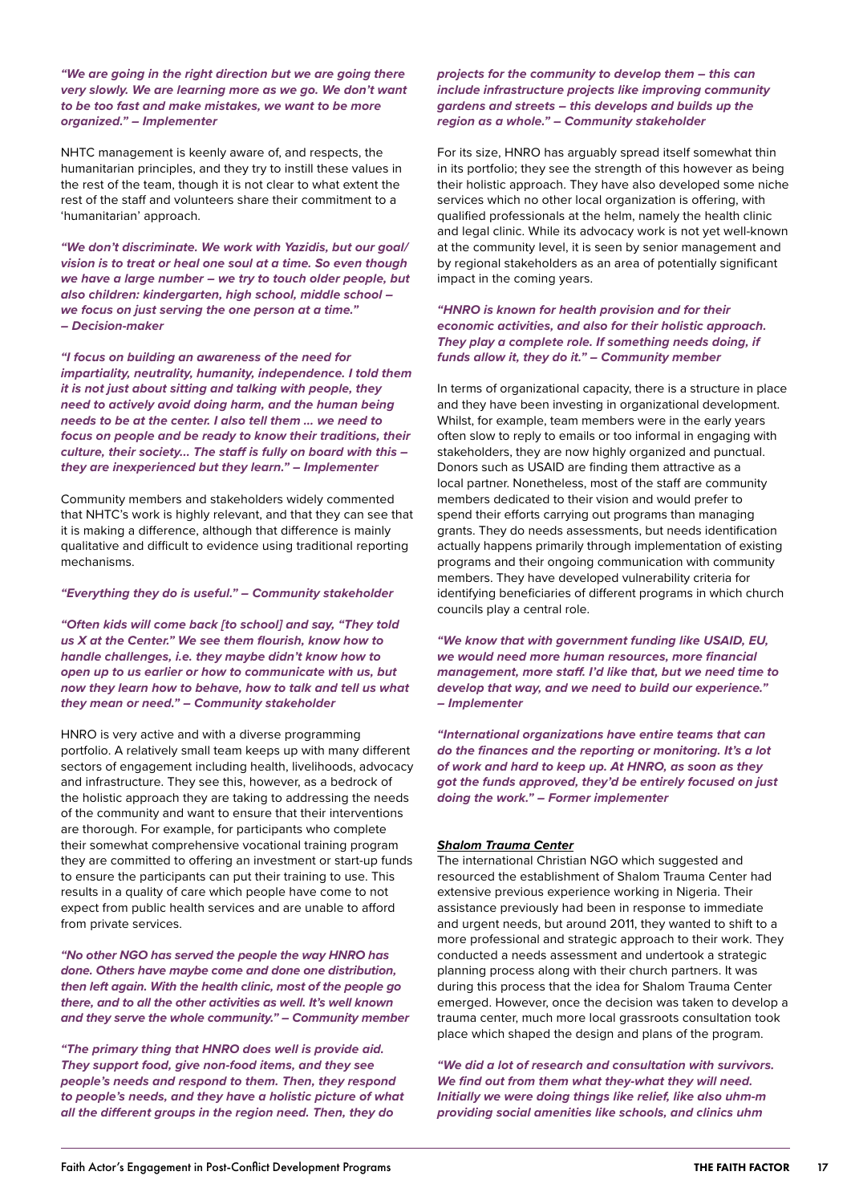***"We are going in the right direction but we are going there very slowly. We are learning more as we go. We don't want to be too fast and make mistakes, we want to be more organized." – Implementer***

NHTC management is keenly aware of, and respects, the humanitarian principles, and they try to instill these values in the rest of the team, though it is not clear to what extent the rest of the staff and volunteers share their commitment to a 'humanitarian' approach.

***"We don't discriminate. We work with Yazidis, but our goal/vision is to treat or heal one soul at a time. So even though we have a large number – we try to touch older people, but also children: kindergarten, high school, middle school – we focus on just serving the one person at a time." – Decision-maker***

***"I focus on building an awareness of the need for impartiality, neutrality, humanity, independence. I told them it is not just about sitting and talking with people, they need to actively avoid doing harm, and the human being needs to be at the center. I also tell them ... we need to focus on people and be ready to know their traditions, their culture, their society... The staff is fully on board with this – they are inexperienced but they learn." – Implementer***

Community members and stakeholders widely commented that NHTC's work is highly relevant, and that they can see that it is making a difference, although that difference is mainly qualitative and difficult to evidence using traditional reporting mechanisms.

***"Everything they do is useful." – Community stakeholder***

***"Often kids will come back [to school] and say, "They told us X at the Center." We see them flourish, know how to handle challenges, i.e. they maybe didn't know how to open up to us earlier or how to communicate with us, but now they learn how to behave, how to talk and tell us what they mean or need." – Community stakeholder***

HNRO is very active and with a diverse programming portfolio. A relatively small team keeps up with many different sectors of engagement including health, livelihoods, advocacy and infrastructure. They see this, however, as a bedrock of the holistic approach they are taking to addressing the needs of the community and want to ensure that their interventions are thorough. For example, for participants who complete their somewhat comprehensive vocational training program they are committed to offering an investment or start-up funds to ensure the participants can put their training to use. This results in a quality of care which people have come to not expect from public health services and are unable to afford from private services.

***"No other NGO has served the people the way HNRO has done. Others have maybe come and done one distribution, then left again. With the health clinic, most of the people go there, and to all the other activities as well. It's well known and they serve the whole community." – Community member***

***"The primary thing that HNRO does well is provide aid. They support food, give non-food items, and they see people's needs and respond to them. Then, they respond to people's needs, and they have a holistic picture of what all the different groups in the region need. Then, they do projects for the community to develop them – this can include infrastructure projects like improving community gardens and streets – this develops and builds up the region as a whole." – Community stakeholder***

For its size, HNRO has arguably spread itself somewhat thin in its portfolio; they see the strength of this however as being their holistic approach. They have also developed some niche services which no other local organization is offering, with qualified professionals at the helm, namely the health clinic and legal clinic. While its advocacy work is not yet well-known at the community level, it is seen by senior management and by regional stakeholders as an area of potentially significant impact in the coming years.

***"HNRO is known for health provision and for their economic activities, and also for their holistic approach. They play a complete role. If something needs doing, if funds allow it, they do it." – Community member***

In terms of organizational capacity, there is a structure in place and they have been investing in organizational development. Whilst, for example, team members were in the early years often slow to reply to emails or too informal in engaging with stakeholders, they are now highly organized and punctual. Donors such as USAID are finding them attractive as a local partner. Nonetheless, most of the staff are community members dedicated to their vision and would prefer to spend their efforts carrying out programs than managing grants. They do needs assessments, but needs identification actually happens primarily through implementation of existing programs and their ongoing communication with community members. They have developed vulnerability criteria for identifying beneficiaries of different programs in which church councils play a central role.

***"We know that with government funding like USAID, EU, we would need more human resources, more financial management, more staff. I'd like that, but we need time to develop that way, and we need to build our experience." – Implementer***

***"International organizations have entire teams that can do the finances and the reporting or monitoring. It's a lot of work and hard to keep up. At HNRO, as soon as they got the funds approved, they'd be entirely focused on just doing the work." – Former implementer***

***Shalom Trauma Center***

The international Christian NGO which suggested and resourced the establishment of Shalom Trauma Center had extensive previous experience working in Nigeria. Their assistance previously had been in response to immediate and urgent needs, but around 2011, they wanted to shift to a more professional and strategic approach to their work. They conducted a needs assessment and undertook a strategic planning process along with their church partners. It was during this process that the idea for Shalom Trauma Center emerged. However, once the decision was taken to develop a trauma center, much more local grassroots consultation took place which shaped the design and plans of the program.

***"We did a lot of research and consultation with survivors. We find out from them what they-what they will need. Initially we were doing things like relief, like also uhm-m providing social amenities like schools, and clinics uhm***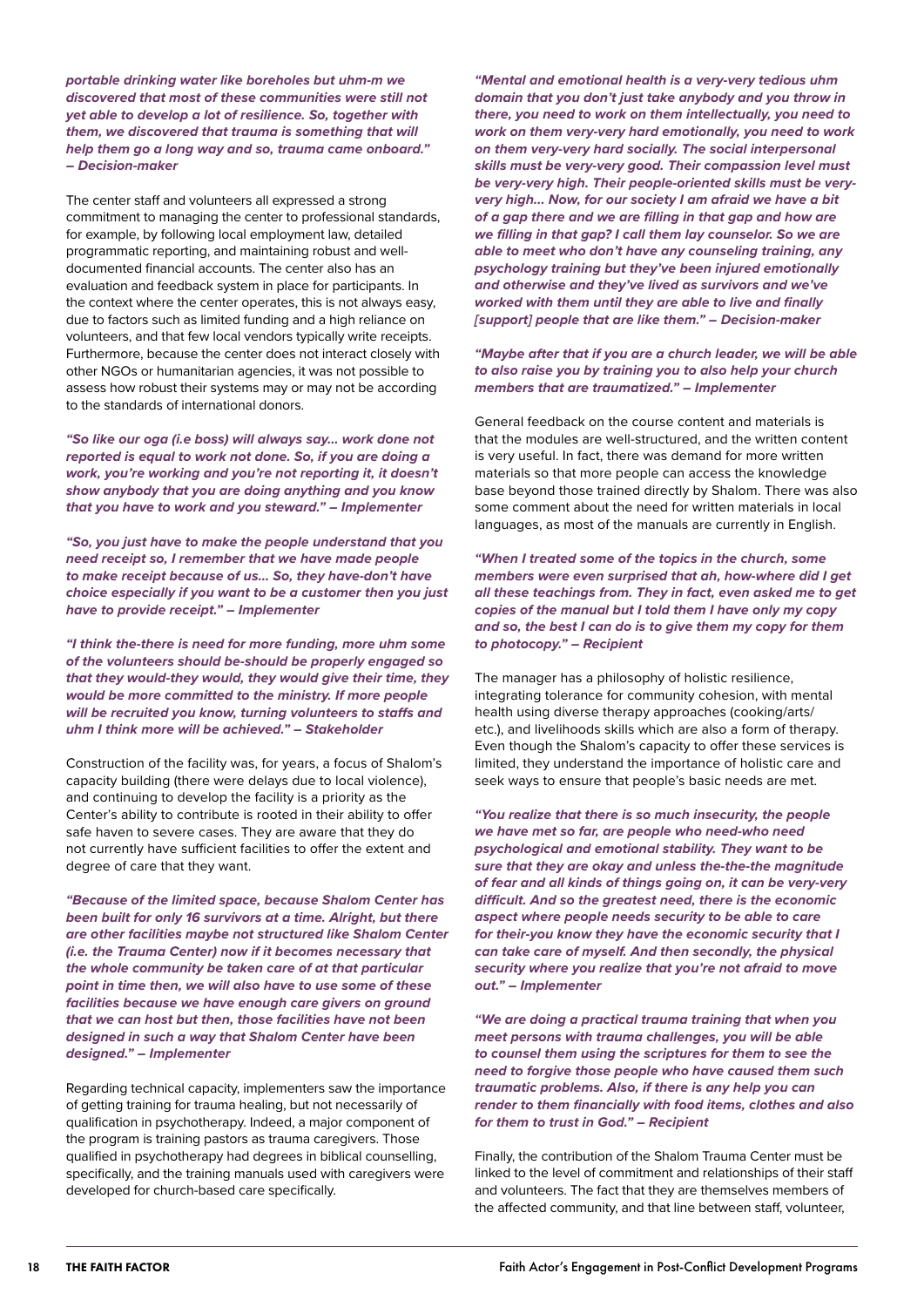***portable drinking water like boreholes but uhm-m we discovered that most of these communities were still not yet able to develop a lot of resilience. So, together with them, we discovered that trauma is something that will help them go a long way and so, trauma came onboard." – Decision-maker***

The center staff and volunteers all expressed a strong commitment to managing the center to professional standards, for example, by following local employment law, detailed programmatic reporting, and maintaining robust and well-documented financial accounts. The center also has an evaluation and feedback system in place for participants. In the context where the center operates, this is not always easy, due to factors such as limited funding and a high reliance on volunteers, and that few local vendors typically write receipts. Furthermore, because the center does not interact closely with other NGOs or humanitarian agencies, it was not possible to assess how robust their systems may or may not be according to the standards of international donors.

***"So like our oga (i.e boss) will always say… work done not reported is equal to work not done. So, if you are doing a work, you're working and you're not reporting it, it doesn't show anybody that you are doing anything and you know that you have to work and you steward." – Implementer***

***"So, you just have to make the people understand that you need receipt so, I remember that we have made people to make receipt because of us… So, they have-don't have choice especially if you want to be a customer then you just have to provide receipt." – Implementer***

***"I think the-there is need for more funding, more uhm some of the volunteers should be-should be properly engaged so that they would-they would, they would give their time, they would be more committed to the ministry. If more people will be recruited you know, turning volunteers to staffs and uhm I think more will be achieved." – Stakeholder***

Construction of the facility was, for years, a focus of Shalom's capacity building (there were delays due to local violence), and continuing to develop the facility is a priority as the Center's ability to contribute is rooted in their ability to offer safe haven to severe cases. They are aware that they do not currently have sufficient facilities to offer the extent and degree of care that they want.

***"Because of the limited space, because Shalom Center has been built for only 16 survivors at a time. Alright, but there are other facilities maybe not structured like Shalom Center (i.e. the Trauma Center) now if it becomes necessary that the whole community be taken care of at that particular point in time then, we will also have to use some of these facilities because we have enough care givers on ground that we can host but then, those facilities have not been designed in such a way that Shalom Center have been designed." – Implementer***

Regarding technical capacity, implementers saw the importance of getting training for trauma healing, but not necessarily of qualification in psychotherapy. Indeed, a major component of the program is training pastors as trauma caregivers. Those qualified in psychotherapy had degrees in biblical counselling, specifically, and the training manuals used with caregivers were developed for church-based care specifically.

***"Mental and emotional health is a very-very tedious uhm domain that you don't just take anybody and you throw in there, you need to work on them intellectually, you need to work on them very-very hard emotionally, you need to work on them very-very hard socially. The social interpersonal skills must be very-very good. Their compassion level must be very-very high. Their people-oriented skills must be very-very high… Now, for our society I am afraid we have a bit of a gap there and we are filling in that gap and how are we filling in that gap? I call them lay counselor. So we are able to meet who don't have any counseling training, any psychology training but they've been injured emotionally and otherwise and they've lived as survivors and we've worked with them until they are able to live and finally [support] people that are like them." – Decision-maker***

***"Maybe after that if you are a church leader, we will be able to also raise you by training you to also help your church members that are traumatized." – Implementer***

General feedback on the course content and materials is that the modules are well-structured, and the written content is very useful. In fact, there was demand for more written materials so that more people can access the knowledge base beyond those trained directly by Shalom. There was also some comment about the need for written materials in local languages, as most of the manuals are currently in English.

***"When I treated some of the topics in the church, some members were even surprised that ah, how-where did I get all these teachings from. They in fact, even asked me to get copies of the manual but I told them I have only my copy and so, the best I can do is to give them my copy for them to photocopy." – Recipient***

The manager has a philosophy of holistic resilience, integrating tolerance for community cohesion, with mental health using diverse therapy approaches (cooking/arts/etc.), and livelihoods skills which are also a form of therapy. Even though the Shalom's capacity to offer these services is limited, they understand the importance of holistic care and seek ways to ensure that people's basic needs are met.

***"You realize that there is so much insecurity, the people we have met so far, are people who need-who need psychological and emotional stability. They want to be sure that they are okay and unless the-the-the magnitude of fear and all kinds of things going on, it can be very-very difficult. And so the greatest need, there is the economic aspect where people needs security to be able to care for their-you know they have the economic security that I can take care of myself. And then secondly, the physical security where you realize that you're not afraid to move out." – Implementer***

***"We are doing a practical trauma training that when you meet persons with trauma challenges, you will be able to counsel them using the scriptures for them to see the need to forgive those people who have caused them such traumatic problems. Also, if there is any help you can render to them financially with food items, clothes and also for them to trust in God." – Recipient***

Finally, the contribution of the Shalom Trauma Center must be linked to the level of commitment and relationships of their staff and volunteers. The fact that they are themselves members of the affected community, and that line between staff, volunteer,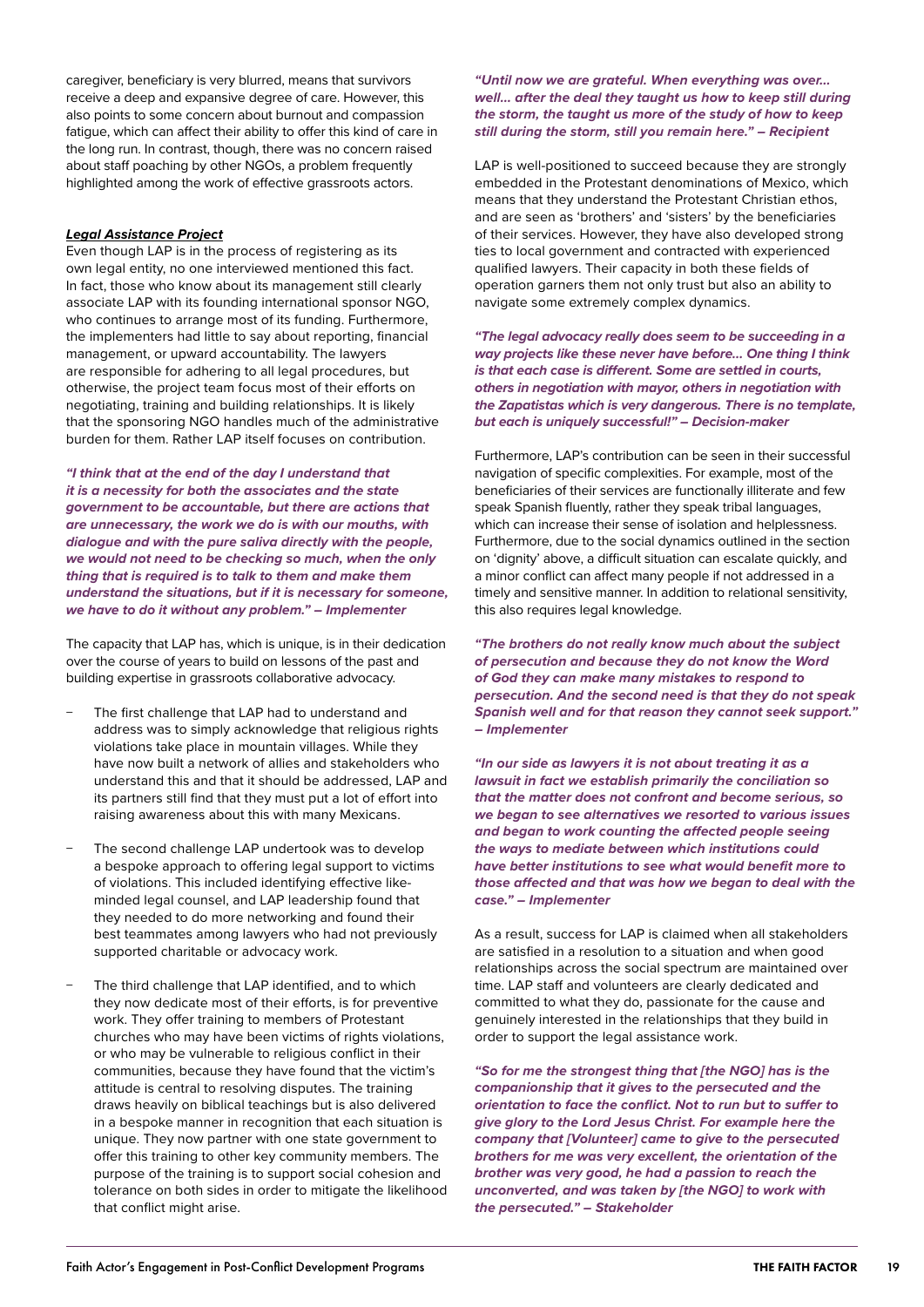caregiver, beneficiary is very blurred, means that survivors receive a deep and expansive degree of care. However, this also points to some concern about burnout and compassion fatigue, which can affect their ability to offer this kind of care in the long run. In contrast, though, there was no concern raised about staff poaching by other NGOs, a problem frequently highlighted among the work of effective grassroots actors.

***Legal Assistance Project***

Even though LAP is in the process of registering as its own legal entity, no one interviewed mentioned this fact. In fact, those who know about its management still clearly associate LAP with its founding international sponsor NGO, who continues to arrange most of its funding. Furthermore, the implementers had little to say about reporting, financial management, or upward accountability. The lawyers are responsible for adhering to all legal procedures, but otherwise, the project team focus most of their efforts on negotiating, training and building relationships. It is likely that the sponsoring NGO handles much of the administrative burden for them. Rather LAP itself focuses on contribution.

***"I think that at the end of the day I understand that it is a necessity for both the associates and the state government to be accountable, but there are actions that are unnecessary, the work we do is with our mouths, with dialogue and with the pure saliva directly with the people, we would not need to be checking so much, when the only thing that is required is to talk to them and make them understand the situations, but if it is necessary for someone, we have to do it without any problem." – Implementer***

The capacity that LAP has, which is unique, is in their dedication over the course of years to build on lessons of the past and building expertise in grassroots collaborative advocacy.

- The first challenge that LAP had to understand and address was to simply acknowledge that religious rights violations take place in mountain villages. While they have now built a network of allies and stakeholders who understand this and that it should be addressed, LAP and its partners still find that they must put a lot of effort into raising awareness about this with many Mexicans.
- The second challenge LAP undertook was to develop a bespoke approach to offering legal support to victims of violations. This included identifying effective like-minded legal counsel, and LAP leadership found that they needed to do more networking and found their best teammates among lawyers who had not previously supported charitable or advocacy work.
- The third challenge that LAP identified, and to which they now dedicate most of their efforts, is for preventive work. They offer training to members of Protestant churches who may have been victims of rights violations, or who may be vulnerable to religious conflict in their communities, because they have found that the victim's attitude is central to resolving disputes. The training draws heavily on biblical teachings but is also delivered in a bespoke manner in recognition that each situation is unique. They now partner with one state government to offer this training to other key community members. The purpose of the training is to support social cohesion and tolerance on both sides in order to mitigate the likelihood that conflict might arise.

***"Until now we are grateful. When everything was over... well... after the deal they taught us how to keep still during the storm, the taught us more of the study of how to keep still during the storm, still you remain here." – Recipient***

LAP is well-positioned to succeed because they are strongly embedded in the Protestant denominations of Mexico, which means that they understand the Protestant Christian ethos, and are seen as 'brothers' and 'sisters' by the beneficiaries of their services. However, they have also developed strong ties to local government and contracted with experienced qualified lawyers. Their capacity in both these fields of operation garners them not only trust but also an ability to navigate some extremely complex dynamics.

***"The legal advocacy really does seem to be succeeding in a way projects like these never have before... One thing I think is that each case is different. Some are settled in courts, others in negotiation with mayor, others in negotiation with the Zapatistas which is very dangerous. There is no template, but each is uniquely successful!" – Decision-maker***

Furthermore, LAP's contribution can be seen in their successful navigation of specific complexities. For example, most of the beneficiaries of their services are functionally illiterate and few speak Spanish fluently, rather they speak tribal languages, which can increase their sense of isolation and helplessness. Furthermore, due to the social dynamics outlined in the section on 'dignity' above, a difficult situation can escalate quickly, and a minor conflict can affect many people if not addressed in a timely and sensitive manner. In addition to relational sensitivity, this also requires legal knowledge.

***"The brothers do not really know much about the subject of persecution and because they do not know the Word of God they can make many mistakes to respond to persecution. And the second need is that they do not speak Spanish well and for that reason they cannot seek support." – Implementer***

***"In our side as lawyers it is not about treating it as a lawsuit in fact we establish primarily the conciliation so that the matter does not confront and become serious, so we began to see alternatives we resorted to various issues and began to work counting the affected people seeing the ways to mediate between which institutions could have better institutions to see what would benefit more to those affected and that was how we began to deal with the case." – Implementer***

As a result, success for LAP is claimed when all stakeholders are satisfied in a resolution to a situation and when good relationships across the social spectrum are maintained over time. LAP staff and volunteers are clearly dedicated and committed to what they do, passionate for the cause and genuinely interested in the relationships that they build in order to support the legal assistance work.

***"So for me the strongest thing that [the NGO] has is the companionship that it gives to the persecuted and the orientation to face the conflict. Not to run but to suffer to give glory to the Lord Jesus Christ. For example here the company that [Volunteer] came to give to the persecuted brothers for me was very excellent, the orientation of the brother was very good, he had a passion to reach the unconverted, and was taken by [the NGO] to work with the persecuted." – Stakeholder***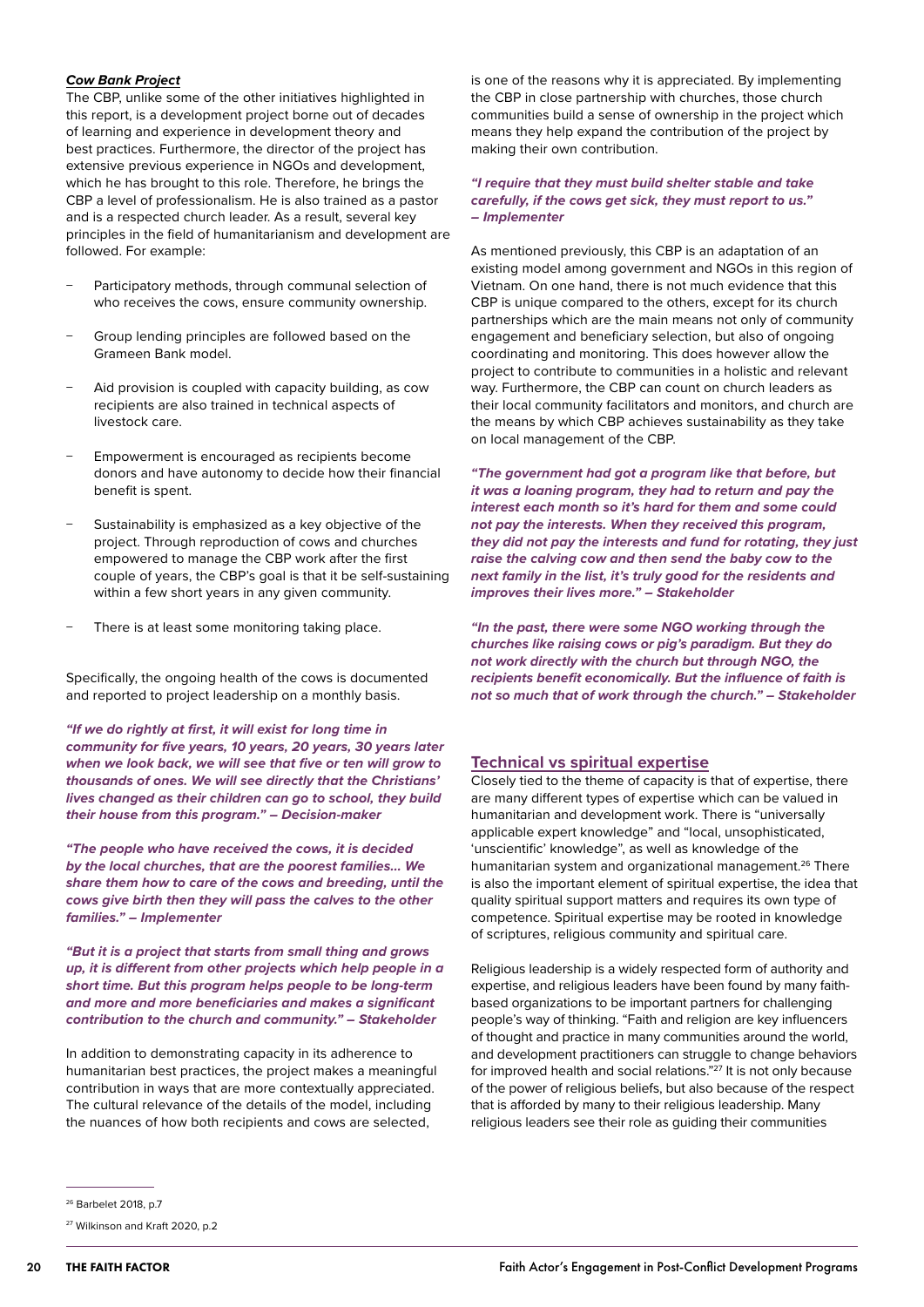***Cow Bank Project***

The CBP, unlike some of the other initiatives highlighted in this report, is a development project borne out of decades of learning and experience in development theory and best practices. Furthermore, the director of the project has extensive previous experience in NGOs and development, which he has brought to this role. Therefore, he brings the CBP a level of professionalism. He is also trained as a pastor and is a respected church leader. As a result, several key principles in the field of humanitarianism and development are followed. For example:

- Participatory methods, through communal selection of who receives the cows, ensure community ownership.
- Group lending principles are followed based on the Grameen Bank model.
- Aid provision is coupled with capacity building, as cow recipients are also trained in technical aspects of livestock care.
- Empowerment is encouraged as recipients become donors and have autonomy to decide how their financial benefit is spent.
- Sustainability is emphasized as a key objective of the project. Through reproduction of cows and churches empowered to manage the CBP work after the first couple of years, the CBP's goal is that it be self-sustaining within a few short years in any given community.
- There is at least some monitoring taking place.

Specifically, the ongoing health of the cows is documented and reported to project leadership on a monthly basis.

***"If we do rightly at first, it will exist for long time in community for five years, 10 years, 20 years, 30 years later when we look back, we will see that five or ten will grow to thousands of ones. We will see directly that the Christians' lives changed as their children can go to school, they build their house from this program." – Decision-maker***

***"The people who have received the cows, it is decided by the local churches, that are the poorest families... We share them how to care of the cows and breeding, until the cows give birth then they will pass the calves to the other families." – Implementer***

***"But it is a project that starts from small thing and grows up, it is different from other projects which help people in a short time. But this program helps people to be long-term and more and more beneficiaries and makes a significant contribution to the church and community." – Stakeholder***

In addition to demonstrating capacity in its adherence to humanitarian best practices, the project makes a meaningful contribution in ways that are more contextually appreciated. The cultural relevance of the details of the model, including the nuances of how both recipients and cows are selected, is one of the reasons why it is appreciated. By implementing the CBP in close partnership with churches, those church communities build a sense of ownership in the project which means they help expand the contribution of the project by making their own contribution.

***"I require that they must build shelter stable and take carefully, if the cows get sick, they must report to us." – Implementer***

As mentioned previously, this CBP is an adaptation of an existing model among government and NGOs in this region of Vietnam. On one hand, there is not much evidence that this CBP is unique compared to the others, except for its church partnerships which are the main means not only of community engagement and beneficiary selection, but also of ongoing coordinating and monitoring. This does however allow the project to contribute to communities in a holistic and relevant way. Furthermore, the CBP can count on church leaders as their local community facilitators and monitors, and church are the means by which CBP achieves sustainability as they take on local management of the CBP.

***"The government had got a program like that before, but it was a loaning program, they had to return and pay the interest each month so it's hard for them and some could not pay the interests. When they received this program, they did not pay the interests and fund for rotating, they just raise the calving cow and then send the baby cow to the next family in the list, it's truly good for the residents and improves their lives more." – Stakeholder***

***"In the past, there were some NGO working through the churches like raising cows or pig's paradigm. But they do not work directly with the church but through NGO, the recipients benefit economically. But the influence of faith is not so much that of work through the church." – Stakeholder***

## Technical vs spiritual expertise

Closely tied to the theme of capacity is that of expertise, there are many different types of expertise which can be valued in humanitarian and development work. There is "universally applicable expert knowledge" and "local, unsophisticated, 'unscientific' knowledge", as well as knowledge of the humanitarian system and organizational management.[26] There is also the important element of spiritual expertise, the idea that quality spiritual support matters and requires its own type of competence. Spiritual expertise may be rooted in knowledge of scriptures, religious community and spiritual care.

Religious leadership is a widely respected form of authority and expertise, and religious leaders have been found by many faith-based organizations to be important partners for challenging people's way of thinking. "Faith and religion are key influencers of thought and practice in many communities around the world, and development practitioners can struggle to change behaviors for improved health and social relations."[27] It is not only because of the power of religious beliefs, but also because of the respect that is afforded by many to their religious leadership. Many religious leaders see their role as guiding their communities

[26] Barbelet 2018, p.7

[27] Wilkinson and Kraft 2020, p.2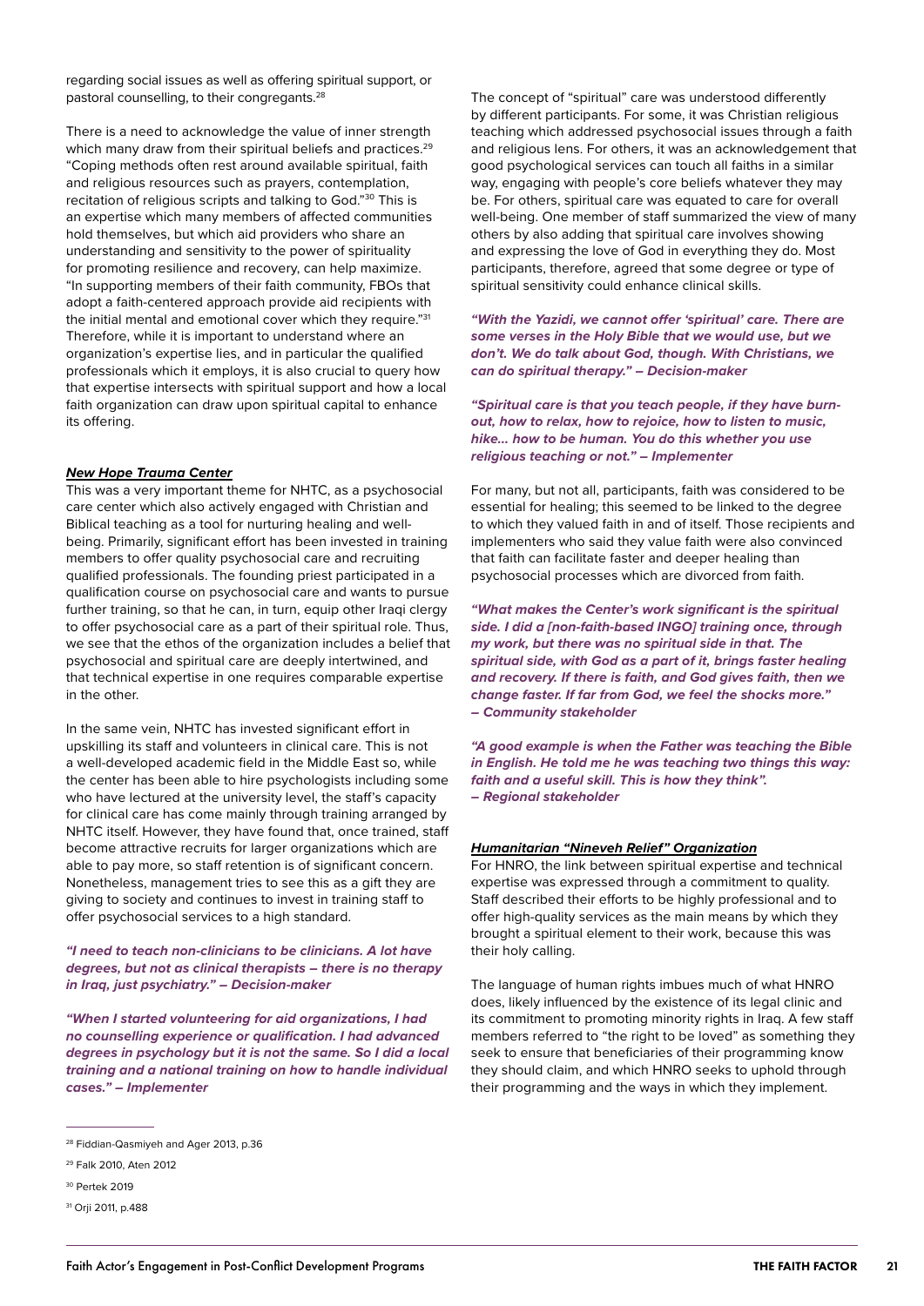regarding social issues as well as offering spiritual support, or pastoral counselling, to their congregants.[28]

There is a need to acknowledge the value of inner strength which many draw from their spiritual beliefs and practices.[29] "Coping methods often rest around available spiritual, faith and religious resources such as prayers, contemplation, recitation of religious scripts and talking to God."[30] This is an expertise which many members of affected communities hold themselves, but which aid providers who share an understanding and sensitivity to the power of spirituality for promoting resilience and recovery, can help maximize. "In supporting members of their faith community, FBOs that adopt a faith-centered approach provide aid recipients with the initial mental and emotional cover which they require."[31] Therefore, while it is important to understand where an organization's expertise lies, and in particular the qualified professionals which it employs, it is also crucial to query how that expertise intersects with spiritual support and how a local faith organization can draw upon spiritual capital to enhance its offering.

***New Hope Trauma Center***

This was a very important theme for NHTC, as a psychosocial care center which also actively engaged with Christian and Biblical teaching as a tool for nurturing healing and well-being. Primarily, significant effort has been invested in training members to offer quality psychosocial care and recruiting qualified professionals. The founding priest participated in a qualification course on psychosocial care and wants to pursue further training, so that he can, in turn, equip other Iraqi clergy to offer psychosocial care as a part of their spiritual role. Thus, we see that the ethos of the organization includes a belief that psychosocial and spiritual care are deeply intertwined, and that technical expertise in one requires comparable expertise in the other.

In the same vein, NHTC has invested significant effort in upskilling its staff and volunteers in clinical care. This is not a well-developed academic field in the Middle East so, while the center has been able to hire psychologists including some who have lectured at the university level, the staff's capacity for clinical care has come mainly through training arranged by NHTC itself. However, they have found that, once trained, staff become attractive recruits for larger organizations which are able to pay more, so staff retention is of significant concern. Nonetheless, management tries to see this as a gift they are giving to society and continues to invest in training staff to offer psychosocial services to a high standard.

***"I need to teach non-clinicians to be clinicians. A lot have degrees, but not as clinical therapists – there is no therapy in Iraq, just psychiatry." – Decision-maker***

***"When I started volunteering for aid organizations, I had no counselling experience or qualification. I had advanced degrees in psychology but it is not the same. So I did a local training and a national training on how to handle individual cases." – Implementer***

The concept of "spiritual" care was understood differently by different participants. For some, it was Christian religious teaching which addressed psychosocial issues through a faith and religious lens. For others, it was an acknowledgement that good psychological services can touch all faiths in a similar way, engaging with people's core beliefs whatever they may be. For others, spiritual care was equated to care for overall well-being. One member of staff summarized the view of many others by also adding that spiritual care involves showing and expressing the love of God in everything they do. Most participants, therefore, agreed that some degree or type of spiritual sensitivity could enhance clinical skills.

***"With the Yazidi, we cannot offer 'spiritual' care. There are some verses in the Holy Bible that we would use, but we don't. We do talk about God, though. With Christians, we can do spiritual therapy." – Decision-maker***

***"Spiritual care is that you teach people, if they have burn-out, how to relax, how to rejoice, how to listen to music, hike… how to be human. You do this whether you use religious teaching or not." – Implementer***

For many, but not all, participants, faith was considered to be essential for healing; this seemed to be linked to the degree to which they valued faith in and of itself. Those recipients and implementers who said they value faith were also convinced that faith can facilitate faster and deeper healing than psychosocial processes which are divorced from faith.

***"What makes the Center's work significant is the spiritual side. I did a [non-faith-based INGO] training once, through my work, but there was no spiritual side in that. The spiritual side, with God as a part of it, brings faster healing and recovery. If there is faith, and God gives faith, then we change faster. If far from God, we feel the shocks more." – Community stakeholder***

***"A good example is when the Father was teaching the Bible in English. He told me he was teaching two things this way: faith and a useful skill. This is how they think". – Regional stakeholder***

***Humanitarian "Nineveh Relief" Organization***

For HNRO, the link between spiritual expertise and technical expertise was expressed through a commitment to quality. Staff described their efforts to be highly professional and to offer high-quality services as the main means by which they brought a spiritual element to their work, because this was their holy calling.

The language of human rights imbues much of what HNRO does, likely influenced by the existence of its legal clinic and its commitment to promoting minority rights in Iraq. A few staff members referred to "the right to be loved" as something they seek to ensure that beneficiaries of their programming know they should claim, and which HNRO seeks to uphold through their programming and the ways in which they implement.

---

[28] Fiddian-Qasmiyeh and Ager 2013, p.36

[29] Falk 2010, Aten 2012

[30] Pertek 2019

[31] Orji 2011, p.488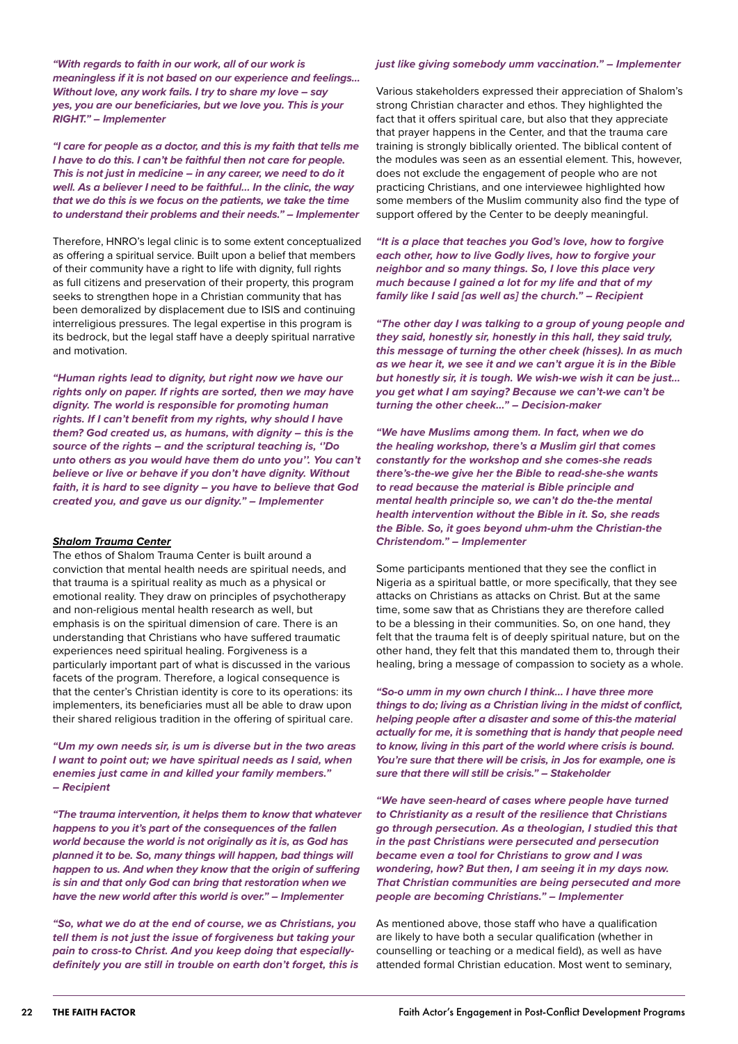***"With regards to faith in our work, all of our work is meaningless if it is not based on our experience and feelings... Without love, any work fails. I try to share my love – say yes, you are our beneficiaries, but we love you. This is your RIGHT." – Implementer***

***"I care for people as a doctor, and this is my faith that tells me I have to do this. I can't be faithful then not care for people. This is not just in medicine – in any career, we need to do it well. As a believer I need to be faithful... In the clinic, the way that we do this is we focus on the patients, we take the time to understand their problems and their needs." – Implementer***

Therefore, HNRO's legal clinic is to some extent conceptualized as offering a spiritual service. Built upon a belief that members of their community have a right to life with dignity, full rights as full citizens and preservation of their property, this program seeks to strengthen hope in a Christian community that has been demoralized by displacement due to ISIS and continuing interreligious pressures. The legal expertise in this program is its bedrock, but the legal staff have a deeply spiritual narrative and motivation.

***"Human rights lead to dignity, but right now we have our rights only on paper. If rights are sorted, then we may have dignity. The world is responsible for promoting human rights. If I can't benefit from my rights, why should I have them? God created us, as humans, with dignity – this is the source of the rights – and the scriptural teaching is, ''Do unto others as you would have them do unto you''. You can't believe or live or behave if you don't have dignity. Without faith, it is hard to see dignity – you have to believe that God created you, and gave us our dignity." – Implementer***

### ***Shalom Trauma Center***

The ethos of Shalom Trauma Center is built around a conviction that mental health needs are spiritual needs, and that trauma is a spiritual reality as much as a physical or emotional reality. They draw on principles of psychotherapy and non-religious mental health research as well, but emphasis is on the spiritual dimension of care. There is an understanding that Christians who have suffered traumatic experiences need spiritual healing. Forgiveness is a particularly important part of what is discussed in the various facets of the program. Therefore, a logical consequence is that the center's Christian identity is core to its operations: its implementers, its beneficiaries must all be able to draw upon their shared religious tradition in the offering of spiritual care.

***"Um my own needs sir, is um is diverse but in the two areas I want to point out; we have spiritual needs as I said, when enemies just came in and killed your family members." – Recipient***

***"The trauma intervention, it helps them to know that whatever happens to you it's part of the consequences of the fallen world because the world is not originally as it is, as God has planned it to be. So, many things will happen, bad things will happen to us. And when they know that the origin of suffering is sin and that only God can bring that restoration when we have the new world after this world is over." – Implementer***

***"So, what we do at the end of course, we as Christians, you tell them is not just the issue of forgiveness but taking your pain to cross-to Christ. And you keep doing that especially-definitely you are still in trouble on earth don't forget, this is just like giving somebody umm vaccination." – Implementer***

Various stakeholders expressed their appreciation of Shalom's strong Christian character and ethos. They highlighted the fact that it offers spiritual care, but also that they appreciate that prayer happens in the Center, and that the trauma care training is strongly biblically oriented. The biblical content of the modules was seen as an essential element. This, however, does not exclude the engagement of people who are not practicing Christians, and one interviewee highlighted how some members of the Muslim community also find the type of support offered by the Center to be deeply meaningful.

***"It is a place that teaches you God's love, how to forgive each other, how to live Godly lives, how to forgive your neighbor and so many things. So, I love this place very much because I gained a lot for my life and that of my family like I said [as well as] the church." – Recipient***

***"The other day I was talking to a group of young people and they said, honestly sir, honestly in this hall, they said truly, this message of turning the other cheek (hisses). In as much as we hear it, we see it and we can't argue it is in the Bible but honestly sir, it is tough. We wish-we wish it can be just... you get what I am saying? Because we can't-we can't be turning the other cheek..." – Decision-maker***

***"We have Muslims among them. In fact, when we do the healing workshop, there's a Muslim girl that comes constantly for the workshop and she comes-she reads there's-the-we give her the Bible to read-she-she wants to read because the material is Bible principle and mental health principle so, we can't do the-the mental health intervention without the Bible in it. So, she reads the Bible. So, it goes beyond uhm-uhm the Christian-the Christendom." – Implementer***

Some participants mentioned that they see the conflict in Nigeria as a spiritual battle, or more specifically, that they see attacks on Christians as attacks on Christ. But at the same time, some saw that as Christians they are therefore called to be a blessing in their communities. So, on one hand, they felt that the trauma felt is of deeply spiritual nature, but on the other hand, they felt that this mandated them to, through their healing, bring a message of compassion to society as a whole.

***"So-o umm in my own church I think... I have three more things to do; living as a Christian living in the midst of conflict, helping people after a disaster and some of this-the material actually for me, it is something that is handy that people need to know, living in this part of the world where crisis is bound. You're sure that there will be crisis, in Jos for example, one is sure that there will still be crisis." – Stakeholder***

***"We have seen-heard of cases where people have turned to Christianity as a result of the resilience that Christians go through persecution. As a theologian, I studied this that in the past Christians were persecuted and persecution became even a tool for Christians to grow and I was wondering, how? But then, I am seeing it in my days now. That Christian communities are being persecuted and more people are becoming Christians." – Implementer***

As mentioned above, those staff who have a qualification are likely to have both a secular qualification (whether in counselling or teaching or a medical field), as well as have attended formal Christian education. Most went to seminary,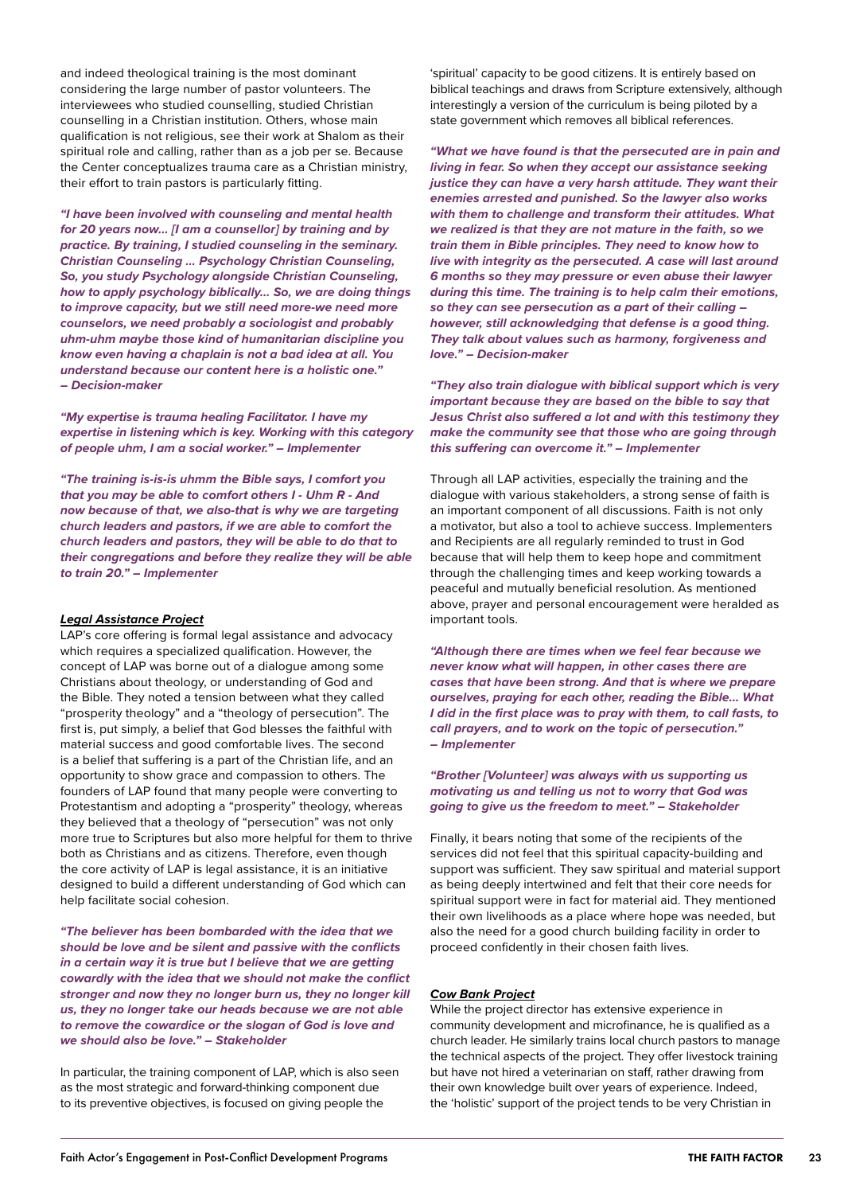and indeed theological training is the most dominant considering the large number of pastor volunteers. The interviewees who studied counselling, studied Christian counselling in a Christian institution. Others, whose main qualification is not religious, see their work at Shalom as their spiritual role and calling, rather than as a job per se. Because the Center conceptualizes trauma care as a Christian ministry, their effort to train pastors is particularly fitting.

***"I have been involved with counseling and mental health for 20 years now… [I am a counsellor] by training and by practice. By training, I studied counseling in the seminary. Christian Counseling … Psychology Christian Counseling, So, you study Psychology alongside Christian Counseling, how to apply psychology biblically… So, we are doing things to improve capacity, but we still need more-we need more counselors, we need probably a sociologist and probably uhm-uhm maybe those kind of humanitarian discipline you know even having a chaplain is not a bad idea at all. You understand because our content here is a holistic one." – Decision-maker***

***"My expertise is trauma healing Facilitator. I have my expertise in listening which is key. Working with this category of people uhm, I am a social worker." – Implementer***

***"The training is-is-is uhmm the Bible says, I comfort you that you may be able to comfort others I - Uhm R - And now because of that, we also-that is why we are targeting church leaders and pastors, if we are able to comfort the church leaders and pastors, they will be able to do that to their congregations and before they realize they will be able to train 20." – Implementer***

***Legal Assistance Project***

LAP's core offering is formal legal assistance and advocacy which requires a specialized qualification. However, the concept of LAP was borne out of a dialogue among some Christians about theology, or understanding of God and the Bible. They noted a tension between what they called "prosperity theology" and a "theology of persecution". The first is, put simply, a belief that God blesses the faithful with material success and good comfortable lives. The second is a belief that suffering is a part of the Christian life, and an opportunity to show grace and compassion to others. The founders of LAP found that many people were converting to Protestantism and adopting a "prosperity" theology, whereas they believed that a theology of "persecution" was not only more true to Scriptures but also more helpful for them to thrive both as Christians and as citizens. Therefore, even though the core activity of LAP is legal assistance, it is an initiative designed to build a different understanding of God which can help facilitate social cohesion.

***"The believer has been bombarded with the idea that we should be love and be silent and passive with the conflicts in a certain way it is true but I believe that we are getting cowardly with the idea that we should not make the conflict stronger and now they no longer burn us, they no longer kill us, they no longer take our heads because we are not able to remove the cowardice or the slogan of God is love and we should also be love." – Stakeholder***

In particular, the training component of LAP, which is also seen as the most strategic and forward-thinking component due to its preventive objectives, is focused on giving people the 'spiritual' capacity to be good citizens. It is entirely based on biblical teachings and draws from Scripture extensively, although interestingly a version of the curriculum is being piloted by a state government which removes all biblical references.

***"What we have found is that the persecuted are in pain and living in fear. So when they accept our assistance seeking justice they can have a very harsh attitude. They want their enemies arrested and punished. So the lawyer also works with them to challenge and transform their attitudes. What we realized is that they are not mature in the faith, so we train them in Bible principles. They need to know how to live with integrity as the persecuted. A case will last around 6 months so they may pressure or even abuse their lawyer during this time. The training is to help calm their emotions, so they can see persecution as a part of their calling – however, still acknowledging that defense is a good thing. They talk about values such as harmony, forgiveness and love." – Decision-maker***

***"They also train dialogue with biblical support which is very important because they are based on the bible to say that Jesus Christ also suffered a lot and with this testimony they make the community see that those who are going through this suffering can overcome it." – Implementer***

Through all LAP activities, especially the training and the dialogue with various stakeholders, a strong sense of faith is an important component of all discussions. Faith is not only a motivator, but also a tool to achieve success. Implementers and Recipients are all regularly reminded to trust in God because that will help them to keep hope and commitment through the challenging times and keep working towards a peaceful and mutually beneficial resolution. As mentioned above, prayer and personal encouragement were heralded as important tools.

***"Although there are times when we feel fear because we never know what will happen, in other cases there are cases that have been strong. And that is where we prepare ourselves, praying for each other, reading the Bible… What I did in the first place was to pray with them, to call fasts, to call prayers, and to work on the topic of persecution." – Implementer***

***"Brother [Volunteer] was always with us supporting us motivating us and telling us not to worry that God was going to give us the freedom to meet." – Stakeholder***

Finally, it bears noting that some of the recipients of the services did not feel that this spiritual capacity-building and support was sufficient. They saw spiritual and material support as being deeply intertwined and felt that their core needs for spiritual support were in fact for material aid. They mentioned their own livelihoods as a place where hope was needed, but also the need for a good church building facility in order to proceed confidently in their chosen faith lives.

***Cow Bank Project***

While the project director has extensive experience in community development and microfinance, he is qualified as a church leader. He similarly trains local church pastors to manage the technical aspects of the project. They offer livestock training but have not hired a veterinarian on staff, rather drawing from their own knowledge built over years of experience. Indeed, the 'holistic' support of the project tends to be very Christian in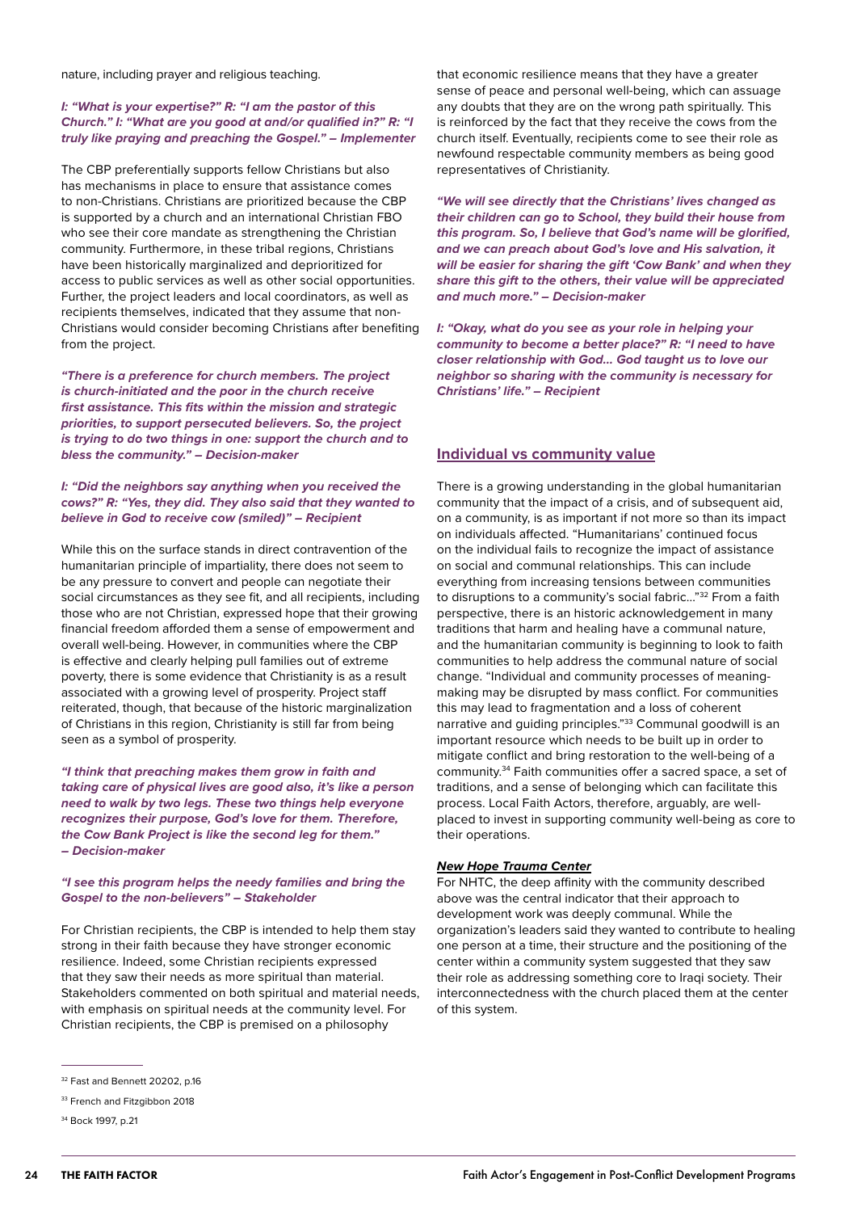nature, including prayer and religious teaching.

***I: "What is your expertise?" R: "I am the pastor of this Church." I: "What are you good at and/or qualified in?" R: "I truly like praying and preaching the Gospel." – Implementer***

The CBP preferentially supports fellow Christians but also has mechanisms in place to ensure that assistance comes to non-Christians. Christians are prioritized because the CBP is supported by a church and an international Christian FBO who see their core mandate as strengthening the Christian community. Furthermore, in these tribal regions, Christians have been historically marginalized and deprioritized for access to public services as well as other social opportunities. Further, the project leaders and local coordinators, as well as recipients themselves, indicated that they assume that non-Christians would consider becoming Christians after benefiting from the project.

***"There is a preference for church members. The project is church-initiated and the poor in the church receive first assistance. This fits within the mission and strategic priorities, to support persecuted believers. So, the project is trying to do two things in one: support the church and to bless the community." – Decision-maker***

***I: "Did the neighbors say anything when you received the cows?" R: "Yes, they did. They also said that they wanted to believe in God to receive cow (smiled)" – Recipient***

While this on the surface stands in direct contravention of the humanitarian principle of impartiality, there does not seem to be any pressure to convert and people can negotiate their social circumstances as they see fit, and all recipients, including those who are not Christian, expressed hope that their growing financial freedom afforded them a sense of empowerment and overall well-being. However, in communities where the CBP is effective and clearly helping pull families out of extreme poverty, there is some evidence that Christianity is as a result associated with a growing level of prosperity. Project staff reiterated, though, that because of the historic marginalization of Christians in this region, Christianity is still far from being seen as a symbol of prosperity.

***"I think that preaching makes them grow in faith and taking care of physical lives are good also, it's like a person need to walk by two legs. These two things help everyone recognizes their purpose, God's love for them. Therefore, the Cow Bank Project is like the second leg for them." – Decision-maker***

***"I see this program helps the needy families and bring the Gospel to the non-believers" – Stakeholder***

For Christian recipients, the CBP is intended to help them stay strong in their faith because they have stronger economic resilience. Indeed, some Christian recipients expressed that they saw their needs as more spiritual than material. Stakeholders commented on both spiritual and material needs, with emphasis on spiritual needs at the community level. For Christian recipients, the CBP is premised on a philosophy that economic resilience means that they have a greater sense of peace and personal well-being, which can assuage any doubts that they are on the wrong path spiritually. This is reinforced by the fact that they receive the cows from the church itself. Eventually, recipients come to see their role as newfound respectable community members as being good representatives of Christianity.

***"We will see directly that the Christians' lives changed as their children can go to School, they build their house from this program. So, I believe that God's name will be glorified, and we can preach about God's love and His salvation, it will be easier for sharing the gift 'Cow Bank' and when they share this gift to the others, their value will be appreciated and much more." – Decision-maker***

***I: "Okay, what do you see as your role in helping your community to become a better place?" R: "I need to have closer relationship with God... God taught us to love our neighbor so sharing with the community is necessary for Christians' life." – Recipient***

## Individual vs community value

There is a growing understanding in the global humanitarian community that the impact of a crisis, and of subsequent aid, on a community, is as important if not more so than its impact on individuals affected. "Humanitarians' continued focus on the individual fails to recognize the impact of assistance on social and communal relationships. This can include everything from increasing tensions between communities to disruptions to a community's social fabric..."[32] From a faith perspective, there is an historic acknowledgement in many traditions that harm and healing have a communal nature, and the humanitarian community is beginning to look to faith communities to help address the communal nature of social change. "Individual and community processes of meaning-making may be disrupted by mass conflict. For communities this may lead to fragmentation and a loss of coherent narrative and guiding principles."[33] Communal goodwill is an important resource which needs to be built up in order to mitigate conflict and bring restoration to the well-being of a community.[34] Faith communities offer a sacred space, a set of traditions, and a sense of belonging which can facilitate this process. Local Faith Actors, therefore, arguably, are well-placed to invest in supporting community well-being as core to their operations.

### New Hope Trauma Center

For NHTC, the deep affinity with the community described above was the central indicator that their approach to development work was deeply communal. While the organization's leaders said they wanted to contribute to healing one person at a time, their structure and the positioning of the center within a community system suggested that they saw their role as addressing something core to Iraqi society. Their interconnectedness with the church placed them at the center of this system.

---

[32] Fast and Bennett 20202, p.16

[33] French and Fitzgibbon 2018

[34] Bock 1997, p.21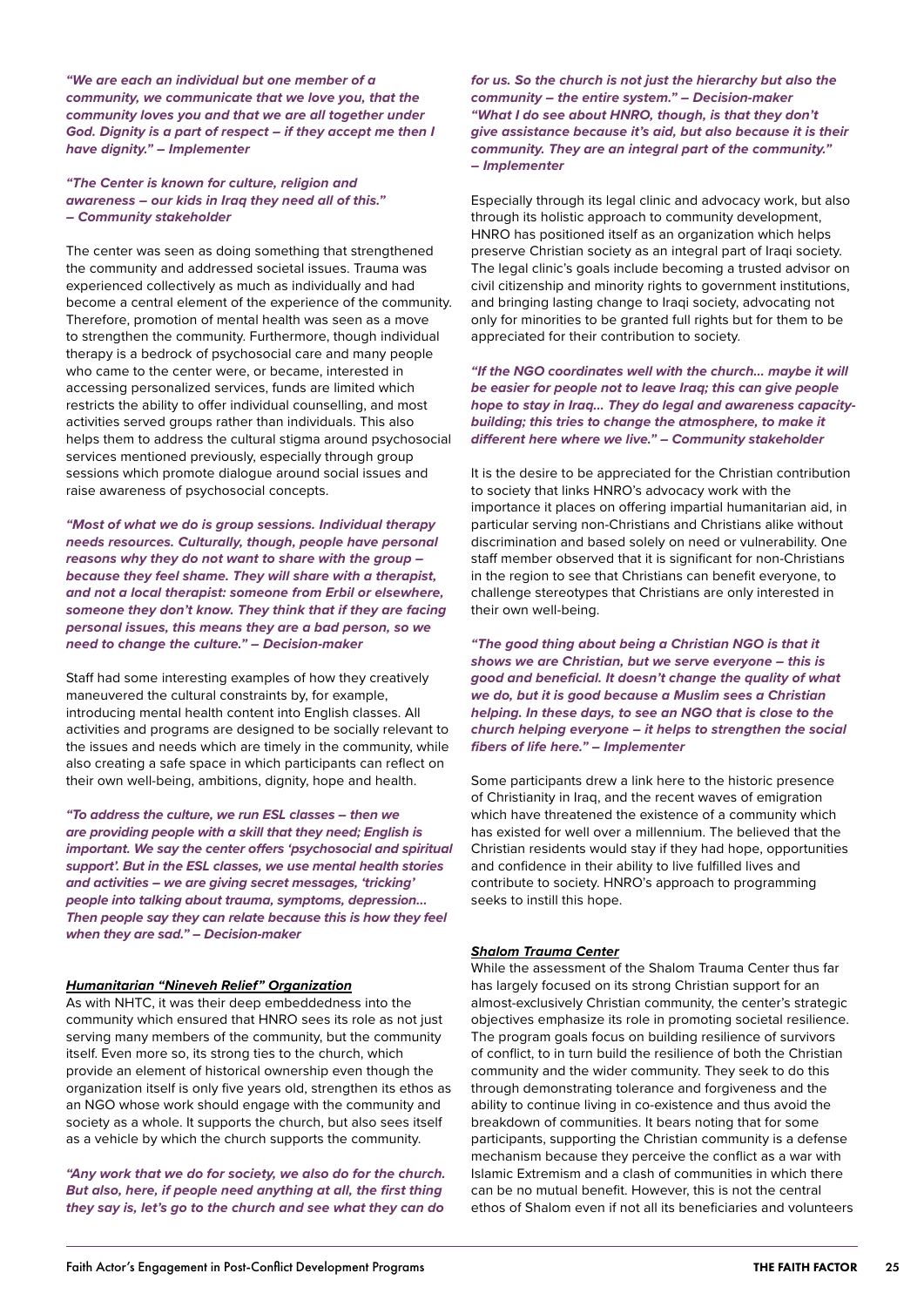***"We are each an individual but one member of a community, we communicate that we love you, that the community loves you and that we are all together under God. Dignity is a part of respect – if they accept me then I have dignity." – Implementer***

***"The Center is known for culture, religion and awareness – our kids in Iraq they need all of this." – Community stakeholder***

The center was seen as doing something that strengthened the community and addressed societal issues. Trauma was experienced collectively as much as individually and had become a central element of the experience of the community. Therefore, promotion of mental health was seen as a move to strengthen the community. Furthermore, though individual therapy is a bedrock of psychosocial care and many people who came to the center were, or became, interested in accessing personalized services, funds are limited which restricts the ability to offer individual counselling, and most activities served groups rather than individuals. This also helps them to address the cultural stigma around psychosocial services mentioned previously, especially through group sessions which promote dialogue around social issues and raise awareness of psychosocial concepts.

***"Most of what we do is group sessions. Individual therapy needs resources. Culturally, though, people have personal reasons why they do not want to share with the group – because they feel shame. They will share with a therapist, and not a local therapist: someone from Erbil or elsewhere, someone they don't know. They think that if they are facing personal issues, this means they are a bad person, so we need to change the culture." – Decision-maker***

Staff had some interesting examples of how they creatively maneuvered the cultural constraints by, for example, introducing mental health content into English classes. All activities and programs are designed to be socially relevant to the issues and needs which are timely in the community, while also creating a safe space in which participants can reflect on their own well-being, ambitions, dignity, hope and health.

***"To address the culture, we run ESL classes – then we are providing people with a skill that they need; English is important. We say the center offers 'psychosocial and spiritual support'. But in the ESL classes, we use mental health stories and activities – we are giving secret messages, 'tricking' people into talking about trauma, symptoms, depression... Then people say they can relate because this is how they feel when they are sad." – Decision-maker***

### *Humanitarian "Nineveh Relief" Organization*

As with NHTC, it was their deep embeddedness into the community which ensured that HNRO sees its role as not just serving many members of the community, but the community itself. Even more so, its strong ties to the church, which provide an element of historical ownership even though the organization itself is only five years old, strengthen its ethos as an NGO whose work should engage with the community and society as a whole. It supports the church, but also sees itself as a vehicle by which the church supports the community.

***"Any work that we do for society, we also do for the church. But also, here, if people need anything at all, the first thing they say is, let's go to the church and see what they can do for us. So the church is not just the hierarchy but also the community – the entire system." – Decision-maker***

***"What I do see about HNRO, though, is that they don't give assistance because it's aid, but also because it is their community. They are an integral part of the community." – Implementer***

Especially through its legal clinic and advocacy work, but also through its holistic approach to community development, HNRO has positioned itself as an organization which helps preserve Christian society as an integral part of Iraqi society. The legal clinic's goals include becoming a trusted advisor on civil citizenship and minority rights to government institutions, and bringing lasting change to Iraqi society, advocating not only for minorities to be granted full rights but for them to be appreciated for their contribution to society.

***"If the NGO coordinates well with the church... maybe it will be easier for people not to leave Iraq; this can give people hope to stay in Iraq... They do legal and awareness capacity-building; this tries to change the atmosphere, to make it different here where we live." – Community stakeholder***

It is the desire to be appreciated for the Christian contribution to society that links HNRO's advocacy work with the importance it places on offering impartial humanitarian aid, in particular serving non-Christians and Christians alike without discrimination and based solely on need or vulnerability. One staff member observed that it is significant for non-Christians in the region to see that Christians can benefit everyone, to challenge stereotypes that Christians are only interested in their own well-being.

***"The good thing about being a Christian NGO is that it shows we are Christian, but we serve everyone – this is good and beneficial. It doesn't change the quality of what we do, but it is good because a Muslim sees a Christian helping. In these days, to see an NGO that is close to the church helping everyone – it helps to strengthen the social fibers of life here." – Implementer***

Some participants drew a link here to the historic presence of Christianity in Iraq, and the recent waves of emigration which have threatened the existence of a community which has existed for well over a millennium. The believed that the Christian residents would stay if they had hope, opportunities and confidence in their ability to live fulfilled lives and contribute to society. HNRO's approach to programming seeks to instill this hope.

### *Shalom Trauma Center*

While the assessment of the Shalom Trauma Center thus far has largely focused on its strong Christian support for an almost-exclusively Christian community, the center's strategic objectives emphasize its role in promoting societal resilience. The program goals focus on building resilience of survivors of conflict, to in turn build the resilience of both the Christian community and the wider community. They seek to do this through demonstrating tolerance and forgiveness and the ability to continue living in co-existence and thus avoid the breakdown of communities. It bears noting that for some participants, supporting the Christian community is a defense mechanism because they perceive the conflict as a war with Islamic Extremism and a clash of communities in which there can be no mutual benefit. However, this is not the central ethos of Shalom even if not all its beneficiaries and volunteers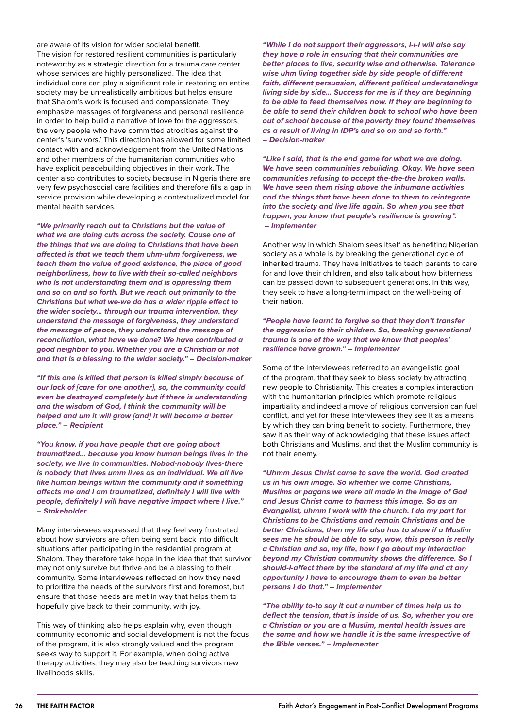are aware of its vision for wider societal benefit.
The vision for restored resilient communities is particularly noteworthy as a strategic direction for a trauma care center whose services are highly personalized. The idea that individual care can play a significant role in restoring an entire society may be unrealistically ambitious but helps ensure that Shalom's work is focused and compassionate. They emphasize messages of forgiveness and personal resilience in order to help build a narrative of love for the aggressors, the very people who have committed atrocities against the center's 'survivors.' This direction has allowed for some limited contact with and acknowledgement from the United Nations and other members of the humanitarian communities who have explicit peacebuilding objectives in their work. The center also contributes to society because in Nigeria there are very few psychosocial care facilities and therefore fills a gap in service provision while developing a contextualized model for mental health services.

***"We primarily reach out to Christians but the value of what we are doing cuts across the society. Cause one of the things that we are doing to Christians that have been affected is that we teach them uhm-uhm forgiveness, we teach them the value of good existence, the place of good neighborliness, how to live with their so-called neighbors who is not understanding them and is oppressing them and so on and so forth. But we reach out primarily to the Christians but what we-we do has a wider ripple effect to the wider society… through our trauma intervention, they understand the message of forgiveness, they understand the message of peace, they understand the message of reconciliation, what have we done? We have contributed a good neighbor to you. Whether you are a Christian or not and that is a blessing to the wider society." – Decision-maker***

***"If this one is killed that person is killed simply because of our lack of [care for one another], so, the community could even be destroyed completely but if there is understanding and the wisdom of God, I think the community will be helped and um it will grow [and] it will become a better place." – Recipient***

***"You know, if you have people that are going about traumatized… because you know human beings lives in the society, we live in communities. Nobod-nobody lives-there is nobody that lives umm lives as an individual. We all live like human beings within the community and if something affects me and I am traumatized, definitely I will live with people, definitely I will have negative impact where I live." – Stakeholder***

Many interviewees expressed that they feel very frustrated about how survivors are often being sent back into difficult situations after participating in the residential program at Shalom. They therefore take hope in the idea that that survivor may not only survive but thrive and be a blessing to their community. Some interviewees reflected on how they need to prioritize the needs of the survivors first and foremost, but ensure that those needs are met in way that helps them to hopefully give back to their community, with joy.

This way of thinking also helps explain why, even though community economic and social development is not the focus of the program, it is also strongly valued and the program seeks way to support it. For example, when doing active therapy activities, they may also be teaching survivors new livelihoods skills.

***"While I do not support their aggressors, I-i-I will also say they have a role in ensuring that their communities are better places to live, security wise and otherwise. Tolerance wise uhm living together side by side people of different faith, different persuasion, different political understandings living side by side… Success for me is if they are beginning to be able to feed themselves now. If they are beginning to be able to send their children back to school who have been out of school because of the poverty they found themselves as a result of living in IDP's and so on and so forth." – Decision-maker***

***"Like I said, that is the end game for what we are doing. We have seen communities rebuilding. Okay. We have seen communities refusing to accept the-the-the broken walls. We have seen them rising above the inhumane activities and the things that have been done to them to reintegrate into the society and live life again. So when you see that happen, you know that people's resilience is growing". – Implementer***

Another way in which Shalom sees itself as benefiting Nigerian society as a whole is by breaking the generational cycle of inherited trauma. They have initiatives to teach parents to care for and love their children, and also talk about how bitterness can be passed down to subsequent generations. In this way, they seek to have a long-term impact on the well-being of their nation.

***"People have learnt to forgive so that they don't transfer the aggression to their children. So, breaking generational trauma is one of the way that we know that peoples' resilience have grown." – Implementer***

Some of the interviewees referred to an evangelistic goal of the program, that they seek to bless society by attracting new people to Christianity. This creates a complex interaction with the humanitarian principles which promote religious impartiality and indeed a move of religious conversion can fuel conflict, and yet for these interviewees they see it as a means by which they can bring benefit to society. Furthermore, they saw it as their way of acknowledging that these issues affect both Christians and Muslims, and that the Muslim community is not their enemy.

***"Uhmm Jesus Christ came to save the world. God created us in his own image. So whether we come Christians, Muslims or pagans we were all made in the image of God and Jesus Christ came to harness this image. So as an Evangelist, uhmm I work with the church. I do my part for Christians to be Christians and remain Christians and be better Christians, then my life also has to show if a Muslim sees me he should be able to say, wow, this person is really a Christian and so, my life, how I go about my interaction beyond my Christian community shows the difference. So I should-I-affect them by the standard of my life and at any opportunity I have to encourage them to even be better persons I do that." – Implementer***

***"The ability to-to say it out a number of times help us to deflect the tension, that is inside of us. So, whether you are a Christian or you are a Muslim, mental health issues are the same and how we handle it is the same irrespective of the Bible verses." – Implementer***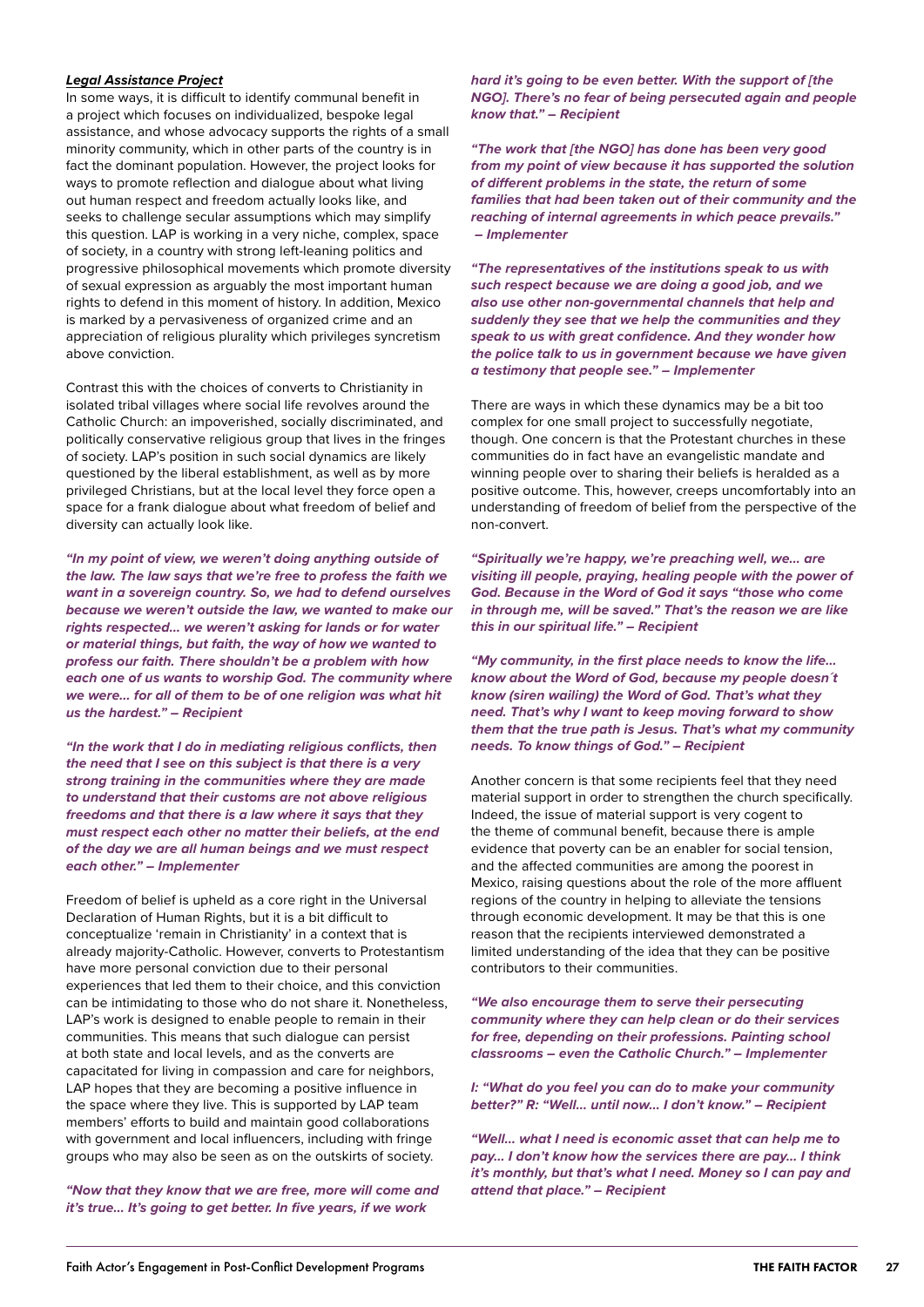***Legal Assistance Project***

In some ways, it is difficult to identify communal benefit in a project which focuses on individualized, bespoke legal assistance, and whose advocacy supports the rights of a small minority community, which in other parts of the country is in fact the dominant population. However, the project looks for ways to promote reflection and dialogue about what living out human respect and freedom actually looks like, and seeks to challenge secular assumptions which may simplify this question. LAP is working in a very niche, complex, space of society, in a country with strong left-leaning politics and progressive philosophical movements which promote diversity of sexual expression as arguably the most important human rights to defend in this moment of history. In addition, Mexico is marked by a pervasiveness of organized crime and an appreciation of religious plurality which privileges syncretism above conviction.

Contrast this with the choices of converts to Christianity in isolated tribal villages where social life revolves around the Catholic Church: an impoverished, socially discriminated, and politically conservative religious group that lives in the fringes of society. LAP's position in such social dynamics are likely questioned by the liberal establishment, as well as by more privileged Christians, but at the local level they force open a space for a frank dialogue about what freedom of belief and diversity can actually look like.

***"In my point of view, we weren't doing anything outside of the law. The law says that we're free to profess the faith we want in a sovereign country. So, we had to defend ourselves because we weren't outside the law, we wanted to make our rights respected... we weren't asking for lands or for water or material things, but faith, the way of how we wanted to profess our faith. There shouldn't be a problem with how each one of us wants to worship God. The community where we were... for all of them to be of one religion was what hit us the hardest." – Recipient***

***"In the work that I do in mediating religious conflicts, then the need that I see on this subject is that there is a very strong training in the communities where they are made to understand that their customs are not above religious freedoms and that there is a law where it says that they must respect each other no matter their beliefs, at the end of the day we are all human beings and we must respect each other." – Implementer***

Freedom of belief is upheld as a core right in the Universal Declaration of Human Rights, but it is a bit difficult to conceptualize 'remain in Christianity' in a context that is already majority-Catholic. However, converts to Protestantism have more personal conviction due to their personal experiences that led them to their choice, and this conviction can be intimidating to those who do not share it. Nonetheless, LAP's work is designed to enable people to remain in their communities. This means that such dialogue can persist at both state and local levels, and as the converts are capacitated for living in compassion and care for neighbors, LAP hopes that they are becoming a positive influence in the space where they live. This is supported by LAP team members' efforts to build and maintain good collaborations with government and local influencers, including with fringe groups who may also be seen as on the outskirts of society.

***"Now that they know that we are free, more will come and it's true... It's going to get better. In five years, if we work hard it's going to be even better. With the support of [the NGO]. There's no fear of being persecuted again and people know that." – Recipient***

***"The work that [the NGO] has done has been very good from my point of view because it has supported the solution of different problems in the state, the return of some families that had been taken out of their community and the reaching of internal agreements in which peace prevails." – Implementer***

***"The representatives of the institutions speak to us with such respect because we are doing a good job, and we also use other non-governmental channels that help and suddenly they see that we help the communities and they speak to us with great confidence. And they wonder how the police talk to us in government because we have given a testimony that people see." – Implementer***

There are ways in which these dynamics may be a bit too complex for one small project to successfully negotiate, though. One concern is that the Protestant churches in these communities do in fact have an evangelistic mandate and winning people over to sharing their beliefs is heralded as a positive outcome. This, however, creeps uncomfortably into an understanding of freedom of belief from the perspective of the non-convert.

***"Spiritually we're happy, we're preaching well, we... are visiting ill people, praying, healing people with the power of God. Because in the Word of God it says "those who come in through me, will be saved." That's the reason we are like this in our spiritual life." – Recipient***

***"My community, in the first place needs to know the life... know about the Word of God, because my people doesn´t know (siren wailing) the Word of God. That's what they need. That's why I want to keep moving forward to show them that the true path is Jesus. That's what my community needs. To know things of God." – Recipient***

Another concern is that some recipients feel that they need material support in order to strengthen the church specifically. Indeed, the issue of material support is very cogent to the theme of communal benefit, because there is ample evidence that poverty can be an enabler for social tension, and the affected communities are among the poorest in Mexico, raising questions about the role of the more affluent regions of the country in helping to alleviate the tensions through economic development. It may be that this is one reason that the recipients interviewed demonstrated a limited understanding of the idea that they can be positive contributors to their communities.

***"We also encourage them to serve their persecuting community where they can help clean or do their services for free, depending on their professions. Painting school classrooms – even the Catholic Church." – Implementer***

***I: "What do you feel you can do to make your community better?" R: "Well... until now... I don't know." – Recipient***

***"Well... what I need is economic asset that can help me to pay... I don't know how the services there are pay... I think it's monthly, but that's what I need. Money so I can pay and attend that place." – Recipient***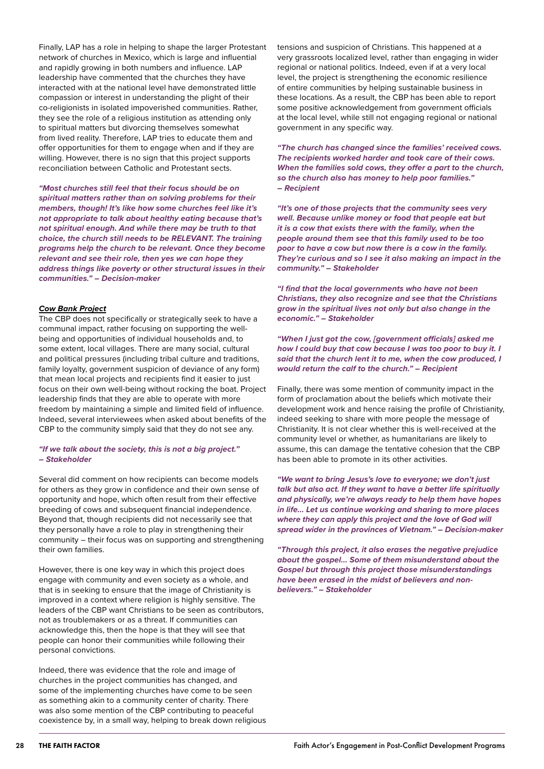Finally, LAP has a role in helping to shape the larger Protestant network of churches in Mexico, which is large and influential and rapidly growing in both numbers and influence. LAP leadership have commented that the churches they have interacted with at the national level have demonstrated little compassion or interest in understanding the plight of their co-religionists in isolated impoverished communities. Rather, they see the role of a religious institution as attending only to spiritual matters but divorcing themselves somewhat from lived reality. Therefore, LAP tries to educate them and offer opportunities for them to engage when and if they are willing. However, there is no sign that this project supports reconciliation between Catholic and Protestant sects.

***"Most churches still feel that their focus should be on spiritual matters rather than on solving problems for their members, though! It's like how some churches feel like it's not appropriate to talk about healthy eating because that's not spiritual enough. And while there may be truth to that choice, the church still needs to be RELEVANT. The training programs help the church to be relevant. Once they become relevant and see their role, then yes we can hope they address things like poverty or other structural issues in their communities." – Decision-maker***

***Cow Bank Project***

The CBP does not specifically or strategically seek to have a communal impact, rather focusing on supporting the well-being and opportunities of individual households and, to some extent, local villages. There are many social, cultural and political pressures (including tribal culture and traditions, family loyalty, government suspicion of deviance of any form) that mean local projects and recipients find it easier to just focus on their own well-being without rocking the boat. Project leadership finds that they are able to operate with more freedom by maintaining a simple and limited field of influence. Indeed, several interviewees when asked about benefits of the CBP to the community simply said that they do not see any.

***"If we talk about the society, this is not a big project." – Stakeholder***

Several did comment on how recipients can become models for others as they grow in confidence and their own sense of opportunity and hope, which often result from their effective breeding of cows and subsequent financial independence. Beyond that, though recipients did not necessarily see that they personally have a role to play in strengthening their community – their focus was on supporting and strengthening their own families.

However, there is one key way in which this project does engage with community and even society as a whole, and that is in seeking to ensure that the image of Christianity is improved in a context where religion is highly sensitive. The leaders of the CBP want Christians to be seen as contributors, not as troublemakers or as a threat. If communities can acknowledge this, then the hope is that they will see that people can honor their communities while following their personal convictions.

Indeed, there was evidence that the role and image of churches in the project communities has changed, and some of the implementing churches have come to be seen as something akin to a community center of charity. There was also some mention of the CBP contributing to peaceful coexistence by, in a small way, helping to break down religious tensions and suspicion of Christians. This happened at a very grassroots localized level, rather than engaging in wider regional or national politics. Indeed, even if at a very local level, the project is strengthening the economic resilience of entire communities by helping sustainable business in these locations. As a result, the CBP has been able to report some positive acknowledgement from government officials at the local level, while still not engaging regional or national government in any specific way.

***"The church has changed since the families' received cows. The recipients worked harder and took care of their cows. When the families sold cows, they offer a part to the church, so the church also has money to help poor families." – Recipient***

***"It's one of those projects that the community sees very well. Because unlike money or food that people eat but it is a cow that exists there with the family, when the people around them see that this family used to be too poor to have a cow but now there is a cow in the family. They're curious and so I see it also making an impact in the community." – Stakeholder***

***"I find that the local governments who have not been Christians, they also recognize and see that the Christians grow in the spiritual lives not only but also change in the economic." – Stakeholder***

***"When I just got the cow, [government officials] asked me how I could buy that cow because I was too poor to buy it. I said that the church lent it to me, when the cow produced, I would return the calf to the church." – Recipient***

Finally, there was some mention of community impact in the form of proclamation about the beliefs which motivate their development work and hence raising the profile of Christianity, indeed seeking to share with more people the message of Christianity. It is not clear whether this is well-received at the community level or whether, as humanitarians are likely to assume, this can damage the tentative cohesion that the CBP has been able to promote in its other activities.

***"We want to bring Jesus's love to everyone; we don't just talk but also act. If they want to have a better life spiritually and physically, we're always ready to help them have hopes in life... Let us continue working and sharing to more places where they can apply this project and the love of God will spread wider in the provinces of Vietnam." – Decision-maker***

***"Through this project, it also erases the negative prejudice about the gospel... Some of them misunderstand about the Gospel but through this project those misunderstandings have been erased in the midst of believers and non-believers." – Stakeholder***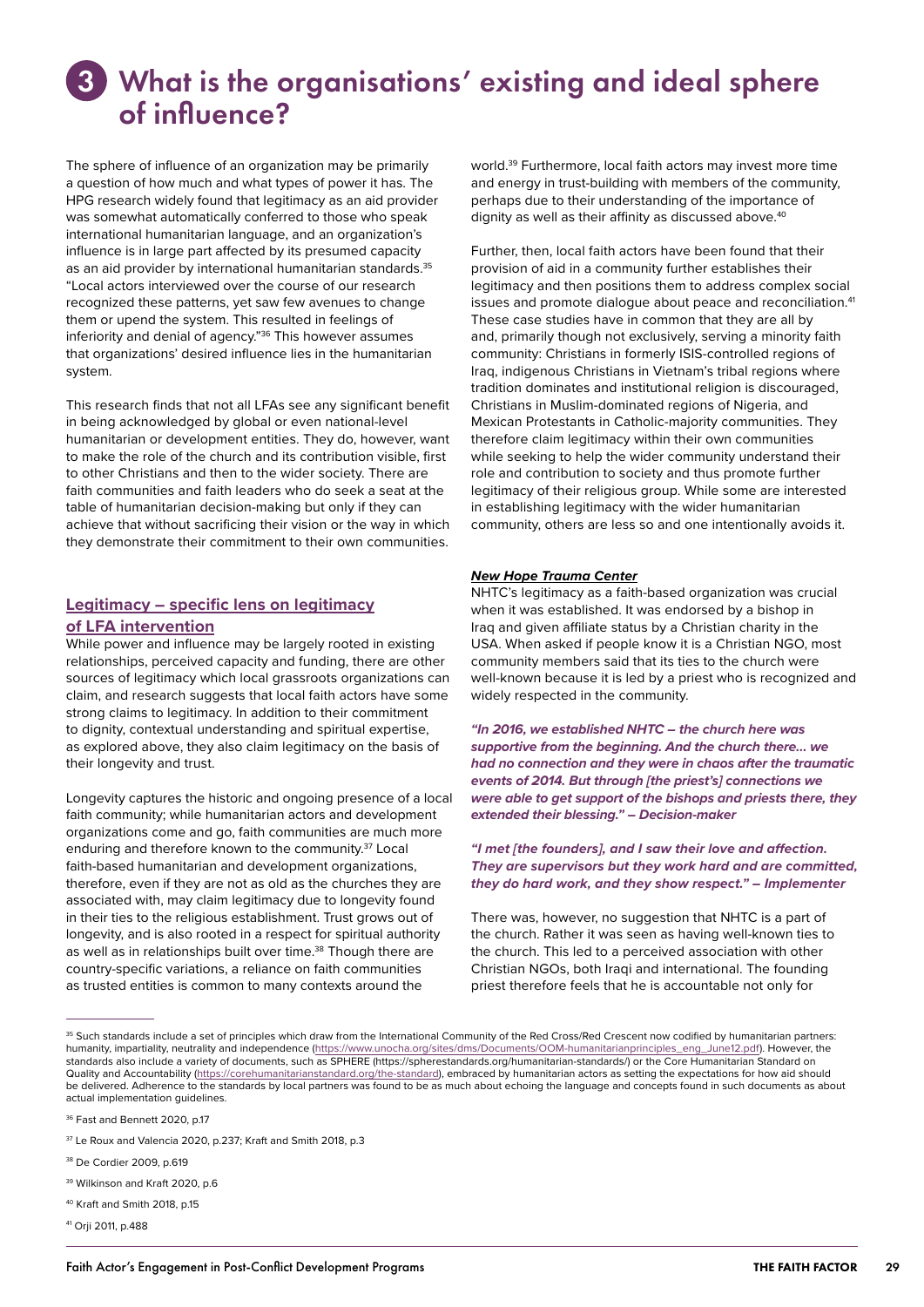# 3 What is the organisations' existing and ideal sphere of influence?

The sphere of influence of an organization may be primarily a question of how much and what types of power it has. The HPG research widely found that legitimacy as an aid provider was somewhat automatically conferred to those who speak international humanitarian language, and an organization's influence is in large part affected by its presumed capacity as an aid provider by international humanitarian standards.[35] "Local actors interviewed over the course of our research recognized these patterns, yet saw few avenues to change them or upend the system. This resulted in feelings of inferiority and denial of agency."[36] This however assumes that organizations' desired influence lies in the humanitarian system.

This research finds that not all LFAs see any significant benefit in being acknowledged by global or even national-level humanitarian or development entities. They do, however, want to make the role of the church and its contribution visible, first to other Christians and then to the wider society. There are faith communities and faith leaders who do seek a seat at the table of humanitarian decision-making but only if they can achieve that without sacrificing their vision or the way in which they demonstrate their commitment to their own communities.

## Legitimacy – specific lens on legitimacy of LFA intervention

While power and influence may be largely rooted in existing relationships, perceived capacity and funding, there are other sources of legitimacy which local grassroots organizations can claim, and research suggests that local faith actors have some strong claims to legitimacy. In addition to their commitment to dignity, contextual understanding and spiritual expertise, as explored above, they also claim legitimacy on the basis of their longevity and trust.

Longevity captures the historic and ongoing presence of a local faith community; while humanitarian actors and development organizations come and go, faith communities are much more enduring and therefore known to the community.[37] Local faith-based humanitarian and development organizations, therefore, even if they are not as old as the churches they are associated with, may claim legitimacy due to longevity found in their ties to the religious establishment. Trust grows out of longevity, and is also rooted in a respect for spiritual authority as well as in relationships built over time.[38] Though there are country-specific variations, a reliance on faith communities as trusted entities is common to many contexts around the world.[39] Furthermore, local faith actors may invest more time and energy in trust-building with members of the community, perhaps due to their understanding of the importance of dignity as well as their affinity as discussed above.[40]

Further, then, local faith actors have been found that their provision of aid in a community further establishes their legitimacy and then positions them to address complex social issues and promote dialogue about peace and reconciliation.[41] These case studies have in common that they are all by and, primarily though not exclusively, serving a minority faith community: Christians in formerly ISIS-controlled regions of Iraq, indigenous Christians in Vietnam's tribal regions where tradition dominates and institutional religion is discouraged, Christians in Muslim-dominated regions of Nigeria, and Mexican Protestants in Catholic-majority communities. They therefore claim legitimacy within their own communities while seeking to help the wider community understand their role and contribution to society and thus promote further legitimacy of their religious group. While some are interested in establishing legitimacy with the wider humanitarian community, others are less so and one intentionally avoids it.

### *New Hope Trauma Center*

NHTC's legitimacy as a faith-based organization was crucial when it was established. It was endorsed by a bishop in Iraq and given affiliate status by a Christian charity in the USA. When asked if people know it is a Christian NGO, most community members said that its ties to the church were well-known because it is led by a priest who is recognized and widely respected in the community.

***"In 2016, we established NHTC – the church here was supportive from the beginning. And the church there… we had no connection and they were in chaos after the traumatic events of 2014. But through [the priest's] connections we were able to get support of the bishops and priests there, they extended their blessing." – Decision-maker***

***"I met [the founders], and I saw their love and affection. They are supervisors but they work hard and are committed, they do hard work, and they show respect." – Implementer***

There was, however, no suggestion that NHTC is a part of the church. Rather it was seen as having well-known ties to the church. This led to a perceived association with other Christian NGOs, both Iraqi and international. The founding priest therefore feels that he is accountable not only for

---

[35] Such standards include a set of principles which draw from the International Community of the Red Cross/Red Crescent now codified by humanitarian partners: humanity, impartiality, neutrality and independence (https://www.unocha.org/sites/dms/Documents/OOM-humanitarianprinciples_eng_June12.pdf). However, the standards also include a variety of documents, such as SPHERE (https://spherestandards.org/humanitarian-standards/) or the Core Humanitarian Standard on Quality and Accountability (https://corehumanitarianstandard.org/the-standard), embraced by humanitarian actors as setting the expectations for how aid should be delivered. Adherence to the standards by local partners was found to be as much about echoing the language and concepts found in such documents as about actual implementation guidelines.

[36] Fast and Bennett 2020, p.17

[37] Le Roux and Valencia 2020, p.237; Kraft and Smith 2018, p.3

[38] De Cordier 2009, p.619

[39] Wilkinson and Kraft 2020, p.6

[40] Kraft and Smith 2018, p.15

[41] Orji 2011, p.488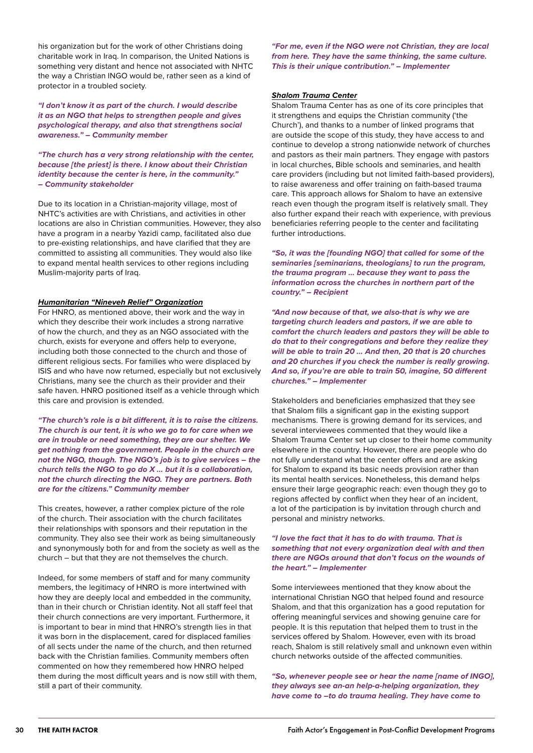his organization but for the work of other Christians doing charitable work in Iraq. In comparison, the United Nations is something very distant and hence not associated with NHTC the way a Christian INGO would be, rather seen as a kind of protector in a troubled society.

***"I don't know it as part of the church. I would describe it as an NGO that helps to strengthen people and gives psychological therapy, and also that strengthens social awareness." – Community member***

***"The church has a very strong relationship with the center, because [the priest] is there. I know about their Christian identity because the center is here, in the community." – Community stakeholder***

Due to its location in a Christian-majority village, most of NHTC's activities are with Christians, and activities in other locations are also in Christian communities. However, they also have a program in a nearby Yazidi camp, facilitated also due to pre-existing relationships, and have clarified that they are committed to assisting all communities. They would also like to expand mental health services to other regions including Muslim-majority parts of Iraq.

### ***Humanitarian "Nineveh Relief" Organization***

For HNRO, as mentioned above, their work and the way in which they describe their work includes a strong narrative of how the church, and they as an NGO associated with the church, exists for everyone and offers help to everyone, including both those connected to the church and those of different religious sects. For families who were displaced by ISIS and who have now returned, especially but not exclusively Christians, many see the church as their provider and their safe haven. HNRO positioned itself as a vehicle through which this care and provision is extended.

***"The church's role is a bit different, it is to raise the citizens. The church is our tent, it is who we go to for care when we are in trouble or need something, they are our shelter. We get nothing from the government. People in the church are not the NGO, though. The NGO's job is to give services – the church tells the NGO to go do X ... but it is a collaboration, not the church directing the NGO. They are partners. Both are for the citizens." Community member***

This creates, however, a rather complex picture of the role of the church. Their association with the church facilitates their relationships with sponsors and their reputation in the community. They also see their work as being simultaneously and synonymously both for and from the society as well as the church – but that they are not themselves the church.

Indeed, for some members of staff and for many community members, the legitimacy of HNRO is more intertwined with how they are deeply local and embedded in the community, than in their church or Christian identity. Not all staff feel that their church connections are very important. Furthermore, it is important to bear in mind that HNRO's strength lies in that it was born in the displacement, cared for displaced families of all sects under the name of the church, and then returned back with the Christian families. Community members often commented on how they remembered how HNRO helped them during the most difficult years and is now still with them, still a part of their community.

***"For me, even if the NGO were not Christian, they are local from here. They have the same thinking, the same culture. This is their unique contribution." – Implementer***

### ***Shalom Trauma Center***

Shalom Trauma Center has as one of its core principles that it strengthens and equips the Christian community ('the Church'), and thanks to a number of linked programs that are outside the scope of this study, they have access to and continue to develop a strong nationwide network of churches and pastors as their main partners. They engage with pastors in local churches, Bible schools and seminaries, and health care providers (including but not limited faith-based providers), to raise awareness and offer training on faith-based trauma care. This approach allows for Shalom to have an extensive reach even though the program itself is relatively small. They also further expand their reach with experience, with previous beneficiaries referring people to the center and facilitating further introductions.

***"So, it was the [founding NGO] that called for some of the seminaries [seminarians, theologians] to run the program, the trauma program ... because they want to pass the information across the churches in northern part of the country." – Recipient***

***"And now because of that, we also-that is why we are targeting church leaders and pastors, if we are able to comfort the church leaders and pastors they will be able to do that to their congregations and before they realize they will be able to train 20 ... And then, 20 that is 20 churches and 20 churches if you check the number is really growing. And so, if you're are able to train 50, imagine, 50 different churches." – Implementer***

Stakeholders and beneficiaries emphasized that they see that Shalom fills a significant gap in the existing support mechanisms. There is growing demand for its services, and several interviewees commented that they would like a Shalom Trauma Center set up closer to their home community elsewhere in the country. However, there are people who do not fully understand what the center offers and are asking for Shalom to expand its basic needs provision rather than its mental health services. Nonetheless, this demand helps ensure their large geographic reach: even though they go to regions affected by conflict when they hear of an incident, a lot of the participation is by invitation through church and personal and ministry networks.

***"I love the fact that it has to do with trauma. That is something that not every organization deal with and then there are NGOs around that don't focus on the wounds of the heart." – Implementer***

Some interviewees mentioned that they know about the international Christian NGO that helped found and resource Shalom, and that this organization has a good reputation for offering meaningful services and showing genuine care for people. It is this reputation that helped them to trust in the services offered by Shalom. However, even with its broad reach, Shalom is still relatively small and unknown even within church networks outside of the affected communities.

***"So, whenever people see or hear the name [name of INGO], they always see an-an help-a-helping organization, they have come to –to do trauma healing. They have come to***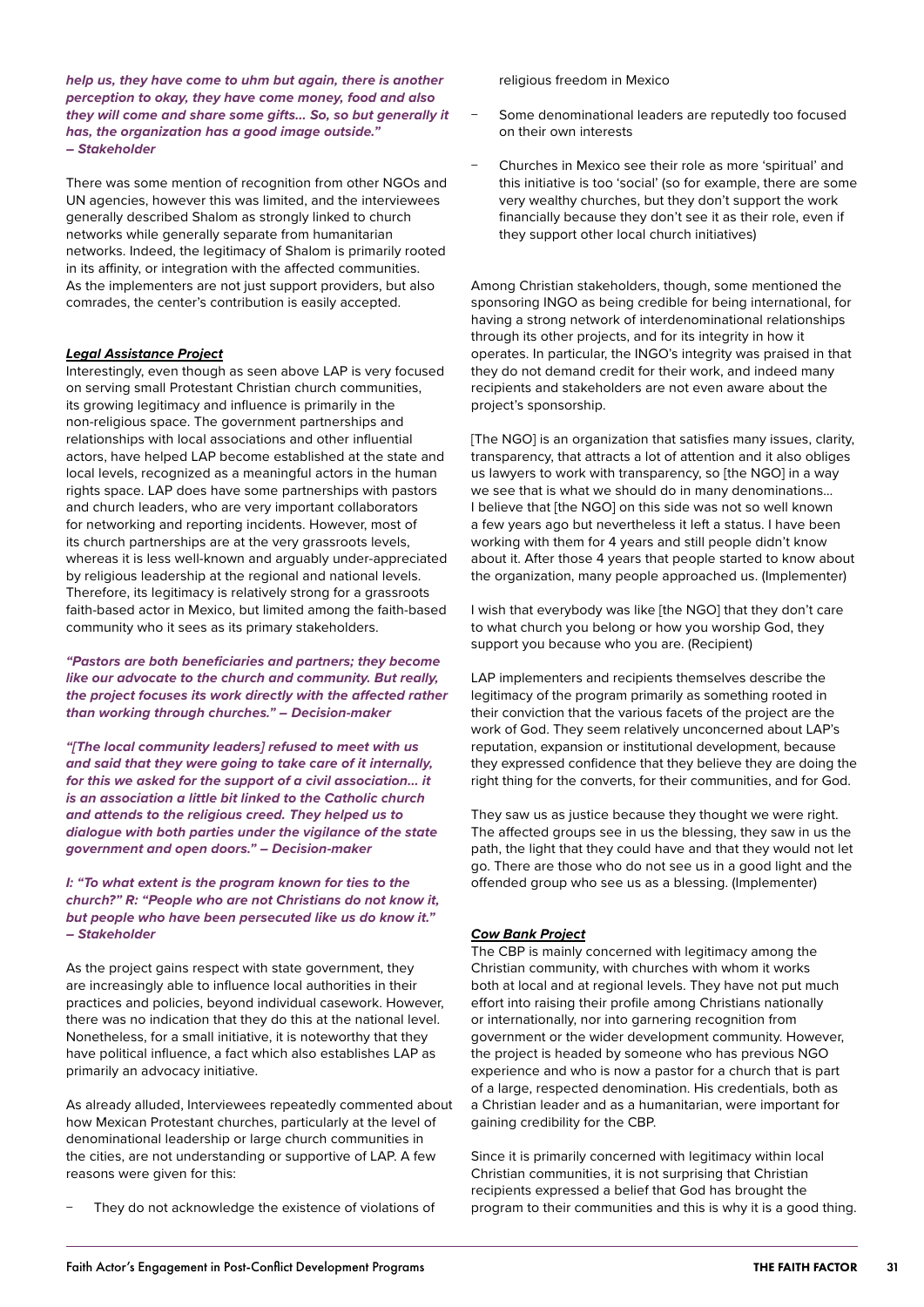***help us, they have come to uhm but again, there is another perception to okay, they have come money, food and also they will come and share some gifts... So, so but generally it has, the organization has a good image outside." – Stakeholder***

There was some mention of recognition from other NGOs and UN agencies, however this was limited, and the interviewees generally described Shalom as strongly linked to church networks while generally separate from humanitarian networks. Indeed, the legitimacy of Shalom is primarily rooted in its affinity, or integration with the affected communities. As the implementers are not just support providers, but also comrades, the center's contribution is easily accepted.

***Legal Assistance Project***

Interestingly, even though as seen above LAP is very focused on serving small Protestant Christian church communities, its growing legitimacy and influence is primarily in the non-religious space. The government partnerships and relationships with local associations and other influential actors, have helped LAP become established at the state and local levels, recognized as a meaningful actors in the human rights space. LAP does have some partnerships with pastors and church leaders, who are very important collaborators for networking and reporting incidents. However, most of its church partnerships are at the very grassroots levels, whereas it is less well-known and arguably under-appreciated by religious leadership at the regional and national levels. Therefore, its legitimacy is relatively strong for a grassroots faith-based actor in Mexico, but limited among the faith-based community who it sees as its primary stakeholders.

***"Pastors are both beneficiaries and partners; they become like our advocate to the church and community. But really, the project focuses its work directly with the affected rather than working through churches." – Decision-maker***

***"[The local community leaders] refused to meet with us and said that they were going to take care of it internally, for this we asked for the support of a civil association... it is an association a little bit linked to the Catholic church and attends to the religious creed. They helped us to dialogue with both parties under the vigilance of the state government and open doors." – Decision-maker***

***I: "To what extent is the program known for ties to the church?" R: "People who are not Christians do not know it, but people who have been persecuted like us do know it." – Stakeholder***

As the project gains respect with state government, they are increasingly able to influence local authorities in their practices and policies, beyond individual casework. However, there was no indication that they do this at the national level. Nonetheless, for a small initiative, it is noteworthy that they have political influence, a fact which also establishes LAP as primarily an advocacy initiative.

As already alluded, Interviewees repeatedly commented about how Mexican Protestant churches, particularly at the level of denominational leadership or large church communities in the cities, are not understanding or supportive of LAP. A few reasons were given for this:

- They do not acknowledge the existence of violations of religious freedom in Mexico
- Some denominational leaders are reputedly too focused on their own interests
- Churches in Mexico see their role as more 'spiritual' and this initiative is too 'social' (so for example, there are some very wealthy churches, but they don't support the work financially because they don't see it as their role, even if they support other local church initiatives)

Among Christian stakeholders, though, some mentioned the sponsoring INGO as being credible for being international, for having a strong network of interdenominational relationships through its other projects, and for its integrity in how it operates. In particular, the INGO's integrity was praised in that they do not demand credit for their work, and indeed many recipients and stakeholders are not even aware about the project's sponsorship.

[The NGO] is an organization that satisfies many issues, clarity, transparency, that attracts a lot of attention and it also obliges us lawyers to work with transparency, so [the NGO] in a way we see that is what we should do in many denominations... I believe that [the NGO] on this side was not so well known a few years ago but nevertheless it left a status. I have been working with them for 4 years and still people didn't know about it. After those 4 years that people started to know about the organization, many people approached us. (Implementer)

I wish that everybody was like [the NGO] that they don't care to what church you belong or how you worship God, they support you because who you are. (Recipient)

LAP implementers and recipients themselves describe the legitimacy of the program primarily as something rooted in their conviction that the various facets of the project are the work of God. They seem relatively unconcerned about LAP's reputation, expansion or institutional development, because they expressed confidence that they believe they are doing the right thing for the converts, for their communities, and for God.

They saw us as justice because they thought we were right. The affected groups see in us the blessing, they saw in us the path, the light that they could have and that they would not let go. There are those who do not see us in a good light and the offended group who see us as a blessing. (Implementer)

***Cow Bank Project***

The CBP is mainly concerned with legitimacy among the Christian community, with churches with whom it works both at local and at regional levels. They have not put much effort into raising their profile among Christians nationally or internationally, nor into garnering recognition from government or the wider development community. However, the project is headed by someone who has previous NGO experience and who is now a pastor for a church that is part of a large, respected denomination. His credentials, both as a Christian leader and as a humanitarian, were important for gaining credibility for the CBP.

Since it is primarily concerned with legitimacy within local Christian communities, it is not surprising that Christian recipients expressed a belief that God has brought the program to their communities and this is why it is a good thing.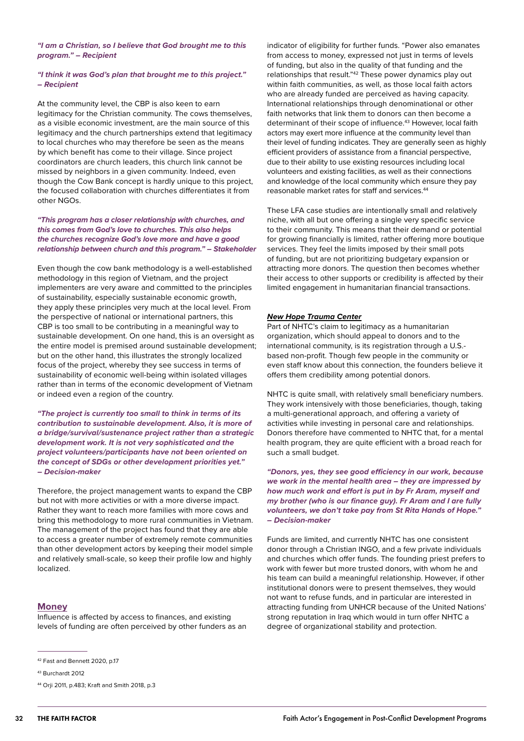***"I am a Christian, so I believe that God brought me to this program." – Recipient***

***"I think it was God's plan that brought me to this project." – Recipient***

At the community level, the CBP is also keen to earn legitimacy for the Christian community. The cows themselves, as a visible economic investment, are the main source of this legitimacy and the church partnerships extend that legitimacy to local churches who may therefore be seen as the means by which benefit has come to their village. Since project coordinators are church leaders, this church link cannot be missed by neighbors in a given community. Indeed, even though the Cow Bank concept is hardly unique to this project, the focused collaboration with churches differentiates it from other NGOs.

***"This program has a closer relationship with churches, and this comes from God's love to churches. This also helps the churches recognize God's love more and have a good relationship between church and this program." – Stakeholder***

Even though the cow bank methodology is a well-established methodology in this region of Vietnam, and the project implementers are very aware and committed to the principles of sustainability, especially sustainable economic growth, they apply these principles very much at the local level. From the perspective of national or international partners, this CBP is too small to be contributing in a meaningful way to sustainable development. On one hand, this is an oversight as the entire model is premised around sustainable development; but on the other hand, this illustrates the strongly localized focus of the project, whereby they see success in terms of sustainability of economic well-being within isolated villages rather than in terms of the economic development of Vietnam or indeed even a region of the country.

***"The project is currently too small to think in terms of its contribution to sustainable development. Also, it is more of a bridge/survival/sustenance project rather than a strategic development work. It is not very sophisticated and the project volunteers/participants have not been oriented on the concept of SDGs or other development priorities yet." – Decision-maker***

Therefore, the project management wants to expand the CBP but not with more activities or with a more diverse impact. Rather they want to reach more families with more cows and bring this methodology to more rural communities in Vietnam. The management of the project has found that they are able to access a greater number of extremely remote communities than other development actors by keeping their model simple and relatively small-scale, so keep their profile low and highly localized.

## Money

Influence is affected by access to finances, and existing levels of funding are often perceived by other funders as an indicator of eligibility for further funds. "Power also emanates from access to money, expressed not just in terms of levels of funding, but also in the quality of that funding and the relationships that result."[42] These power dynamics play out within faith communities, as well, as those local faith actors who are already funded are perceived as having capacity. International relationships through denominational or other faith networks that link them to donors can then become a determinant of their scope of influence.[43] However, local faith actors may exert more influence at the community level than their level of funding indicates. They are generally seen as highly efficient providers of assistance from a financial perspective, due to their ability to use existing resources including local volunteers and existing facilities, as well as their connections and knowledge of the local community which ensure they pay reasonable market rates for staff and services.[44]

These LFA case studies are intentionally small and relatively niche, with all but one offering a single very specific service to their community. This means that their demand or potential for growing financially is limited, rather offering more boutique services. They feel the limits imposed by their small pots of funding, but are not prioritizing budgetary expansion or attracting more donors. The question then becomes whether their access to other supports or credibility is affected by their limited engagement in humanitarian financial transactions.

### *New Hope Trauma Center*

Part of NHTC's claim to legitimacy as a humanitarian organization, which should appeal to donors and to the international community, is its registration through a U.S.-based non-profit. Though few people in the community or even staff know about this connection, the founders believe it offers them credibility among potential donors.

NHTC is quite small, with relatively small beneficiary numbers. They work intensively with those beneficiaries, though, taking a multi-generational approach, and offering a variety of activities while investing in personal care and relationships. Donors therefore have commented to NHTC that, for a mental health program, they are quite efficient with a broad reach for such a small budget.

***"Donors, yes, they see good efficiency in our work, because we work in the mental health area – they are impressed by how much work and effort is put in by Fr Aram, myself and my brother (who is our finance guy). Fr Aram and I are fully volunteers, we don't take pay from St Rita Hands of Hope." – Decision-maker***

Funds are limited, and currently NHTC has one consistent donor through a Christian INGO, and a few private individuals and churches which offer funds. The founding priest prefers to work with fewer but more trusted donors, with whom he and his team can build a meaningful relationship. However, if other institutional donors were to present themselves, they would not want to refuse funds, and in particular are interested in attracting funding from UNHCR because of the United Nations' strong reputation in Iraq which would in turn offer NHTC a degree of organizational stability and protection.

---

[42] Fast and Bennett 2020, p.17

[43] Burchardt 2012

[44] Orji 2011, p.483; Kraft and Smith 2018, p.3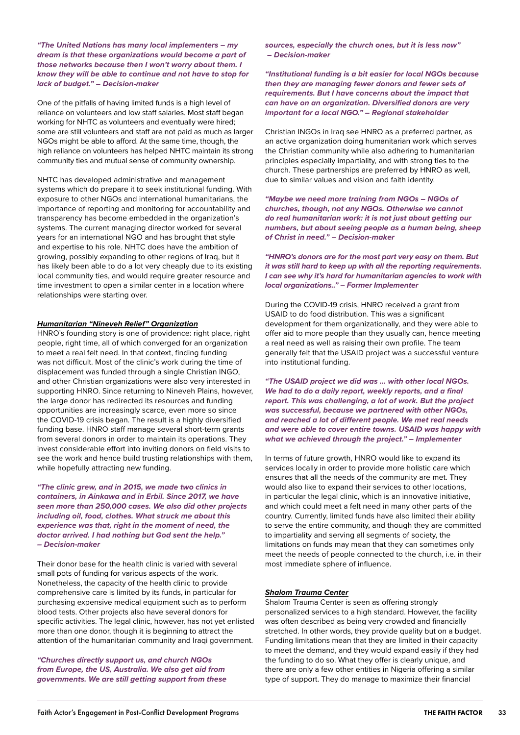***"The United Nations has many local implementers – my dream is that these organizations would become a part of those networks because then I won't worry about them. I know they will be able to continue and not have to stop for lack of budget." – Decision-maker***

One of the pitfalls of having limited funds is a high level of reliance on volunteers and low staff salaries. Most staff began working for NHTC as volunteers and eventually were hired; some are still volunteers and staff are not paid as much as larger NGOs might be able to afford. At the same time, though, the high reliance on volunteers has helped NHTC maintain its strong community ties and mutual sense of community ownership.

NHTC has developed administrative and management systems which do prepare it to seek institutional funding. With exposure to other NGOs and international humanitarians, the importance of reporting and monitoring for accountability and transparency has become embedded in the organization's systems. The current managing director worked for several years for an international NGO and has brought that style and expertise to his role. NHTC does have the ambition of growing, possibly expanding to other regions of Iraq, but it has likely been able to do a lot very cheaply due to its existing local community ties, and would require greater resource and time investment to open a similar center in a location where relationships were starting over.

***Humanitarian "Nineveh Relief" Organization***

HNRO's founding story is one of providence: right place, right people, right time, all of which converged for an organization to meet a real felt need. In that context, finding funding was not difficult. Most of the clinic's work during the time of displacement was funded through a single Christian INGO, and other Christian organizations were also very interested in supporting HNRO. Since returning to Nineveh Plains, however, the large donor has redirected its resources and funding opportunities are increasingly scarce, even more so since the COVID-19 crisis began. The result is a highly diversified funding base. HNRO staff manage several short-term grants from several donors in order to maintain its operations. They invest considerable effort into inviting donors on field visits to see the work and hence build trusting relationships with them, while hopefully attracting new funding.

***"The clinic grew, and in 2015, we made two clinics in containers, in Ainkawa and in Erbil. Since 2017, we have seen more than 250,000 cases. We also did other projects including oil, food, clothes. What struck me about this experience was that, right in the moment of need, the doctor arrived. I had nothing but God sent the help." – Decision-maker***

Their donor base for the health clinic is varied with several small pots of funding for various aspects of the work. Nonetheless, the capacity of the health clinic to provide comprehensive care is limited by its funds, in particular for purchasing expensive medical equipment such as to perform blood tests. Other projects also have several donors for specific activities. The legal clinic, however, has not yet enlisted more than one donor, though it is beginning to attract the attention of the humanitarian community and Iraqi government.

***"Churches directly support us, and church NGOs from Europe, the US, Australia. We also get aid from governments. We are still getting support from these sources, especially the church ones, but it is less now" – Decision-maker***

***"Institutional funding is a bit easier for local NGOs because then they are managing fewer donors and fewer sets of requirements. But I have concerns about the impact that can have on an organization. Diversified donors are very important for a local NGO." – Regional stakeholder***

Christian INGOs in Iraq see HNRO as a preferred partner, as an active organization doing humanitarian work which serves the Christian community while also adhering to humanitarian principles especially impartiality, and with strong ties to the church. These partnerships are preferred by HNRO as well, due to similar values and vision and faith identity.

***"Maybe we need more training from NGOs – NGOs of churches, though, not any NGOs. Otherwise we cannot do real humanitarian work: it is not just about getting our numbers, but about seeing people as a human being, sheep of Christ in need." – Decision-maker***

***"HNRO's donors are for the most part very easy on them. But it was still hard to keep up with all the reporting requirements. I can see why it's hard for humanitarian agencies to work with local organizations.." – Former Implementer***

During the COVID-19 crisis, HNRO received a grant from USAID to do food distribution. This was a significant development for them organizationally, and they were able to offer aid to more people than they usually can, hence meeting a real need as well as raising their own profile. The team generally felt that the USAID project was a successful venture into institutional funding.

***"The USAID project we did was ... with other local NGOs. We had to do a daily report, weekly reports, and a final report. This was challenging, a lot of work. But the project was successful, because we partnered with other NGOs, and reached a lot of different people. We met real needs and were able to cover entire towns. USAID was happy with what we achieved through the project." – Implementer***

In terms of future growth, HNRO would like to expand its services locally in order to provide more holistic care which ensures that all the needs of the community are met. They would also like to expand their services to other locations, in particular the legal clinic, which is an innovative initiative, and which could meet a felt need in many other parts of the country. Currently, limited funds have also limited their ability to serve the entire community, and though they are committed to impartiality and serving all segments of society, the limitations on funds may mean that they can sometimes only meet the needs of people connected to the church, i.e. in their most immediate sphere of influence.

***Shalom Trauma Center***

Shalom Trauma Center is seen as offering strongly personalized services to a high standard. However, the facility was often described as being very crowded and financially stretched. In other words, they provide quality but on a budget. Funding limitations mean that they are limited in their capacity to meet the demand, and they would expand easily if they had the funding to do so. What they offer is clearly unique, and there are only a few other entities in Nigeria offering a similar type of support. They do manage to maximize their financial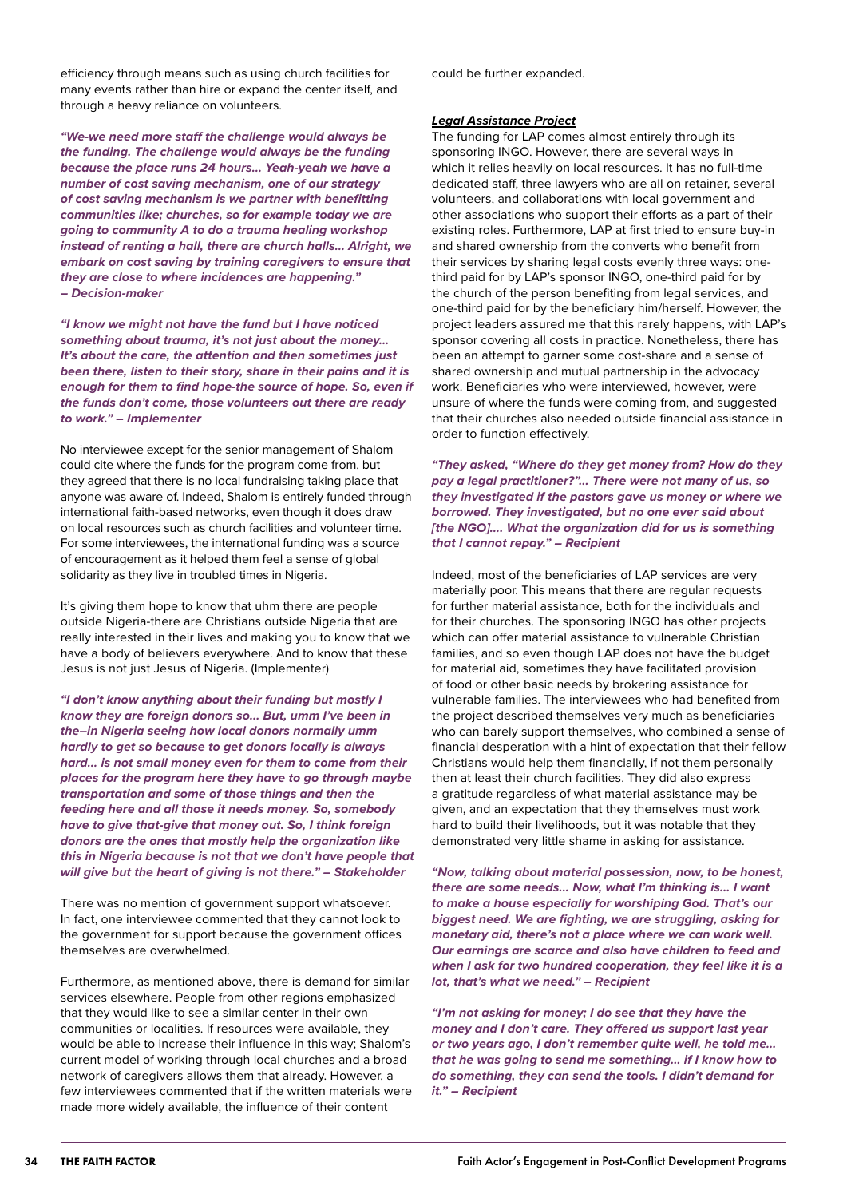efficiency through means such as using church facilities for many events rather than hire or expand the center itself, and through a heavy reliance on volunteers.

***"We-we need more staff the challenge would always be the funding. The challenge would always be the funding because the place runs 24 hours… Yeah-yeah we have a number of cost saving mechanism, one of our strategy of cost saving mechanism is we partner with benefitting communities like; churches, so for example today we are going to community A to do a trauma healing workshop instead of renting a hall, there are church halls… Alright, we embark on cost saving by training caregivers to ensure that they are close to where incidences are happening." – Decision-maker***

***"I know we might not have the fund but I have noticed something about trauma, it's not just about the money… It's about the care, the attention and then sometimes just been there, listen to their story, share in their pains and it is enough for them to find hope-the source of hope. So, even if the funds don't come, those volunteers out there are ready to work." – Implementer***

No interviewee except for the senior management of Shalom could cite where the funds for the program come from, but they agreed that there is no local fundraising taking place that anyone was aware of. Indeed, Shalom is entirely funded through international faith-based networks, even though it does draw on local resources such as church facilities and volunteer time. For some interviewees, the international funding was a source of encouragement as it helped them feel a sense of global solidarity as they live in troubled times in Nigeria.

It's giving them hope to know that uhm there are people outside Nigeria-there are Christians outside Nigeria that are really interested in their lives and making you to know that we have a body of believers everywhere. And to know that these Jesus is not just Jesus of Nigeria. (Implementer)

***"I don't know anything about their funding but mostly I know they are foreign donors so… But, umm I've been in the–in Nigeria seeing how local donors normally umm hardly to get so because to get donors locally is always hard… is not small money even for them to come from their places for the program here they have to go through maybe transportation and some of those things and then the feeding here and all those it needs money. So, somebody have to give that-give that money out. So, I think foreign donors are the ones that mostly help the organization like this in Nigeria because is not that we don't have people that will give but the heart of giving is not there." – Stakeholder***

There was no mention of government support whatsoever. In fact, one interviewee commented that they cannot look to the government for support because the government offices themselves are overwhelmed.

Furthermore, as mentioned above, there is demand for similar services elsewhere. People from other regions emphasized that they would like to see a similar center in their own communities or localities. If resources were available, they would be able to increase their influence in this way; Shalom's current model of working through local churches and a broad network of caregivers allows them that already. However, a few interviewees commented that if the written materials were made more widely available, the influence of their content could be further expanded.

***Legal Assistance Project***

The funding for LAP comes almost entirely through its sponsoring INGO. However, there are several ways in which it relies heavily on local resources. It has no full-time dedicated staff, three lawyers who are all on retainer, several volunteers, and collaborations with local government and other associations who support their efforts as a part of their existing roles. Furthermore, LAP at first tried to ensure buy-in and shared ownership from the converts who benefit from their services by sharing legal costs evenly three ways: one-third paid for by LAP's sponsor INGO, one-third paid for by the church of the person benefiting from legal services, and one-third paid for by the beneficiary him/herself. However, the project leaders assured me that this rarely happens, with LAP's sponsor covering all costs in practice. Nonetheless, there has been an attempt to garner some cost-share and a sense of shared ownership and mutual partnership in the advocacy work. Beneficiaries who were interviewed, however, were unsure of where the funds were coming from, and suggested that their churches also needed outside financial assistance in order to function effectively.

***"They asked, "Where do they get money from? How do they pay a legal practitioner?"… There were not many of us, so they investigated if the pastors gave us money or where we borrowed. They investigated, but no one ever said about [the NGO]…. What the organization did for us is something that I cannot repay." – Recipient***

Indeed, most of the beneficiaries of LAP services are very materially poor. This means that there are regular requests for further material assistance, both for the individuals and for their churches. The sponsoring INGO has other projects which can offer material assistance to vulnerable Christian families, and so even though LAP does not have the budget for material aid, sometimes they have facilitated provision of food or other basic needs by brokering assistance for vulnerable families. The interviewees who had benefited from the project described themselves very much as beneficiaries who can barely support themselves, who combined a sense of financial desperation with a hint of expectation that their fellow Christians would help them financially, if not them personally then at least their church facilities. They did also express a gratitude regardless of what material assistance may be given, and an expectation that they themselves must work hard to build their livelihoods, but it was notable that they demonstrated very little shame in asking for assistance.

***"Now, talking about material possession, now, to be honest, there are some needs… Now, what I'm thinking is… I want to make a house especially for worshiping God. That's our biggest need. We are fighting, we are struggling, asking for monetary aid, there's not a place where we can work well. Our earnings are scarce and also have children to feed and when I ask for two hundred cooperation, they feel like it is a lot, that's what we need." – Recipient***

***"I'm not asking for money; I do see that they have the money and I don't care. They offered us support last year or two years ago, I don't remember quite well, he told me… that he was going to send me something… if I know how to do something, they can send the tools. I didn't demand for it." – Recipient***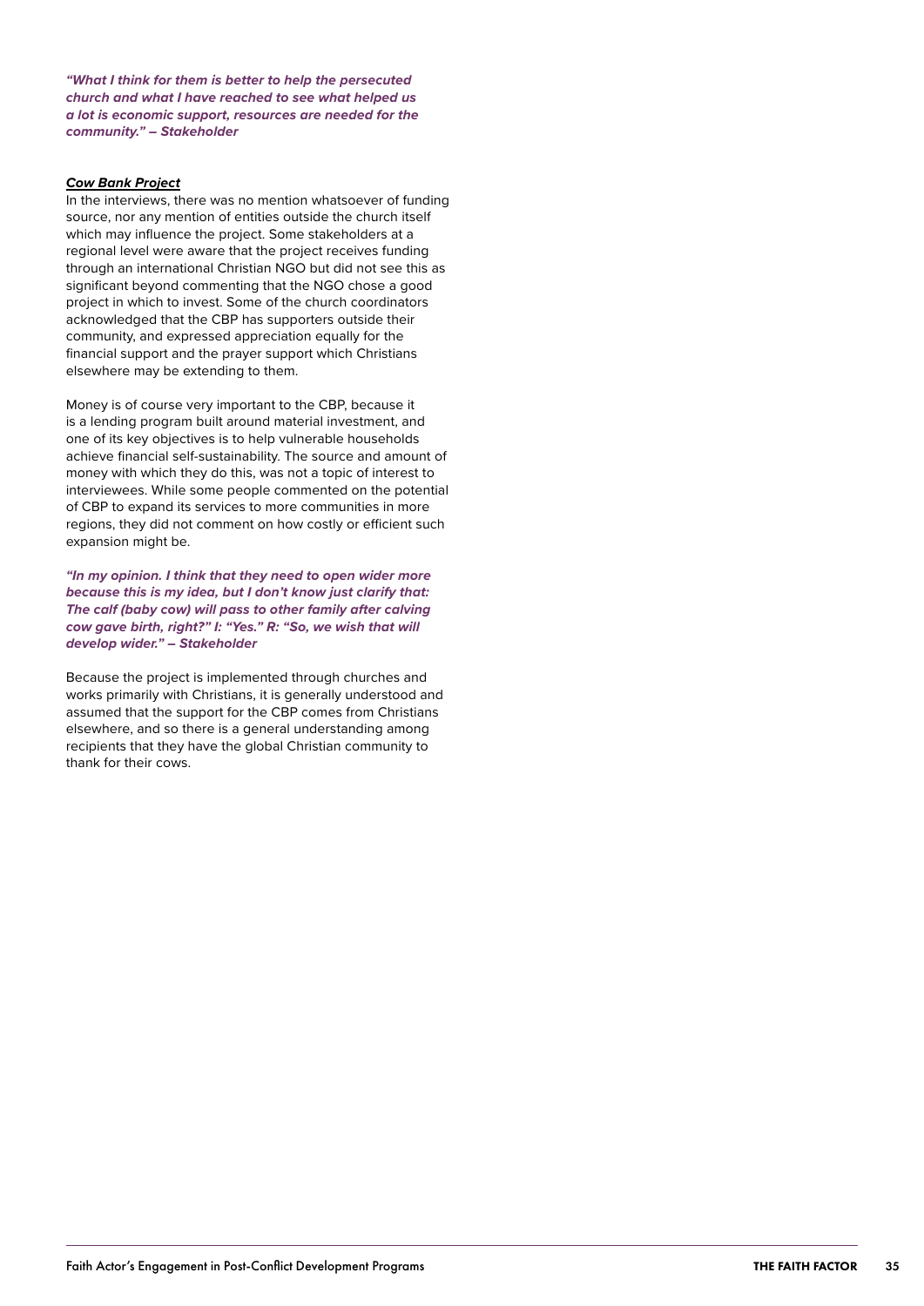***"What I think for them is better to help the persecuted church and what I have reached to see what helped us a lot is economic support, resources are needed for the community." – Stakeholder***

***Cow Bank Project***

In the interviews, there was no mention whatsoever of funding source, nor any mention of entities outside the church itself which may influence the project. Some stakeholders at a regional level were aware that the project receives funding through an international Christian NGO but did not see this as significant beyond commenting that the NGO chose a good project in which to invest. Some of the church coordinators acknowledged that the CBP has supporters outside their community, and expressed appreciation equally for the financial support and the prayer support which Christians elsewhere may be extending to them.

Money is of course very important to the CBP, because it is a lending program built around material investment, and one of its key objectives is to help vulnerable households achieve financial self-sustainability. The source and amount of money with which they do this, was not a topic of interest to interviewees. While some people commented on the potential of CBP to expand its services to more communities in more regions, they did not comment on how costly or efficient such expansion might be.

***"In my opinion. I think that they need to open wider more because this is my idea, but I don't know just clarify that: The calf (baby cow) will pass to other family after calving cow gave birth, right?" I: "Yes." R: "So, we wish that will develop wider." – Stakeholder***

Because the project is implemented through churches and works primarily with Christians, it is generally understood and assumed that the support for the CBP comes from Christians elsewhere, and so there is a general understanding among recipients that they have the global Christian community to thank for their cows.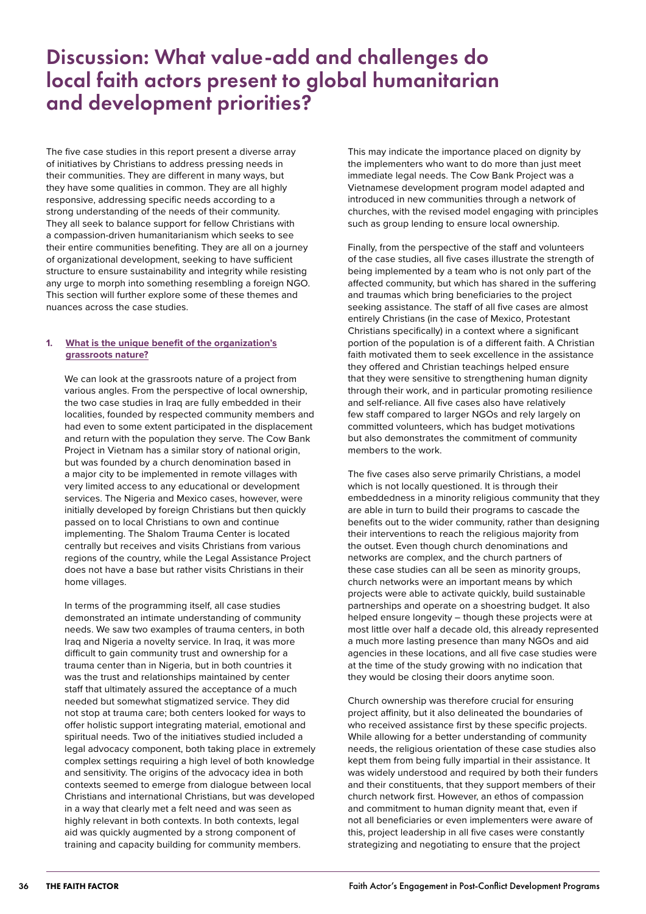# Discussion: What value-add and challenges do local faith actors present to global humanitarian and development priorities?

The five case studies in this report present a diverse array of initiatives by Christians to address pressing needs in their communities. They are different in many ways, but they have some qualities in common. They are all highly responsive, addressing specific needs according to a strong understanding of the needs of their community. They all seek to balance support for fellow Christians with a compassion-driven humanitarianism which seeks to see their entire communities benefiting. They are all on a journey of organizational development, seeking to have sufficient structure to ensure sustainability and integrity while resisting any urge to morph into something resembling a foreign NGO. This section will further explore some of these themes and nuances across the case studies.

1. **What is the unique benefit of the organization's grassroots nature?**

   We can look at the grassroots nature of a project from various angles. From the perspective of local ownership, the two case studies in Iraq are fully embedded in their localities, founded by respected community members and had even to some extent participated in the displacement and return with the population they serve. The Cow Bank Project in Vietnam has a similar story of national origin, but was founded by a church denomination based in a major city to be implemented in remote villages with very limited access to any educational or development services. The Nigeria and Mexico cases, however, were initially developed by foreign Christians but then quickly passed on to local Christians to own and continue implementing. The Shalom Trauma Center is located centrally but receives and visits Christians from various regions of the country, while the Legal Assistance Project does not have a base but rather visits Christians in their home villages.

   In terms of the programming itself, all case studies demonstrated an intimate understanding of community needs. We saw two examples of trauma centers, in both Iraq and Nigeria a novelty service. In Iraq, it was more difficult to gain community trust and ownership for a trauma center than in Nigeria, but in both countries it was the trust and relationships maintained by center staff that ultimately assured the acceptance of a much needed but somewhat stigmatized service. They did not stop at trauma care; both centers looked for ways to offer holistic support integrating material, emotional and spiritual needs. Two of the initiatives studied included a legal advocacy component, both taking place in extremely complex settings requiring a high level of both knowledge and sensitivity. The origins of the advocacy idea in both contexts seemed to emerge from dialogue between local Christians and international Christians, but was developed in a way that clearly met a felt need and was seen as highly relevant in both contexts. In both contexts, legal aid was quickly augmented by a strong component of training and capacity building for community members.

This may indicate the importance placed on dignity by the implementers who want to do more than just meet immediate legal needs. The Cow Bank Project was a Vietnamese development program model adapted and introduced in new communities through a network of churches, with the revised model engaging with principles such as group lending to ensure local ownership.

Finally, from the perspective of the staff and volunteers of the case studies, all five cases illustrate the strength of being implemented by a team who is not only part of the affected community, but which has shared in the suffering and traumas which bring beneficiaries to the project seeking assistance. The staff of all five cases are almost entirely Christians (in the case of Mexico, Protestant Christians specifically) in a context where a significant portion of the population is of a different faith. A Christian faith motivated them to seek excellence in the assistance they offered and Christian teachings helped ensure that they were sensitive to strengthening human dignity through their work, and in particular promoting resilience and self-reliance. All five cases also have relatively few staff compared to larger NGOs and rely largely on committed volunteers, which has budget motivations but also demonstrates the commitment of community members to the work.

The five cases also serve primarily Christians, a model which is not locally questioned. It is through their embeddedness in a minority religious community that they are able in turn to build their programs to cascade the benefits out to the wider community, rather than designing their interventions to reach the religious majority from the outset. Even though church denominations and networks are complex, and the church partners of these case studies can all be seen as minority groups, church networks were an important means by which projects were able to activate quickly, build sustainable partnerships and operate on a shoestring budget. It also helped ensure longevity – though these projects were at most little over half a decade old, this already represented a much more lasting presence than many NGOs and aid agencies in these locations, and all five case studies were at the time of the study growing with no indication that they would be closing their doors anytime soon.

Church ownership was therefore crucial for ensuring project affinity, but it also delineated the boundaries of who received assistance first by these specific projects. While allowing for a better understanding of community needs, the religious orientation of these case studies also kept them from being fully impartial in their assistance. It was widely understood and required by both their funders and their constituents, that they support members of their church network first. However, an ethos of compassion and commitment to human dignity meant that, even if not all beneficiaries or even implementers were aware of this, project leadership in all five cases were constantly strategizing and negotiating to ensure that the project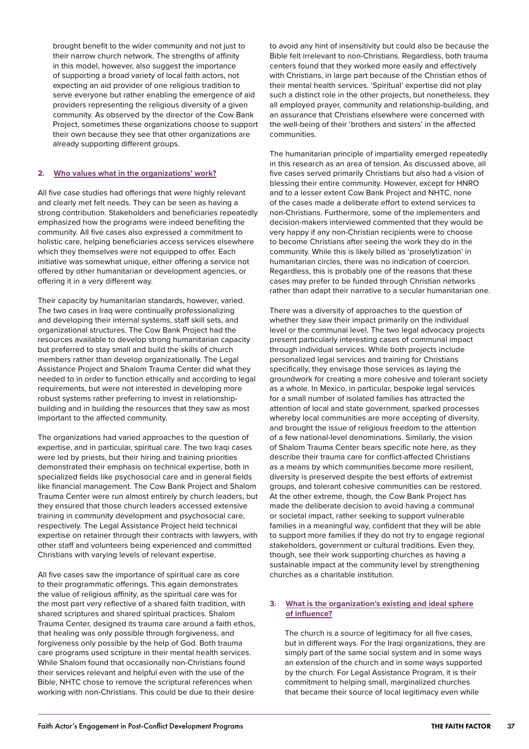brought benefit to the wider community and not just to their narrow church network. The strengths of affinity in this model, however, also suggest the importance of supporting a broad variety of local faith actors, not expecting an aid provider of one religious tradition to serve everyone but rather enabling the emergence of aid providers representing the religious diversity of a given community. As observed by the director of the Cow Bank Project, sometimes these organizations choose to support their own because they see that other organizations are already supporting different groups.

### 2. Who values what in the organizations' work?

All five case studies had offerings that were highly relevant and clearly met felt needs. They can be seen as having a strong contribution. Stakeholders and beneficiaries repeatedly emphasized how the programs were indeed benefiting the community. All five cases also expressed a commitment to holistic care, helping beneficiaries access services elsewhere which they themselves were not equipped to offer. Each initiative was somewhat unique, either offering a service not offered by other humanitarian or development agencies, or offering it in a very different way.

Their capacity by humanitarian standards, however, varied. The two cases in Iraq were continually professionalizing and developing their internal systems, staff skill sets, and organizational structures. The Cow Bank Project had the resources available to develop strong humanitarian capacity but preferred to stay small and build the skills of church members rather than develop organizationally. The Legal Assistance Project and Shalom Trauma Center did what they needed to in order to function ethically and according to legal requirements, but were not interested in developing more robust systems rather preferring to invest in relationship-building and in building the resources that they saw as most important to the affected community.

The organizations had varied approaches to the question of expertise, and in particular, spiritual care. The two Iraqi cases were led by priests, but their hiring and training priorities demonstrated their emphasis on technical expertise, both in specialized fields like psychosocial care and in general fields like financial management. The Cow Bank Project and Shalom Trauma Center were run almost entirely by church leaders, but they ensured that those church leaders accessed extensive training in community development and psychosocial care, respectively. The Legal Assistance Project held technical expertise on retainer through their contracts with lawyers, with other staff and volunteers being experienced and committed Christians with varying levels of relevant expertise.

All five cases saw the importance of spiritual care as core to their programmatic offerings. This again demonstrates the value of religious affinity, as the spiritual care was for the most part very reflective of a shared faith tradition, with shared scriptures and shared spiritual practices. Shalom Trauma Center, designed its trauma care around a faith ethos, that healing was only possible through forgiveness, and forgiveness only possible by the help of God. Both trauma care programs used scripture in their mental health services. While Shalom found that occasionally non-Christians found their services relevant and helpful even with the use of the Bible, NHTC chose to remove the scriptural references when working with non-Christians. This could be due to their desire to avoid any hint of insensitivity but could also be because the Bible felt irrelevant to non-Christians. Regardless, both trauma centers found that they worked more easily and effectively with Christians, in large part because of the Christian ethos of their mental health services. 'Spiritual' expertise did not play such a distinct role in the other projects, but nonetheless, they all employed prayer, community and relationship-building, and an assurance that Christians elsewhere were concerned with the well-being of their 'brothers and sisters' in the affected communities.

The humanitarian principle of impartiality emerged repeatedly in this research as an area of tension. As discussed above, all five cases served primarily Christians but also had a vision of blessing their entire community. However, except for HNRO and to a lesser extent Cow Bank Project and NHTC, none of the cases made a deliberate effort to extend services to non-Christians. Furthermore, some of the implementers and decision-makers interviewed commented that they would be very happy if any non-Christian recipients were to choose to become Christians after seeing the work they do in the community. While this is likely billed as 'proselytization' in humanitarian circles, there was no indication of coercion. Regardless, this is probably one of the reasons that these cases may prefer to be funded through Christian networks rather than adapt their narrative to a secular humanitarian one.

There was a diversity of approaches to the question of whether they saw their impact primarily on the individual level or the communal level. The two legal advocacy projects present particularly interesting cases of communal impact through individual services. While both projects include personalized legal services and training for Christians specifically, they envisage those services as laying the groundwork for creating a more cohesive and tolerant society as a whole. In Mexico, in particular, bespoke legal services for a small number of isolated families has attracted the attention of local and state government, sparked processes whereby local communities are more accepting of diversity, and brought the issue of religious freedom to the attention of a few national-level denominations. Similarly, the vision of Shalom Trauma Center bears specific note here, as they describe their trauma care for conflict-affected Christians as a means by which communities become more resilient, diversity is preserved despite the best efforts of extremist groups, and tolerant cohesive communities can be restored. At the other extreme, though, the Cow Bank Project has made the deliberate decision to avoid having a communal or societal impact, rather seeking to support vulnerable families in a meaningful way, confident that they will be able to support more families if they do not try to engage regional stakeholders, government or cultural traditions. Even they, though, see their work supporting churches as having a sustainable impact at the community level by strengthening churches as a charitable institution.

### 3. What is the organization's existing and ideal sphere of influence?

The church is a source of legitimacy for all five cases, but in different ways. For the Iraqi organizations, they are simply part of the same social system and in some ways an extension of the church and in some ways supported by the church. For Legal Assistance Program, it is their commitment to helping small, marginalized churches that became their source of local legitimacy even while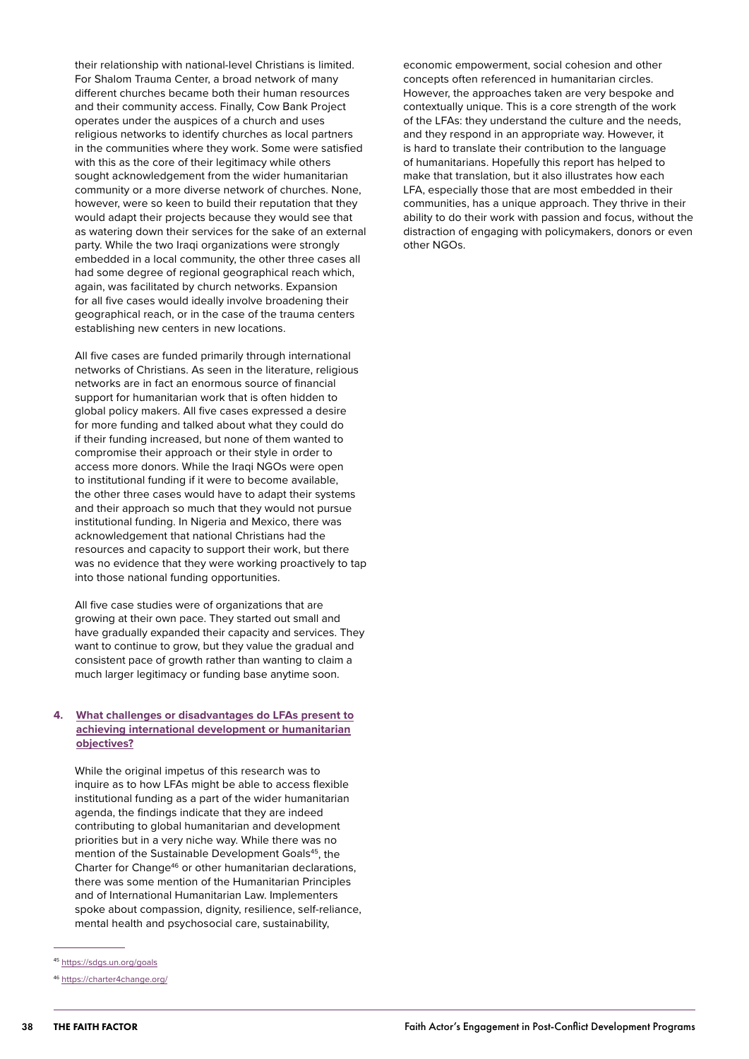their relationship with national-level Christians is limited. For Shalom Trauma Center, a broad network of many different churches became both their human resources and their community access. Finally, Cow Bank Project operates under the auspices of a church and uses religious networks to identify churches as local partners in the communities where they work. Some were satisfied with this as the core of their legitimacy while others sought acknowledgement from the wider humanitarian community or a more diverse network of churches. None, however, were so keen to build their reputation that they would adapt their projects because they would see that as watering down their services for the sake of an external party. While the two Iraqi organizations were strongly embedded in a local community, the other three cases all had some degree of regional geographical reach which, again, was facilitated by church networks. Expansion for all five cases would ideally involve broadening their geographical reach, or in the case of the trauma centers establishing new centers in new locations.

All five cases are funded primarily through international networks of Christians. As seen in the literature, religious networks are in fact an enormous source of financial support for humanitarian work that is often hidden to global policy makers. All five cases expressed a desire for more funding and talked about what they could do if their funding increased, but none of them wanted to compromise their approach or their style in order to access more donors. While the Iraqi NGOs were open to institutional funding if it were to become available, the other three cases would have to adapt their systems and their approach so much that they would not pursue institutional funding. In Nigeria and Mexico, there was acknowledgement that national Christians had the resources and capacity to support their work, but there was no evidence that they were working proactively to tap into those national funding opportunities.

All five case studies were of organizations that are growing at their own pace. They started out small and have gradually expanded their capacity and services. They want to continue to grow, but they value the gradual and consistent pace of growth rather than wanting to claim a much larger legitimacy or funding base anytime soon.

4. **What challenges or disadvantages do LFAs present to achieving international development or humanitarian objectives?**

While the original impetus of this research was to inquire as to how LFAs might be able to access flexible institutional funding as a part of the wider humanitarian agenda, the findings indicate that they are indeed contributing to global humanitarian and development priorities but in a very niche way. While there was no mention of the Sustainable Development Goals[45], the Charter for Change[46] or other humanitarian declarations, there was some mention of the Humanitarian Principles and of International Humanitarian Law. Implementers spoke about compassion, dignity, resilience, self-reliance, mental health and psychosocial care, sustainability, economic empowerment, social cohesion and other concepts often referenced in humanitarian circles. However, the approaches taken are very bespoke and contextually unique. This is a core strength of the work of the LFAs: they understand the culture and the needs, and they respond in an appropriate way. However, it is hard to translate their contribution to the language of humanitarians. Hopefully this report has helped to make that translation, but it also illustrates how each LFA, especially those that are most embedded in their communities, has a unique approach. They thrive in their ability to do their work with passion and focus, without the distraction of engaging with policymakers, donors or even other NGOs.

[45] https://sdgs.un.org/goals

[46] https://charter4change.org/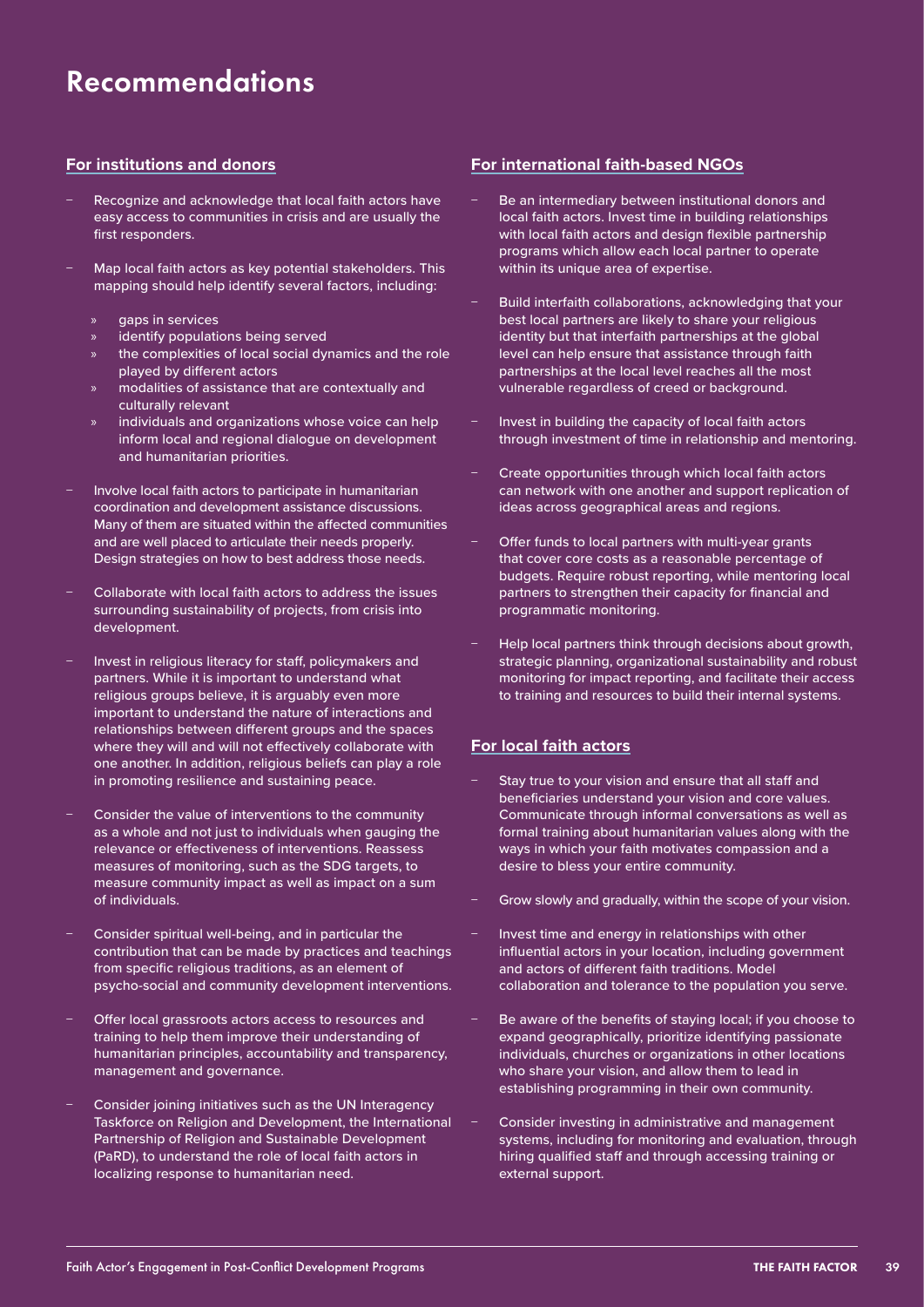# Recommendations

## For institutions and donors

- Recognize and acknowledge that local faith actors have easy access to communities in crisis and are usually the first responders.
- Map local faith actors as key potential stakeholders. This mapping should help identify several factors, including:
  - gaps in services
  - identify populations being served
  - the complexities of local social dynamics and the role played by different actors
  - modalities of assistance that are contextually and culturally relevant
  - individuals and organizations whose voice can help inform local and regional dialogue on development and humanitarian priorities.
- Involve local faith actors to participate in humanitarian coordination and development assistance discussions. Many of them are situated within the affected communities and are well placed to articulate their needs properly. Design strategies on how to best address those needs.
- Collaborate with local faith actors to address the issues surrounding sustainability of projects, from crisis into development.
- Invest in religious literacy for staff, policymakers and partners. While it is important to understand what religious groups believe, it is arguably even more important to understand the nature of interactions and relationships between different groups and the spaces where they will and will not effectively collaborate with one another. In addition, religious beliefs can play a role in promoting resilience and sustaining peace.
- Consider the value of interventions to the community as a whole and not just to individuals when gauging the relevance or effectiveness of interventions. Reassess measures of monitoring, such as the SDG targets, to measure community impact as well as impact on a sum of individuals.
- Consider spiritual well-being, and in particular the contribution that can be made by practices and teachings from specific religious traditions, as an element of psycho-social and community development interventions.
- Offer local grassroots actors access to resources and training to help them improve their understanding of humanitarian principles, accountability and transparency, management and governance.
- Consider joining initiatives such as the UN Interagency Taskforce on Religion and Development, the International Partnership of Religion and Sustainable Development (PaRD), to understand the role of local faith actors in localizing response to humanitarian need.

## For international faith-based NGOs

- Be an intermediary between institutional donors and local faith actors. Invest time in building relationships with local faith actors and design flexible partnership programs which allow each local partner to operate within its unique area of expertise.
- Build interfaith collaborations, acknowledging that your best local partners are likely to share your religious identity but that interfaith partnerships at the global level can help ensure that assistance through faith partnerships at the local level reaches all the most vulnerable regardless of creed or background.
- Invest in building the capacity of local faith actors through investment of time in relationship and mentoring.
- Create opportunities through which local faith actors can network with one another and support replication of ideas across geographical areas and regions.
- Offer funds to local partners with multi-year grants that cover core costs as a reasonable percentage of budgets. Require robust reporting, while mentoring local partners to strengthen their capacity for financial and programmatic monitoring.
- Help local partners think through decisions about growth, strategic planning, organizational sustainability and robust monitoring for impact reporting, and facilitate their access to training and resources to build their internal systems.

## For local faith actors

- Stay true to your vision and ensure that all staff and beneficiaries understand your vision and core values. Communicate through informal conversations as well as formal training about humanitarian values along with the ways in which your faith motivates compassion and a desire to bless your entire community.
- Grow slowly and gradually, within the scope of your vision.
- Invest time and energy in relationships with other influential actors in your location, including government and actors of different faith traditions. Model collaboration and tolerance to the population you serve.
- Be aware of the benefits of staying local; if you choose to expand geographically, prioritize identifying passionate individuals, churches or organizations in other locations who share your vision, and allow them to lead in establishing programming in their own community.
- Consider investing in administrative and management systems, including for monitoring and evaluation, through hiring qualified staff and through accessing training or external support.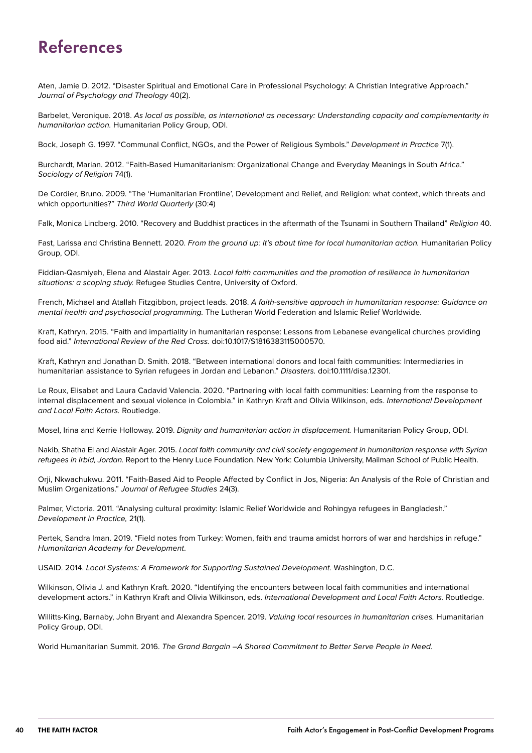# References

Aten, Jamie D. 2012. "Disaster Spiritual and Emotional Care in Professional Psychology: A Christian Integrative Approach." *Journal of Psychology and Theology* 40(2).

Barbelet, Veronique. 2018. *As local as possible, as international as necessary: Understanding capacity and complementarity in humanitarian action.* Humanitarian Policy Group, ODI.

Bock, Joseph G. 1997. "Communal Conflict, NGOs, and the Power of Religious Symbols." *Development in Practice* 7(1).

Burchardt, Marian. 2012. "Faith-Based Humanitarianism: Organizational Change and Everyday Meanings in South Africa." *Sociology of Religion* 74(1).

De Cordier, Bruno. 2009. "The 'Humanitarian Frontline', Development and Relief, and Religion: what context, which threats and which opportunities?" *Third World Quarterly* (30:4)

Falk, Monica Lindberg. 2010. "Recovery and Buddhist practices in the aftermath of the Tsunami in Southern Thailand" *Religion* 40.

Fast, Larissa and Christina Bennett. 2020. *From the ground up: It's about time for local humanitarian action.* Humanitarian Policy Group, ODI.

Fiddian-Qasmiyeh, Elena and Alastair Ager. 2013. *Local faith communities and the promotion of resilience in humanitarian situations: a scoping study.* Refugee Studies Centre, University of Oxford.

French, Michael and Atallah Fitzgibbon, project leads. 2018. *A faith-sensitive approach in humanitarian response: Guidance on mental health and psychosocial programming.* The Lutheran World Federation and Islamic Relief Worldwide.

Kraft, Kathryn. 2015. "Faith and impartiality in humanitarian response: Lessons from Lebanese evangelical churches providing food aid." *International Review of the Red Cross.* doi:10.1017/S1816383115000570.

Kraft, Kathryn and Jonathan D. Smith. 2018. "Between international donors and local faith communities: Intermediaries in humanitarian assistance to Syrian refugees in Jordan and Lebanon." *Disasters.* doi:10.1111/disa.12301.

Le Roux, Elisabet and Laura Cadavid Valencia. 2020. "Partnering with local faith communities: Learning from the response to internal displacement and sexual violence in Colombia." in Kathryn Kraft and Olivia Wilkinson, eds. *International Development and Local Faith Actors.* Routledge.

Mosel, Irina and Kerrie Holloway. 2019. *Dignity and humanitarian action in displacement.* Humanitarian Policy Group, ODI.

Nakib, Shatha El and Alastair Ager. 2015. *Local faith community and civil society engagement in humanitarian response with Syrian refugees in Irbid, Jordan.* Report to the Henry Luce Foundation. New York: Columbia University, Mailman School of Public Health.

Orji, Nkwachukwu. 2011. "Faith-Based Aid to People Affected by Conflict in Jos, Nigeria: An Analysis of the Role of Christian and Muslim Organizations." *Journal of Refugee Studies* 24(3).

Palmer, Victoria. 2011. "Analysing cultural proximity: Islamic Relief Worldwide and Rohingya refugees in Bangladesh." *Development in Practice,* 21(1).

Pertek, Sandra Iman. 2019. "Field notes from Turkey: Women, faith and trauma amidst horrors of war and hardships in refuge." *Humanitarian Academy for Development.*

USAID. 2014. *Local Systems: A Framework for Supporting Sustained Development.* Washington, D.C.

Wilkinson, Olivia J. and Kathryn Kraft. 2020. "Identifying the encounters between local faith communities and international development actors." in Kathryn Kraft and Olivia Wilkinson, eds. *International Development and Local Faith Actors.* Routledge.

Willitts-King, Barnaby, John Bryant and Alexandra Spencer. 2019. *Valuing local resources in humanitarian crises.* Humanitarian Policy Group, ODI.

World Humanitarian Summit. 2016. *The Grand Bargain –A Shared Commitment to Better Serve People in Need.*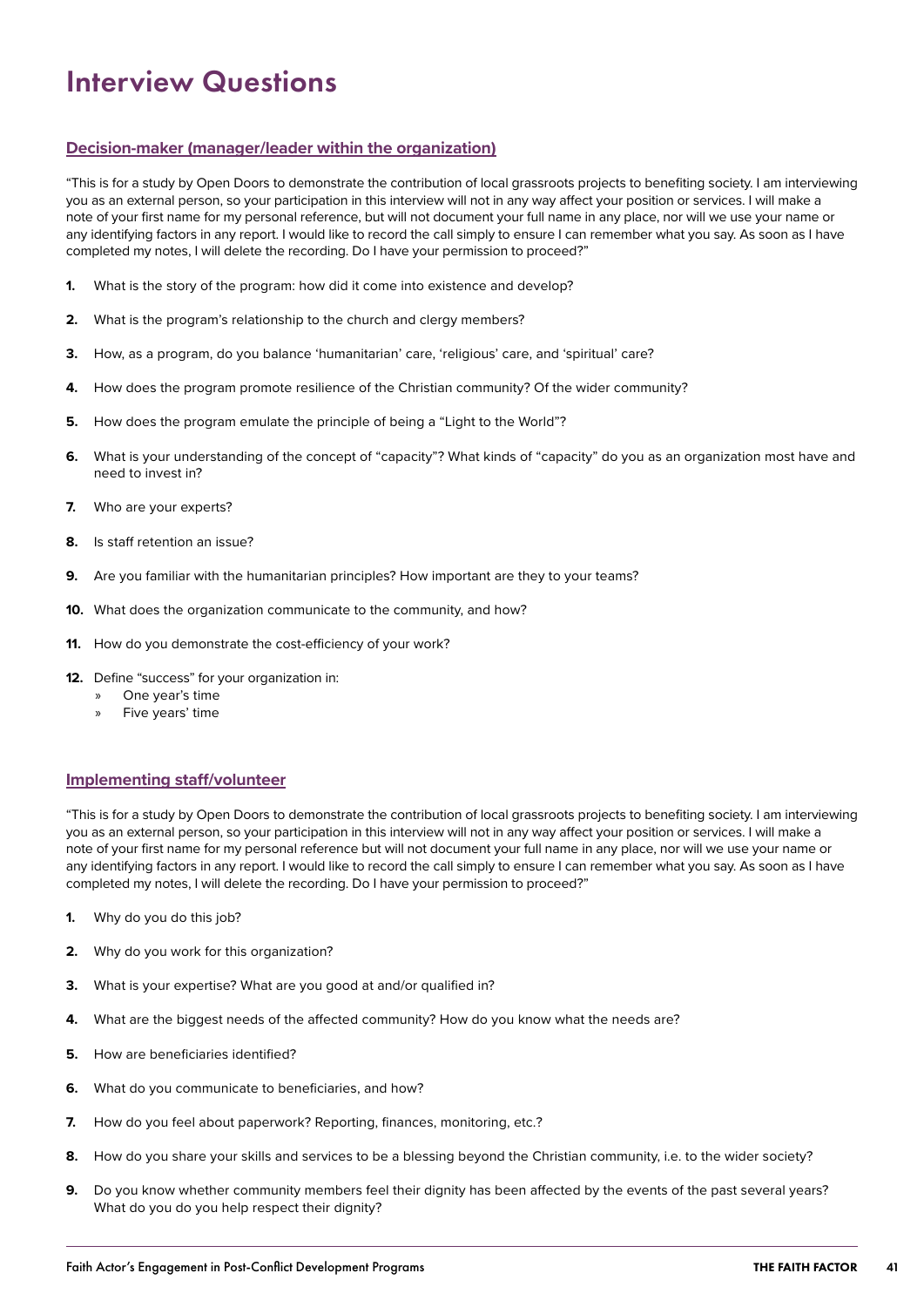# Interview Questions

## Decision-maker (manager/leader within the organization)

"This is for a study by Open Doors to demonstrate the contribution of local grassroots projects to benefiting society. I am interviewing you as an external person, so your participation in this interview will not in any way affect your position or services. I will make a note of your first name for my personal reference, but will not document your full name in any place, nor will we use your name or any identifying factors in any report. I would like to record the call simply to ensure I can remember what you say. As soon as I have completed my notes, I will delete the recording. Do I have your permission to proceed?"

1. What is the story of the program: how did it come into existence and develop?
2. What is the program's relationship to the church and clergy members?
3. How, as a program, do you balance 'humanitarian' care, 'religious' care, and 'spiritual' care?
4. How does the program promote resilience of the Christian community? Of the wider community?
5. How does the program emulate the principle of being a "Light to the World"?
6. What is your understanding of the concept of "capacity"? What kinds of "capacity" do you as an organization most have and need to invest in?
7. Who are your experts?
8. Is staff retention an issue?
9. Are you familiar with the humanitarian principles? How important are they to your teams?
10. What does the organization communicate to the community, and how?
11. How do you demonstrate the cost-efficiency of your work?
12. Define "success" for your organization in:
    - One year's time
    - Five years' time

## Implementing staff/volunteer

"This is for a study by Open Doors to demonstrate the contribution of local grassroots projects to benefiting society. I am interviewing you as an external person, so your participation in this interview will not in any way affect your position or services. I will make a note of your first name for my personal reference but will not document your full name in any place, nor will we use your name or any identifying factors in any report. I would like to record the call simply to ensure I can remember what you say. As soon as I have completed my notes, I will delete the recording. Do I have your permission to proceed?"

1. Why do you do this job?
2. Why do you work for this organization?
3. What is your expertise? What are you good at and/or qualified in?
4. What are the biggest needs of the affected community? How do you know what the needs are?
5. How are beneficiaries identified?
6. What do you communicate to beneficiaries, and how?
7. How do you feel about paperwork? Reporting, finances, monitoring, etc.?
8. How do you share your skills and services to be a blessing beyond the Christian community, i.e. to the wider society?
9. Do you know whether community members feel their dignity has been affected by the events of the past several years? What do you do you help respect their dignity?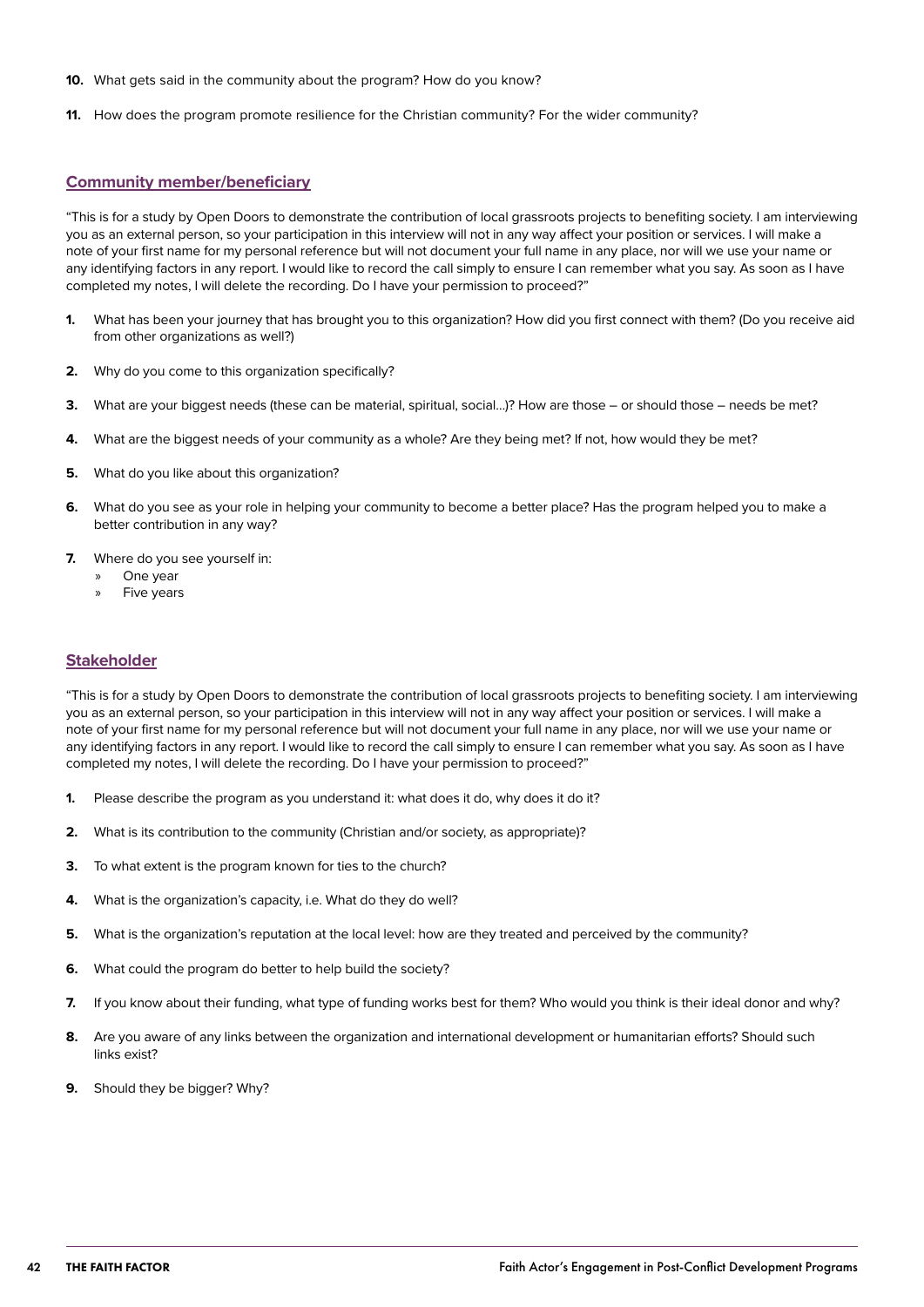10. What gets said in the community about the program? How do you know?

11. How does the program promote resilience for the Christian community? For the wider community?

### Community member/beneficiary

"This is for a study by Open Doors to demonstrate the contribution of local grassroots projects to benefiting society. I am interviewing you as an external person, so your participation in this interview will not in any way affect your position or services. I will make a note of your first name for my personal reference but will not document your full name in any place, nor will we use your name or any identifying factors in any report. I would like to record the call simply to ensure I can remember what you say. As soon as I have completed my notes, I will delete the recording. Do I have your permission to proceed?"

1. What has been your journey that has brought you to this organization? How did you first connect with them? (Do you receive aid from other organizations as well?)
2. Why do you come to this organization specifically?
3. What are your biggest needs (these can be material, spiritual, social...)? How are those – or should those – needs be met?
4. What are the biggest needs of your community as a whole? Are they being met? If not, how would they be met?
5. What do you like about this organization?
6. What do you see as your role in helping your community to become a better place? Has the program helped you to make a better contribution in any way?
7. Where do you see yourself in:
   - One year
   - Five years

### Stakeholder

"This is for a study by Open Doors to demonstrate the contribution of local grassroots projects to benefiting society. I am interviewing you as an external person, so your participation in this interview will not in any way affect your position or services. I will make a note of your first name for my personal reference but will not document your full name in any place, nor will we use your name or any identifying factors in any report. I would like to record the call simply to ensure I can remember what you say. As soon as I have completed my notes, I will delete the recording. Do I have your permission to proceed?"

1. Please describe the program as you understand it: what does it do, why does it do it?
2. What is its contribution to the community (Christian and/or society, as appropriate)?
3. To what extent is the program known for ties to the church?
4. What is the organization's capacity, i.e. What do they do well?
5. What is the organization's reputation at the local level: how are they treated and perceived by the community?
6. What could the program do better to help build the society?
7. If you know about their funding, what type of funding works best for them? Who would you think is their ideal donor and why?
8. Are you aware of any links between the organization and international development or humanitarian efforts? Should such links exist?
9. Should they be bigger? Why?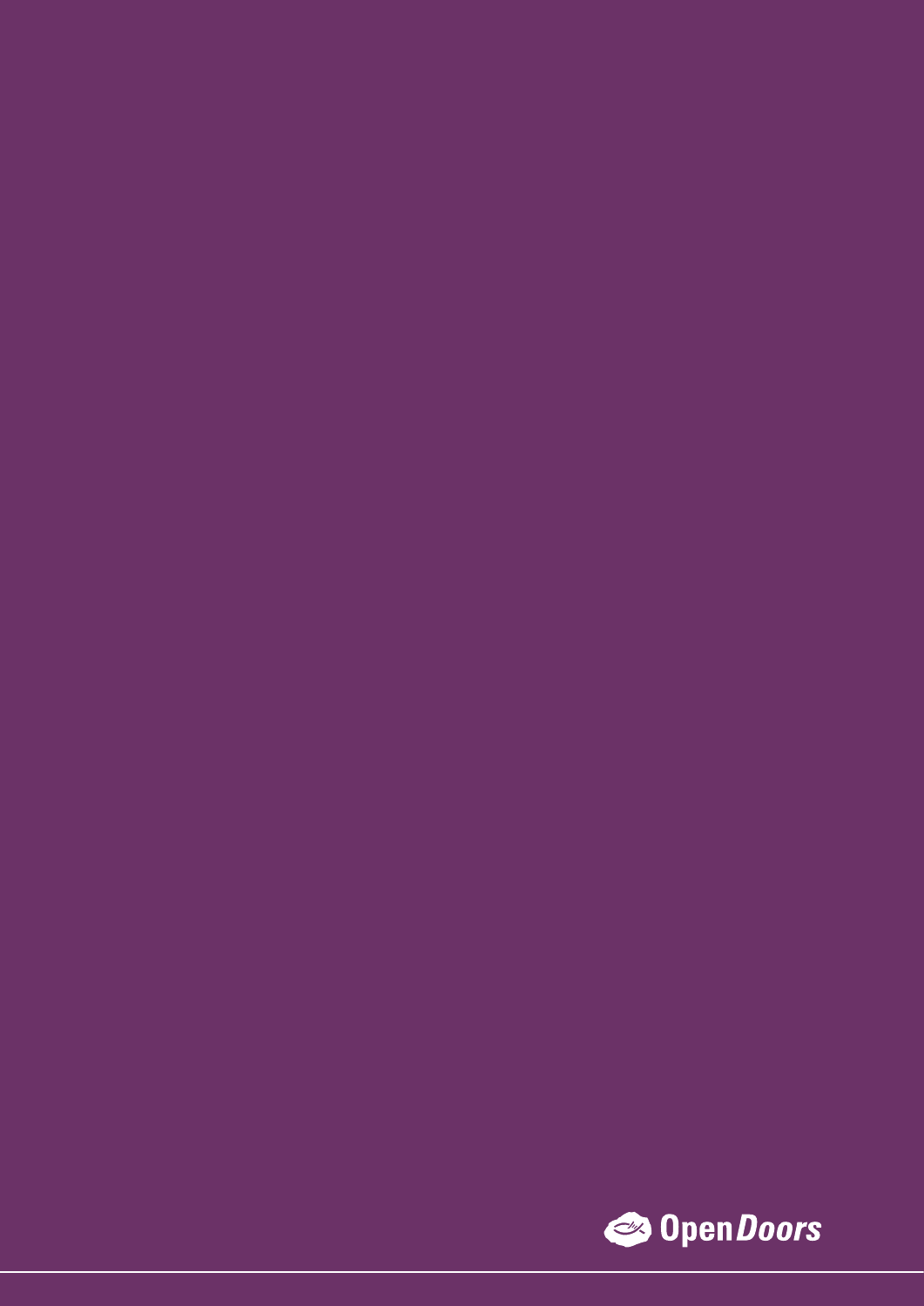Open Doors